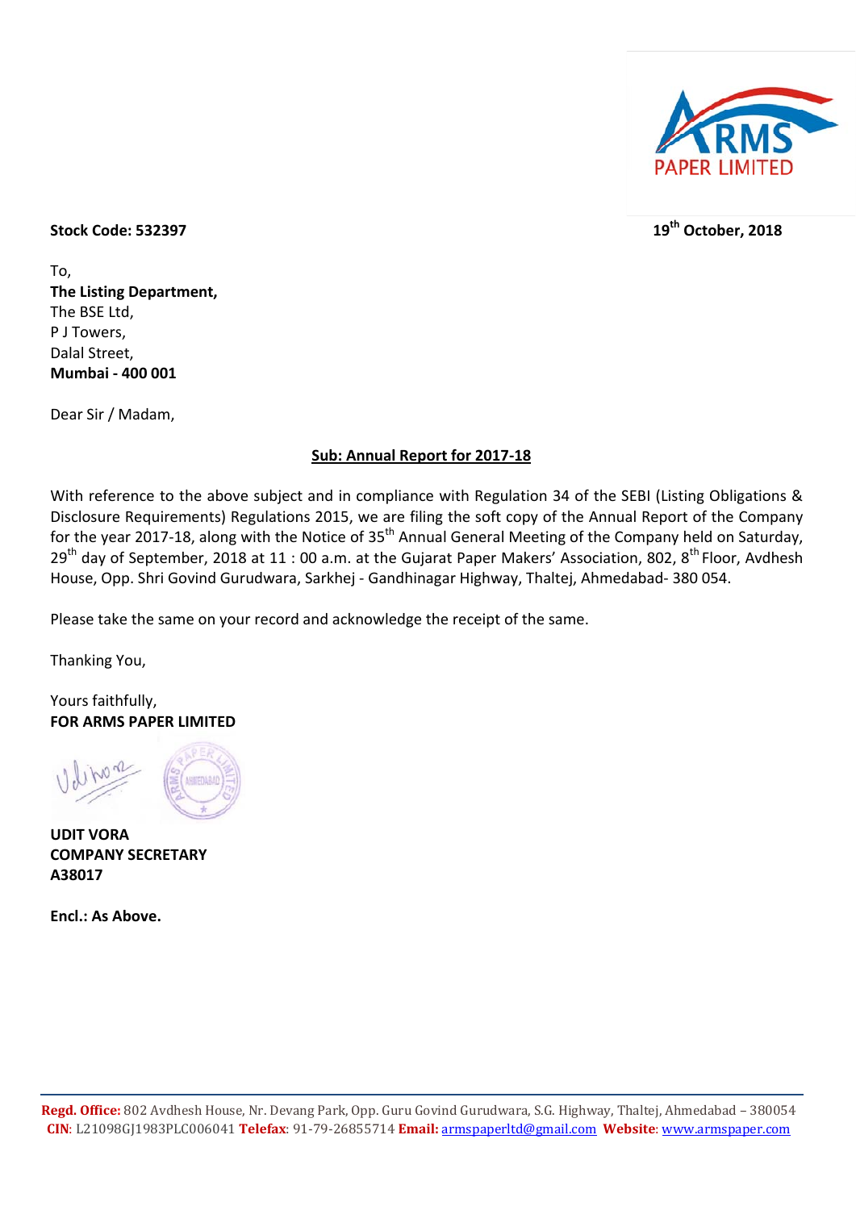**Stock Code: 532397** **19th October, 2018**

To,
**The Listing Department,**
The BSE Ltd,
P J Towers,
Dalal Street,
**Mumbai - 400 001**

Dear Sir / Madam,

**Sub: Annual Report for 2017-18**

With reference to the above subject and in compliance with Regulation 34 of the SEBI (Listing Obligations & Disclosure Requirements) Regulations 2015, we are filing the soft copy of the Annual Report of the Company for the year 2017-18, along with the Notice of 35th Annual General Meeting of the Company held on Saturday, 29th day of September, 2018 at 11 : 00 a.m. at the Gujarat Paper Makers' Association, 802, 8th Floor, Avdhesh House, Opp. Shri Govind Gurudwara, Sarkhej - Gandhinagar Highway, Thaltej, Ahmedabad- 380 054.

Please take the same on your record and acknowledge the receipt of the same.

Thanking You,

Yours faithfully,
**FOR ARMS PAPER LIMITED**

**UDIT VORA**
**COMPANY SECRETARY**
**A38017**

**Encl.: As Above.**

**Regd. Office:** 802 Avdhesh House, Nr. Devang Park, Opp. Guru Govind Gurudwara, S.G. Highway, Thaltej, Ahmedabad – 380054
**CIN**: L21098GJ1983PLC006041 **Telefax**: 91-79-26855714 **Email:** armspaperltd@gmail.com **Website**: www.armspaper.com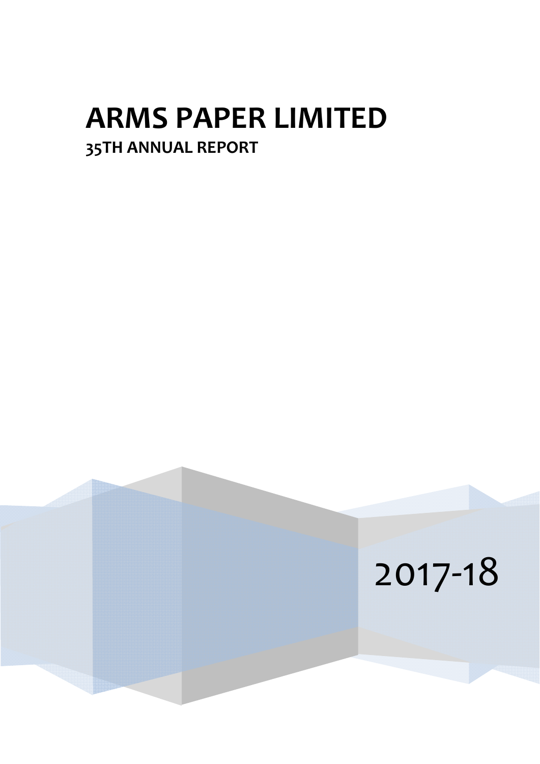# ARMS PAPER LIMITED

## 35TH ANNUAL REPORT

2017-18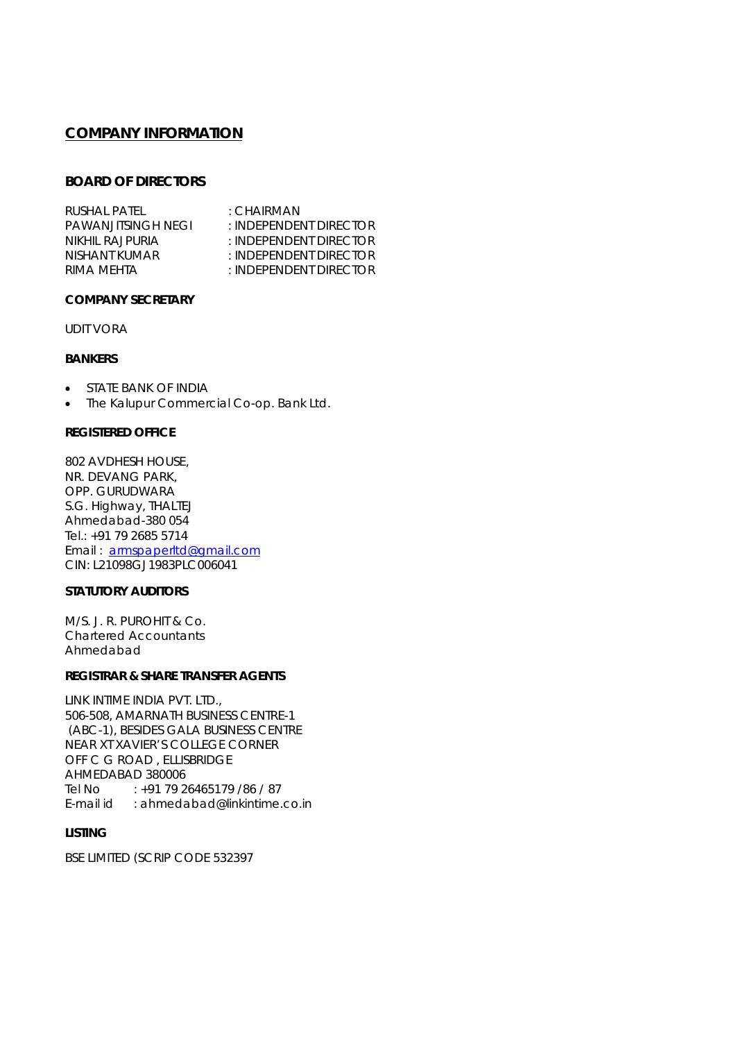## COMPANY INFORMATION

### BOARD OF DIRECTORS

RUSHAL PATEL : CHAIRMAN
PAWANJITSINGH NEGI : INDEPENDENT DIRECTOR
NIKHIL RAJPURIA : INDEPENDENT DIRECTOR
NISHANT KUMAR : INDEPENDENT DIRECTOR
RIMA MEHTA : INDEPENDENT DIRECTOR

#### COMPANY SECRETARY

UDIT VORA

#### BANKERS

- STATE BANK OF INDIA
- The Kalupur Commercial Co-op. Bank Ltd.

#### REGISTERED OFFICE

802 AVDHESH HOUSE,
NR. DEVANG PARK,
OPP. GURUDWARA
S.G. Highway, THALTEJ
Ahmedabad-380 054
Tel.: +91 79 2685 5714
Email : armspaperltd@gmail.com
CIN: L21098GJ1983PLC006041

#### STATUTORY AUDITORS

M/S. J. R. PUROHIT & Co.
Chartered Accountants
Ahmedabad

#### REGISTRAR & SHARE TRANSFER AGENTS

LINK INTIME INDIA PVT. LTD.,
506-508, AMARNATH BUSINESS CENTRE-1
(ABC-1), BESIDES GALA BUSINESS CENTRE
NEAR XT XAVIER'S COLLEGE CORNER
OFF C G ROAD , ELLISBRIDGE
AHMEDABAD 380006
Tel No : +91 79 26465179 /86 / 87
E-mail id : ahmedabad@linkintime.co.in

#### LISTING

BSE LIMITED (SCRIP CODE 532397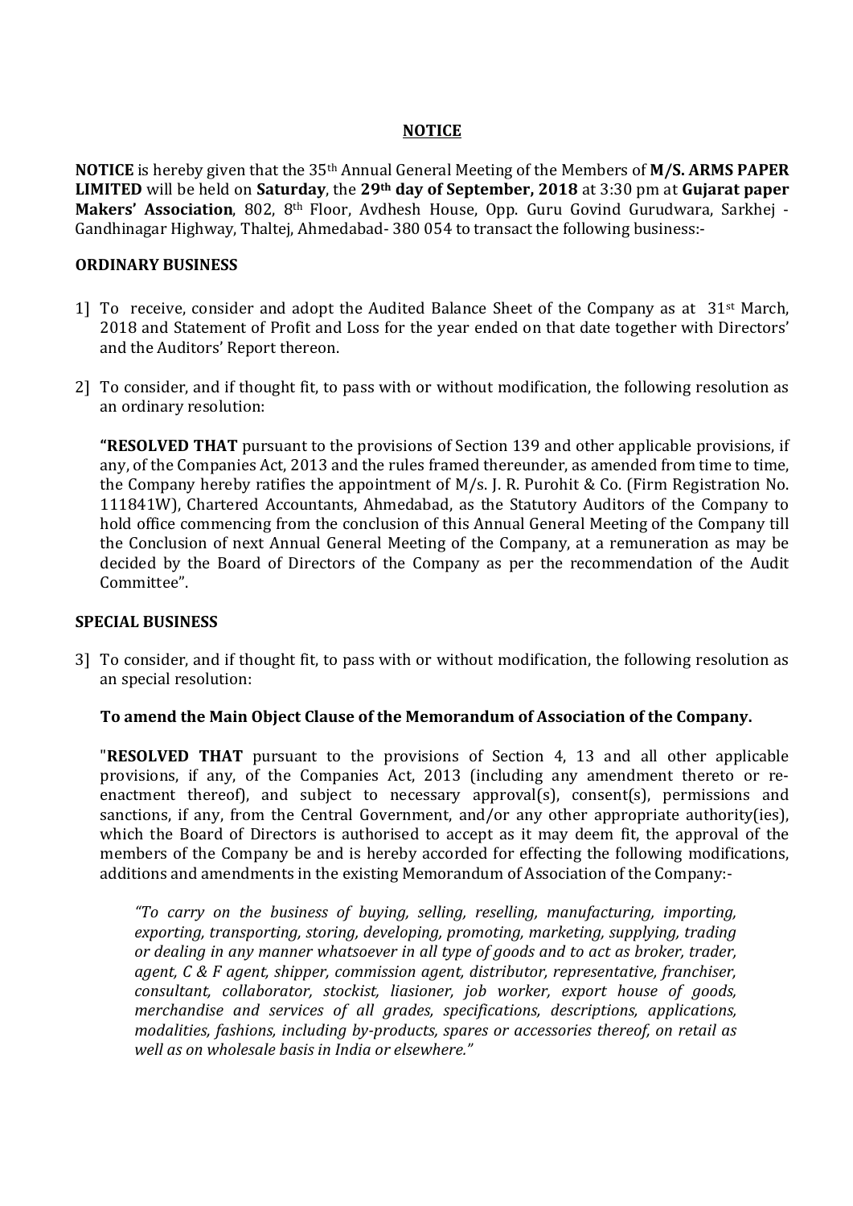# NOTICE

**NOTICE** is hereby given that the 35th Annual General Meeting of the Members of **M/S. ARMS PAPER LIMITED** will be held on **Saturday**, the **29th day of September, 2018** at 3:30 pm at **Gujarat paper Makers' Association**, 802, 8th Floor, Avdhesh House, Opp. Guru Govind Gurudwara, Sarkhej - Gandhinagar Highway, Thaltej, Ahmedabad- 380 054 to transact the following business:-

## ORDINARY BUSINESS

1] To receive, consider and adopt the Audited Balance Sheet of the Company as at 31st March, 2018 and Statement of Profit and Loss for the year ended on that date together with Directors' and the Auditors' Report thereon.

2] To consider, and if thought fit, to pass with or without modification, the following resolution as an ordinary resolution:

**"RESOLVED THAT** pursuant to the provisions of Section 139 and other applicable provisions, if any, of the Companies Act, 2013 and the rules framed thereunder, as amended from time to time, the Company hereby ratifies the appointment of M/s. J. R. Purohit & Co. (Firm Registration No. 111841W), Chartered Accountants, Ahmedabad, as the Statutory Auditors of the Company to hold office commencing from the conclusion of this Annual General Meeting of the Company till the Conclusion of next Annual General Meeting of the Company, at a remuneration as may be decided by the Board of Directors of the Company as per the recommendation of the Audit Committee".

## SPECIAL BUSINESS

3] To consider, and if thought fit, to pass with or without modification, the following resolution as an special resolution:

**To amend the Main Object Clause of the Memorandum of Association of the Company.**

"**RESOLVED THAT** pursuant to the provisions of Section 4, 13 and all other applicable provisions, if any, of the Companies Act, 2013 (including any amendment thereto or re-enactment thereof), and subject to necessary approval(s), consent(s), permissions and sanctions, if any, from the Central Government, and/or any other appropriate authority(ies), which the Board of Directors is authorised to accept as it may deem fit, the approval of the members of the Company be and is hereby accorded for effecting the following modifications, additions and amendments in the existing Memorandum of Association of the Company:-

*"To carry on the business of buying, selling, reselling, manufacturing, importing, exporting, transporting, storing, developing, promoting, marketing, supplying, trading or dealing in any manner whatsoever in all type of goods and to act as broker, trader, agent, C & F agent, shipper, commission agent, distributor, representative, franchiser, consultant, collaborator, stockist, liasioner, job worker, export house of goods, merchandise and services of all grades, specifications, descriptions, applications, modalities, fashions, including by-products, spares or accessories thereof, on retail as well as on wholesale basis in India or elsewhere."*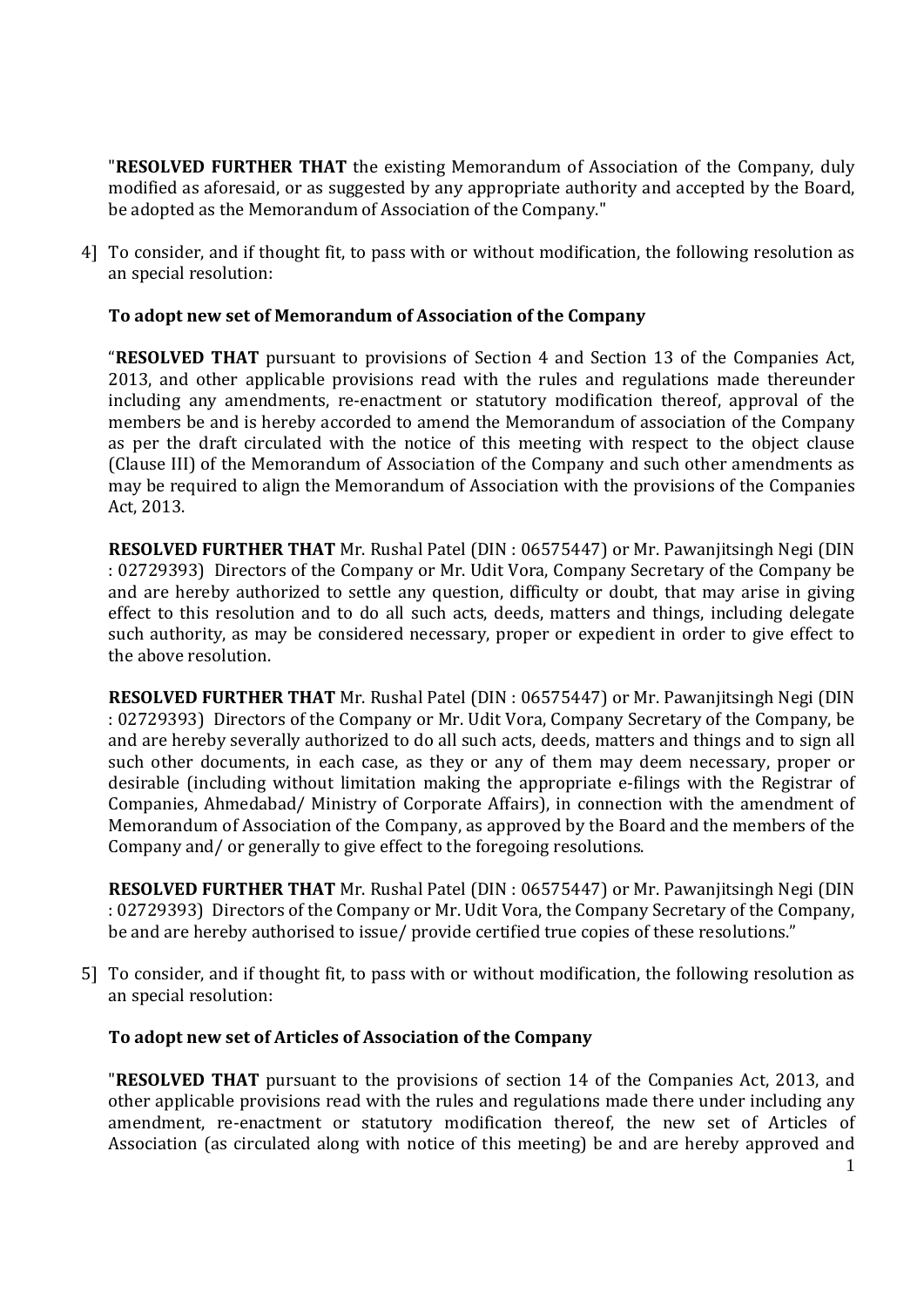"**RESOLVED FURTHER THAT** the existing Memorandum of Association of the Company, duly modified as aforesaid, or as suggested by any appropriate authority and accepted by the Board, be adopted as the Memorandum of Association of the Company."

4] To consider, and if thought fit, to pass with or without modification, the following resolution as an special resolution:

**To adopt new set of Memorandum of Association of the Company**

"**RESOLVED THAT** pursuant to provisions of Section 4 and Section 13 of the Companies Act, 2013, and other applicable provisions read with the rules and regulations made thereunder including any amendments, re-enactment or statutory modification thereof, approval of the members be and is hereby accorded to amend the Memorandum of association of the Company as per the draft circulated with the notice of this meeting with respect to the object clause (Clause III) of the Memorandum of Association of the Company and such other amendments as may be required to align the Memorandum of Association with the provisions of the Companies Act, 2013.

**RESOLVED FURTHER THAT** Mr. Rushal Patel (DIN : 06575447) or Mr. Pawanjitsingh Negi (DIN : 02729393) Directors of the Company or Mr. Udit Vora, Company Secretary of the Company be and are hereby authorized to settle any question, difficulty or doubt, that may arise in giving effect to this resolution and to do all such acts, deeds, matters and things, including delegate such authority, as may be considered necessary, proper or expedient in order to give effect to the above resolution.

**RESOLVED FURTHER THAT** Mr. Rushal Patel (DIN : 06575447) or Mr. Pawanjitsingh Negi (DIN : 02729393) Directors of the Company or Mr. Udit Vora, Company Secretary of the Company, be and are hereby severally authorized to do all such acts, deeds, matters and things and to sign all such other documents, in each case, as they or any of them may deem necessary, proper or desirable (including without limitation making the appropriate e-filings with the Registrar of Companies, Ahmedabad/ Ministry of Corporate Affairs), in connection with the amendment of Memorandum of Association of the Company, as approved by the Board and the members of the Company and/ or generally to give effect to the foregoing resolutions.

**RESOLVED FURTHER THAT** Mr. Rushal Patel (DIN : 06575447) or Mr. Pawanjitsingh Negi (DIN : 02729393) Directors of the Company or Mr. Udit Vora, the Company Secretary of the Company, be and are hereby authorised to issue/ provide certified true copies of these resolutions."

5] To consider, and if thought fit, to pass with or without modification, the following resolution as an special resolution:

**To adopt new set of Articles of Association of the Company**

"**RESOLVED THAT** pursuant to the provisions of section 14 of the Companies Act, 2013, and other applicable provisions read with the rules and regulations made there under including any amendment, re-enactment or statutory modification thereof, the new set of Articles of Association (as circulated along with notice of this meeting) be and are hereby approved and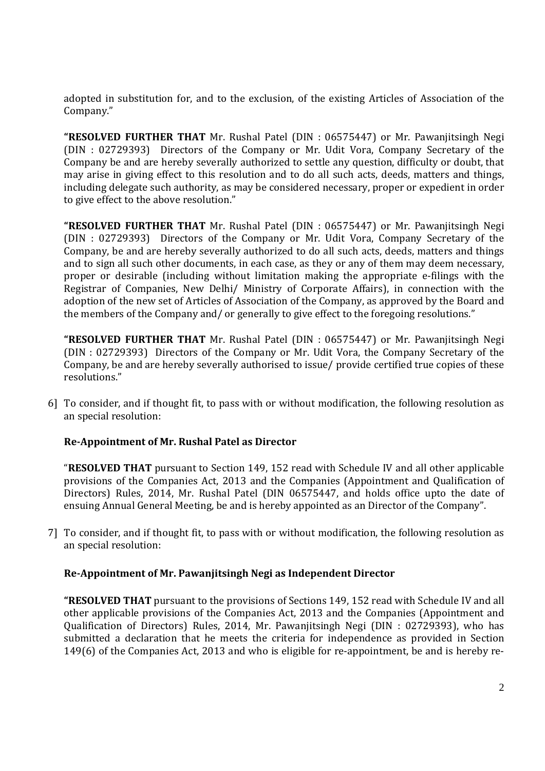adopted in substitution for, and to the exclusion, of the existing Articles of Association of the Company."

**"RESOLVED FURTHER THAT** Mr. Rushal Patel (DIN : 06575447) or Mr. Pawanjitsingh Negi (DIN : 02729393) Directors of the Company or Mr. Udit Vora, Company Secretary of the Company be and are hereby severally authorized to settle any question, difficulty or doubt, that may arise in giving effect to this resolution and to do all such acts, deeds, matters and things, including delegate such authority, as may be considered necessary, proper or expedient in order to give effect to the above resolution."

**"RESOLVED FURTHER THAT** Mr. Rushal Patel (DIN : 06575447) or Mr. Pawanjitsingh Negi (DIN : 02729393) Directors of the Company or Mr. Udit Vora, Company Secretary of the Company, be and are hereby severally authorized to do all such acts, deeds, matters and things and to sign all such other documents, in each case, as they or any of them may deem necessary, proper or desirable (including without limitation making the appropriate e-filings with the Registrar of Companies, New Delhi/ Ministry of Corporate Affairs), in connection with the adoption of the new set of Articles of Association of the Company, as approved by the Board and the members of the Company and/ or generally to give effect to the foregoing resolutions."

**"RESOLVED FURTHER THAT** Mr. Rushal Patel (DIN : 06575447) or Mr. Pawanjitsingh Negi (DIN : 02729393) Directors of the Company or Mr. Udit Vora, the Company Secretary of the Company, be and are hereby severally authorised to issue/ provide certified true copies of these resolutions."

6] To consider, and if thought fit, to pass with or without modification, the following resolution as an special resolution:

**Re-Appointment of Mr. Rushal Patel as Director**

"**RESOLVED THAT** pursuant to Section 149, 152 read with Schedule IV and all other applicable provisions of the Companies Act, 2013 and the Companies (Appointment and Qualification of Directors) Rules, 2014, Mr. Rushal Patel (DIN 06575447, and holds office upto the date of ensuing Annual General Meeting, be and is hereby appointed as an Director of the Company".

7] To consider, and if thought fit, to pass with or without modification, the following resolution as an special resolution:

**Re-Appointment of Mr. Pawanjitsingh Negi as Independent Director**

**"RESOLVED THAT** pursuant to the provisions of Sections 149, 152 read with Schedule IV and all other applicable provisions of the Companies Act, 2013 and the Companies (Appointment and Qualification of Directors) Rules, 2014, Mr. Pawanjitsingh Negi (DIN : 02729393), who has submitted a declaration that he meets the criteria for independence as provided in Section 149(6) of the Companies Act, 2013 and who is eligible for re-appointment, be and is hereby re-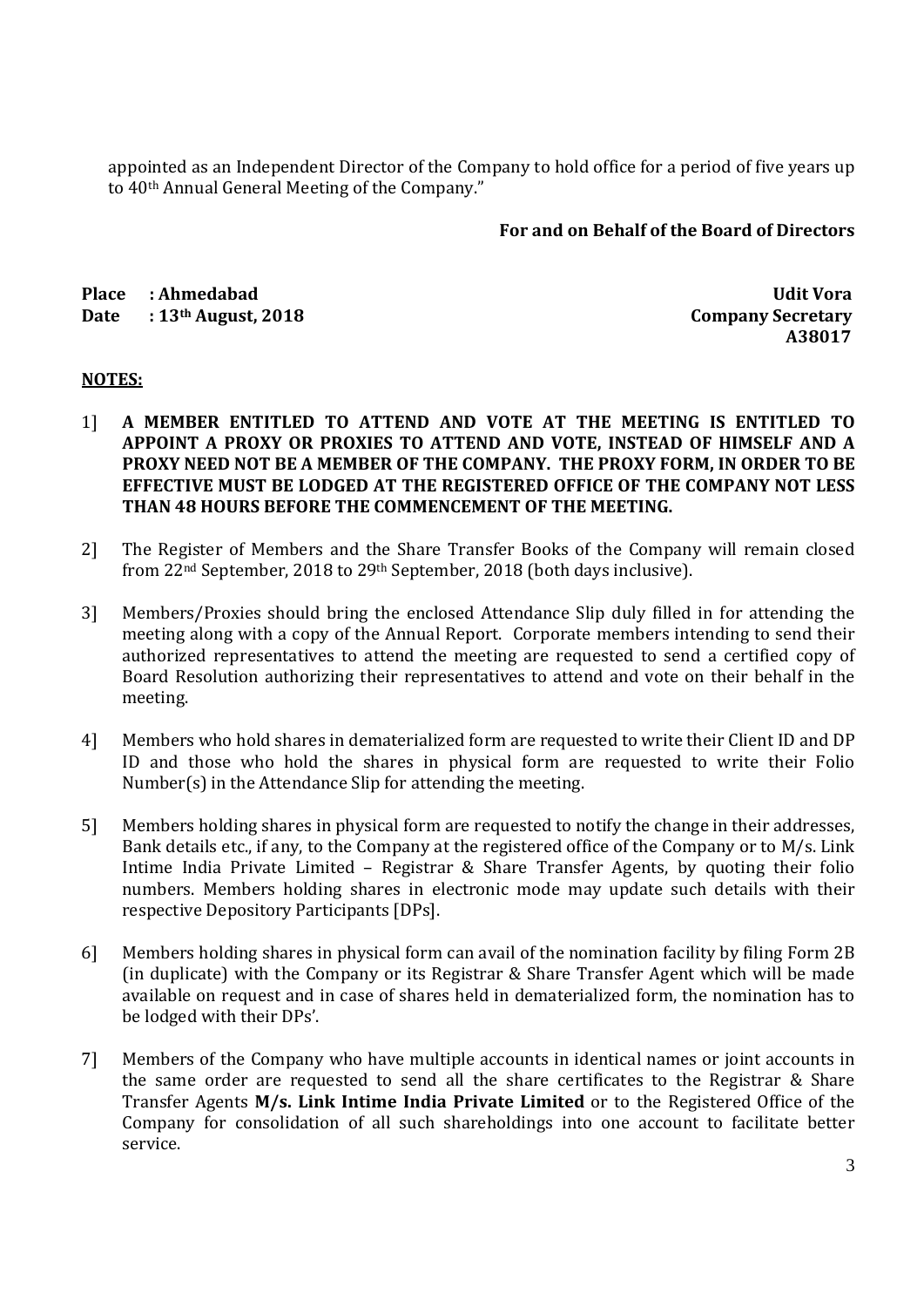appointed as an Independent Director of the Company to hold office for a period of five years up to 40th Annual General Meeting of the Company."

**For and on Behalf of the Board of Directors**

**Place : Ahmedabad**
**Date : 13th August, 2018**

**Udit Vora**
**Company Secretary**
**A38017**

**NOTES:**

1] **A MEMBER ENTITLED TO ATTEND AND VOTE AT THE MEETING IS ENTITLED TO APPOINT A PROXY OR PROXIES TO ATTEND AND VOTE, INSTEAD OF HIMSELF AND A PROXY NEED NOT BE A MEMBER OF THE COMPANY. THE PROXY FORM, IN ORDER TO BE EFFECTIVE MUST BE LODGED AT THE REGISTERED OFFICE OF THE COMPANY NOT LESS THAN 48 HOURS BEFORE THE COMMENCEMENT OF THE MEETING.**

2] The Register of Members and the Share Transfer Books of the Company will remain closed from 22nd September, 2018 to 29th September, 2018 (both days inclusive).

3] Members/Proxies should bring the enclosed Attendance Slip duly filled in for attending the meeting along with a copy of the Annual Report. Corporate members intending to send their authorized representatives to attend the meeting are requested to send a certified copy of Board Resolution authorizing their representatives to attend and vote on their behalf in the meeting.

4] Members who hold shares in dematerialized form are requested to write their Client ID and DP ID and those who hold the shares in physical form are requested to write their Folio Number(s) in the Attendance Slip for attending the meeting.

5] Members holding shares in physical form are requested to notify the change in their addresses, Bank details etc., if any, to the Company at the registered office of the Company or to M/s. Link Intime India Private Limited – Registrar & Share Transfer Agents, by quoting their folio numbers. Members holding shares in electronic mode may update such details with their respective Depository Participants [DPs].

6] Members holding shares in physical form can avail of the nomination facility by filing Form 2B (in duplicate) with the Company or its Registrar & Share Transfer Agent which will be made available on request and in case of shares held in dematerialized form, the nomination has to be lodged with their DPs'.

7] Members of the Company who have multiple accounts in identical names or joint accounts in the same order are requested to send all the share certificates to the Registrar & Share Transfer Agents **M/s. Link Intime India Private Limited** or to the Registered Office of the Company for consolidation of all such shareholdings into one account to facilitate better service.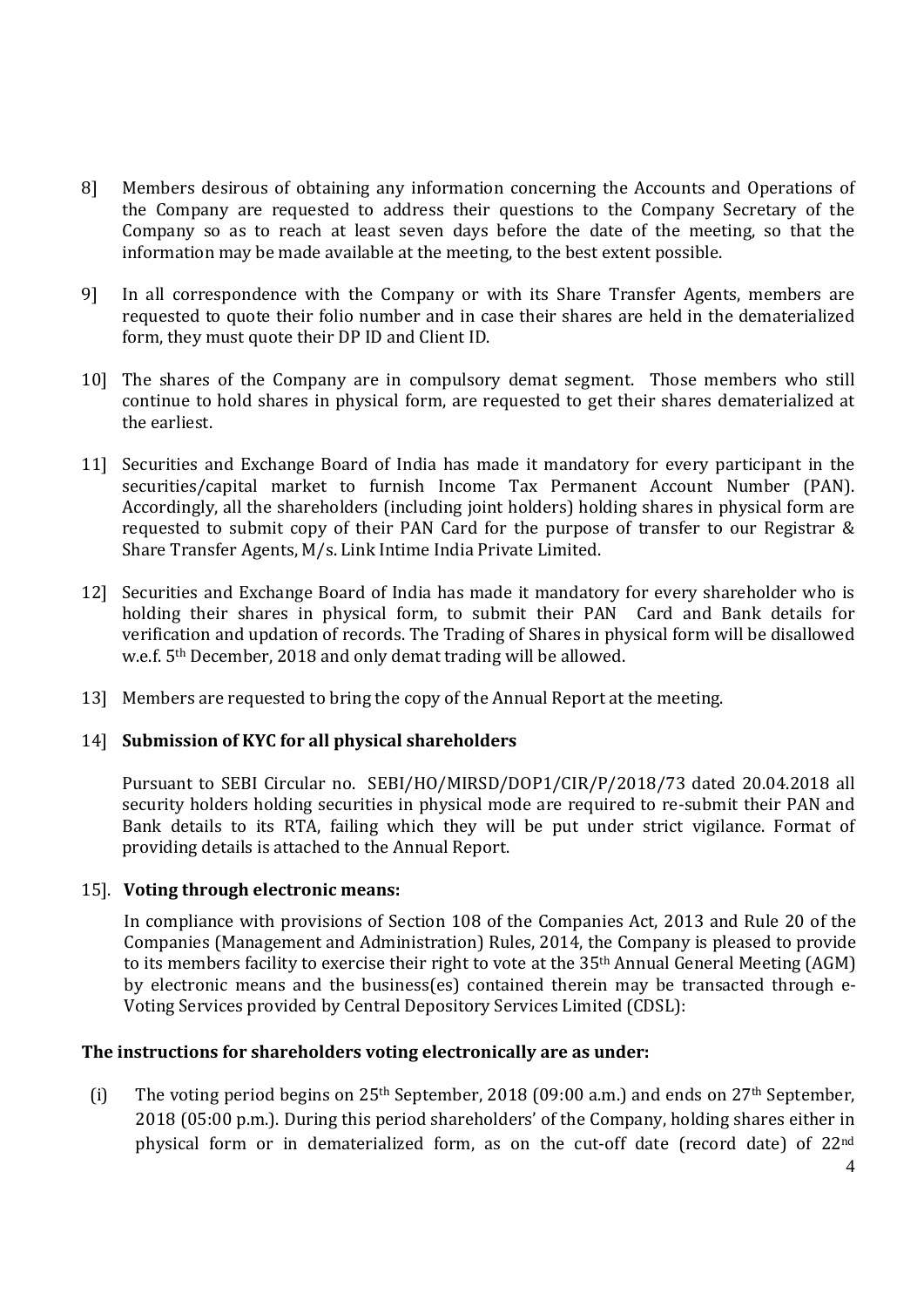8] Members desirous of obtaining any information concerning the Accounts and Operations of the Company are requested to address their questions to the Company Secretary of the Company so as to reach at least seven days before the date of the meeting, so that the information may be made available at the meeting, to the best extent possible.

9] In all correspondence with the Company or with its Share Transfer Agents, members are requested to quote their folio number and in case their shares are held in the dematerialized form, they must quote their DP ID and Client ID.

10] The shares of the Company are in compulsory demat segment. Those members who still continue to hold shares in physical form, are requested to get their shares dematerialized at the earliest.

11] Securities and Exchange Board of India has made it mandatory for every participant in the securities/capital market to furnish Income Tax Permanent Account Number (PAN). Accordingly, all the shareholders (including joint holders) holding shares in physical form are requested to submit copy of their PAN Card for the purpose of transfer to our Registrar & Share Transfer Agents, M/s. Link Intime India Private Limited.

12] Securities and Exchange Board of India has made it mandatory for every shareholder who is holding their shares in physical form, to submit their PAN Card and Bank details for verification and updation of records. The Trading of Shares in physical form will be disallowed w.e.f. 5th December, 2018 and only demat trading will be allowed.

13] Members are requested to bring the copy of the Annual Report at the meeting.

14] **Submission of KYC for all physical shareholders**

Pursuant to SEBI Circular no. SEBI/HO/MIRSD/DOP1/CIR/P/2018/73 dated 20.04.2018 all security holders holding securities in physical mode are required to re-submit their PAN and Bank details to its RTA, failing which they will be put under strict vigilance. Format of providing details is attached to the Annual Report.

15]. **Voting through electronic means:**

In compliance with provisions of Section 108 of the Companies Act, 2013 and Rule 20 of the Companies (Management and Administration) Rules, 2014, the Company is pleased to provide to its members facility to exercise their right to vote at the 35th Annual General Meeting (AGM) by electronic means and the business(es) contained therein may be transacted through e-Voting Services provided by Central Depository Services Limited (CDSL):

**The instructions for shareholders voting electronically are as under:**

(i) The voting period begins on 25th September, 2018 (09:00 a.m.) and ends on 27th September, 2018 (05:00 p.m.). During this period shareholders' of the Company, holding shares either in physical form or in dematerialized form, as on the cut-off date (record date) of 22nd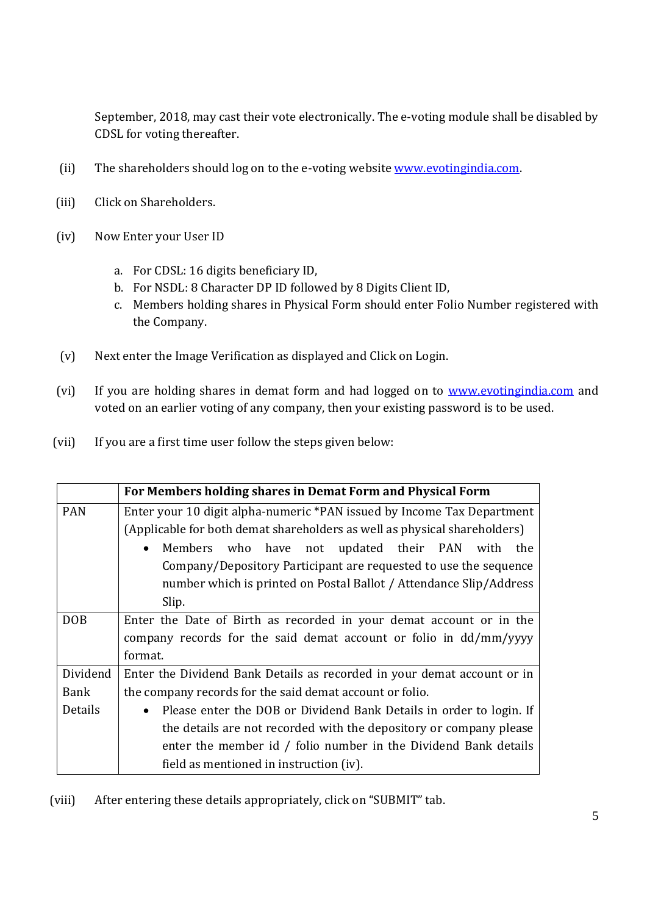September, 2018, may cast their vote electronically. The e-voting module shall be disabled by CDSL for voting thereafter.

(ii) The shareholders should log on to the e-voting website www.evotingindia.com.

(iii) Click on Shareholders.

(iv) Now Enter your User ID

a. For CDSL: 16 digits beneficiary ID,
b. For NSDL: 8 Character DP ID followed by 8 Digits Client ID,
c. Members holding shares in Physical Form should enter Folio Number registered with the Company.

(v) Next enter the Image Verification as displayed and Click on Login.

(vi) If you are holding shares in demat form and had logged on to www.evotingindia.com and voted on an earlier voting of any company, then your existing password is to be used.

(vii) If you are a first time user follow the steps given below:

| | **For Members holding shares in Demat Form and Physical Form** |
|---|---|
| PAN | Enter your 10 digit alpha-numeric *PAN issued by Income Tax Department (Applicable for both demat shareholders as well as physical shareholders)<br>• Members who have not updated their PAN with the Company/Depository Participant are requested to use the sequence number which is printed on Postal Ballot / Attendance Slip/Address Slip. |
| DOB | Enter the Date of Birth as recorded in your demat account or in the company records for the said demat account or folio in dd/mm/yyyy format. |
| Dividend Bank Details | Enter the Dividend Bank Details as recorded in your demat account or in the company records for the said demat account or folio.<br>• Please enter the DOB or Dividend Bank Details in order to login. If the details are not recorded with the depository or company please enter the member id / folio number in the Dividend Bank details field as mentioned in instruction (iv). |

(viii) After entering these details appropriately, click on "SUBMIT" tab.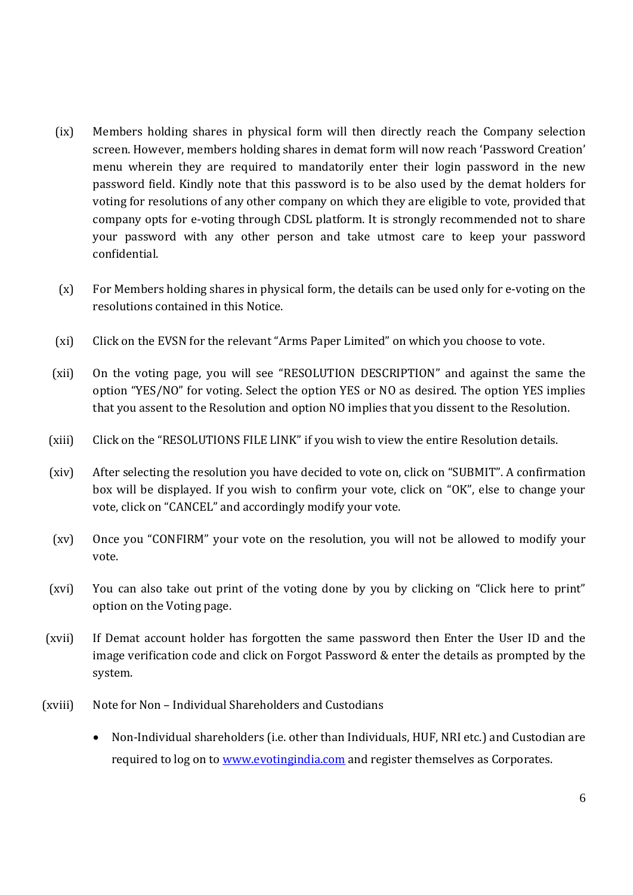(ix) Members holding shares in physical form will then directly reach the Company selection screen. However, members holding shares in demat form will now reach 'Password Creation' menu wherein they are required to mandatorily enter their login password in the new password field. Kindly note that this password is to be also used by the demat holders for voting for resolutions of any other company on which they are eligible to vote, provided that company opts for e-voting through CDSL platform. It is strongly recommended not to share your password with any other person and take utmost care to keep your password confidential.

(x) For Members holding shares in physical form, the details can be used only for e-voting on the resolutions contained in this Notice.

(xi) Click on the EVSN for the relevant "Arms Paper Limited" on which you choose to vote.

(xii) On the voting page, you will see "RESOLUTION DESCRIPTION" and against the same the option "YES/NO" for voting. Select the option YES or NO as desired. The option YES implies that you assent to the Resolution and option NO implies that you dissent to the Resolution.

(xiii) Click on the "RESOLUTIONS FILE LINK" if you wish to view the entire Resolution details.

(xiv) After selecting the resolution you have decided to vote on, click on "SUBMIT". A confirmation box will be displayed. If you wish to confirm your vote, click on "OK", else to change your vote, click on "CANCEL" and accordingly modify your vote.

(xv) Once you "CONFIRM" your vote on the resolution, you will not be allowed to modify your vote.

(xvi) You can also take out print of the voting done by you by clicking on "Click here to print" option on the Voting page.

(xvii) If Demat account holder has forgotten the same password then Enter the User ID and the image verification code and click on Forgot Password & enter the details as prompted by the system.

(xviii) Note for Non – Individual Shareholders and Custodians

- Non-Individual shareholders (i.e. other than Individuals, HUF, NRI etc.) and Custodian are required to log on to www.evotingindia.com and register themselves as Corporates.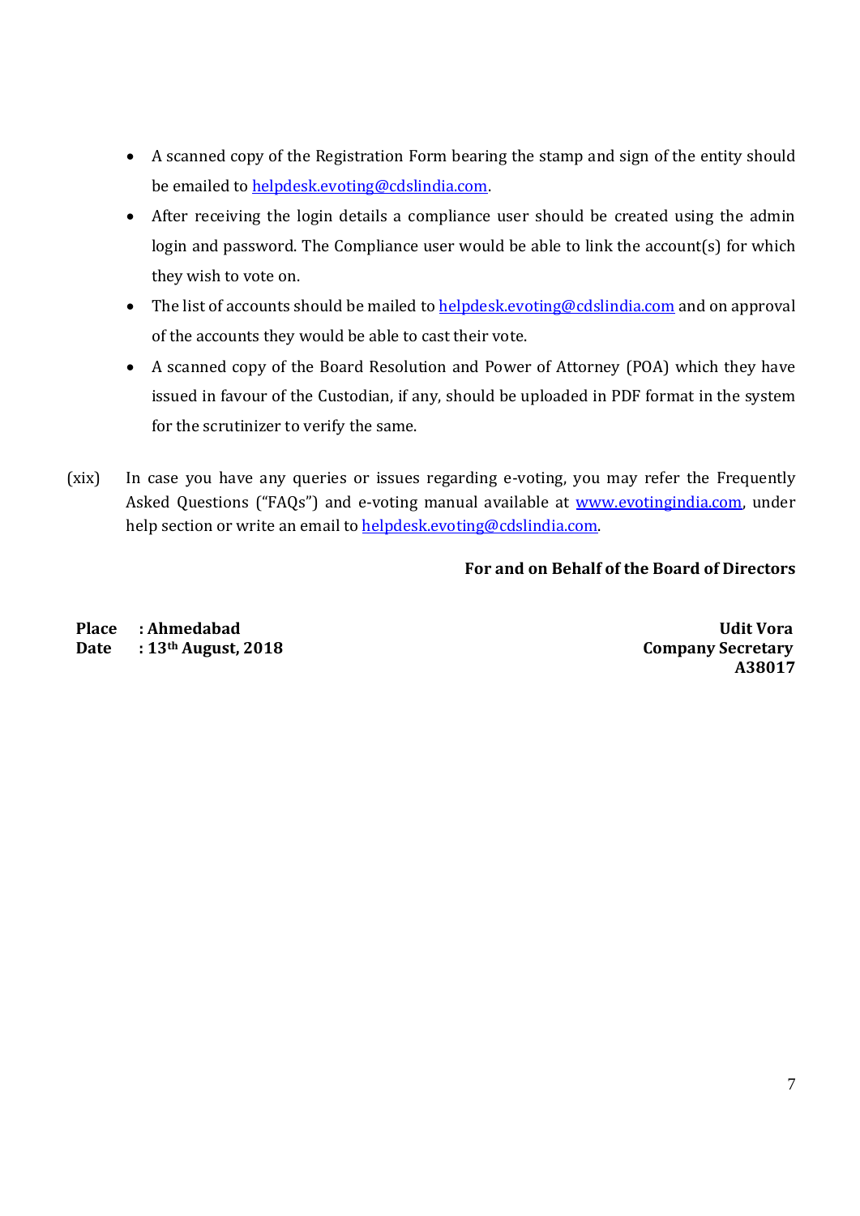- A scanned copy of the Registration Form bearing the stamp and sign of the entity should be emailed to helpdesk.evoting@cdslindia.com.
- After receiving the login details a compliance user should be created using the admin login and password. The Compliance user would be able to link the account(s) for which they wish to vote on.
- The list of accounts should be mailed to helpdesk.evoting@cdslindia.com and on approval of the accounts they would be able to cast their vote.
- A scanned copy of the Board Resolution and Power of Attorney (POA) which they have issued in favour of the Custodian, if any, should be uploaded in PDF format in the system for the scrutinizer to verify the same.

(xix) In case you have any queries or issues regarding e-voting, you may refer the Frequently Asked Questions ("FAQs") and e-voting manual available at www.evotingindia.com, under help section or write an email to helpdesk.evoting@cdslindia.com.

**For and on Behalf of the Board of Directors**

**Place : Ahmedabad**
**Date : 13th August, 2018**

**Udit Vora**
**Company Secretary**
**A38017**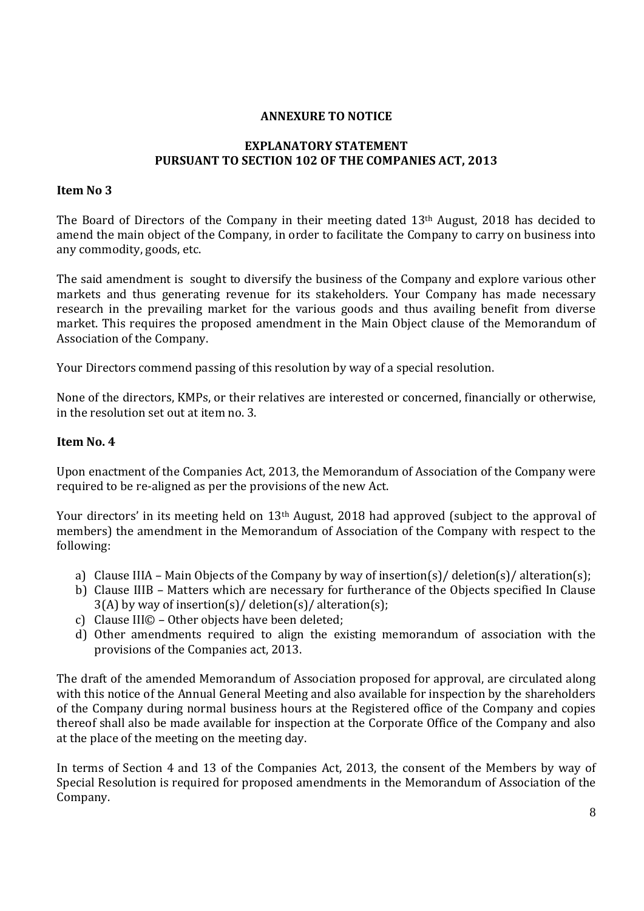## ANNEXURE TO NOTICE

## EXPLANATORY STATEMENT
## PURSUANT TO SECTION 102 OF THE COMPANIES ACT, 2013

### Item No 3

The Board of Directors of the Company in their meeting dated 13th August, 2018 has decided to amend the main object of the Company, in order to facilitate the Company to carry on business into any commodity, goods, etc.

The said amendment is sought to diversify the business of the Company and explore various other markets and thus generating revenue for its stakeholders. Your Company has made necessary research in the prevailing market for the various goods and thus availing benefit from diverse market. This requires the proposed amendment in the Main Object clause of the Memorandum of Association of the Company.

Your Directors commend passing of this resolution by way of a special resolution.

None of the directors, KMPs, or their relatives are interested or concerned, financially or otherwise, in the resolution set out at item no. 3.

### Item No. 4

Upon enactment of the Companies Act, 2013, the Memorandum of Association of the Company were required to be re-aligned as per the provisions of the new Act.

Your directors' in its meeting held on 13th August, 2018 had approved (subject to the approval of members) the amendment in the Memorandum of Association of the Company with respect to the following:

a) Clause IIIA – Main Objects of the Company by way of insertion(s)/ deletion(s)/ alteration(s);
b) Clause IIIB – Matters which are necessary for furtherance of the Objects specified In Clause 3(A) by way of insertion(s)/ deletion(s)/ alteration(s);
c) Clause III© – Other objects have been deleted;
d) Other amendments required to align the existing memorandum of association with the provisions of the Companies act, 2013.

The draft of the amended Memorandum of Association proposed for approval, are circulated along with this notice of the Annual General Meeting and also available for inspection by the shareholders of the Company during normal business hours at the Registered office of the Company and copies thereof shall also be made available for inspection at the Corporate Office of the Company and also at the place of the meeting on the meeting day.

In terms of Section 4 and 13 of the Companies Act, 2013, the consent of the Members by way of Special Resolution is required for proposed amendments in the Memorandum of Association of the Company.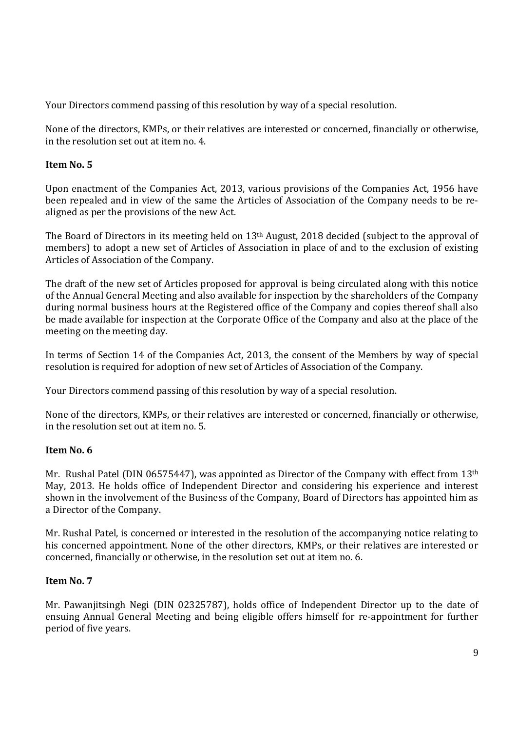Your Directors commend passing of this resolution by way of a special resolution.

None of the directors, KMPs, or their relatives are interested or concerned, financially or otherwise, in the resolution set out at item no. 4.

**Item No. 5**

Upon enactment of the Companies Act, 2013, various provisions of the Companies Act, 1956 have been repealed and in view of the same the Articles of Association of the Company needs to be re-aligned as per the provisions of the new Act.

The Board of Directors in its meeting held on 13th August, 2018 decided (subject to the approval of members) to adopt a new set of Articles of Association in place of and to the exclusion of existing Articles of Association of the Company.

The draft of the new set of Articles proposed for approval is being circulated along with this notice of the Annual General Meeting and also available for inspection by the shareholders of the Company during normal business hours at the Registered office of the Company and copies thereof shall also be made available for inspection at the Corporate Office of the Company and also at the place of the meeting on the meeting day.

In terms of Section 14 of the Companies Act, 2013, the consent of the Members by way of special resolution is required for adoption of new set of Articles of Association of the Company.

Your Directors commend passing of this resolution by way of a special resolution.

None of the directors, KMPs, or their relatives are interested or concerned, financially or otherwise, in the resolution set out at item no. 5.

**Item No. 6**

Mr. Rushal Patel (DIN 06575447), was appointed as Director of the Company with effect from 13th May, 2013. He holds office of Independent Director and considering his experience and interest shown in the involvement of the Business of the Company, Board of Directors has appointed him as a Director of the Company.

Mr. Rushal Patel, is concerned or interested in the resolution of the accompanying notice relating to his concerned appointment. None of the other directors, KMPs, or their relatives are interested or concerned, financially or otherwise, in the resolution set out at item no. 6.

**Item No. 7**

Mr. Pawanjitsingh Negi (DIN 02325787), holds office of Independent Director up to the date of ensuing Annual General Meeting and being eligible offers himself for re-appointment for further period of five years.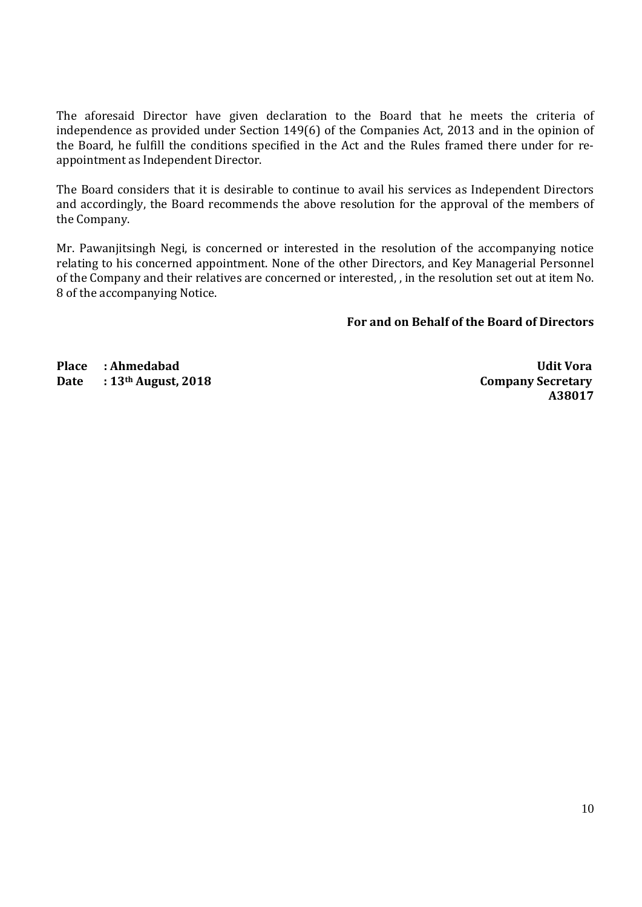The aforesaid Director have given declaration to the Board that he meets the criteria of independence as provided under Section 149(6) of the Companies Act, 2013 and in the opinion of the Board, he fulfill the conditions specified in the Act and the Rules framed there under for re-appointment as Independent Director.

The Board considers that it is desirable to continue to avail his services as Independent Directors and accordingly, the Board recommends the above resolution for the approval of the members of the Company.

Mr. Pawanjitsingh Negi, is concerned or interested in the resolution of the accompanying notice relating to his concerned appointment. None of the other Directors, and Key Managerial Personnel of the Company and their relatives are concerned or interested, , in the resolution set out at item No. 8 of the accompanying Notice.

**For and on Behalf of the Board of Directors**

**Place : Ahmedabad**
**Date : 13th August, 2018**

**Udit Vora**
**Company Secretary**
**A38017**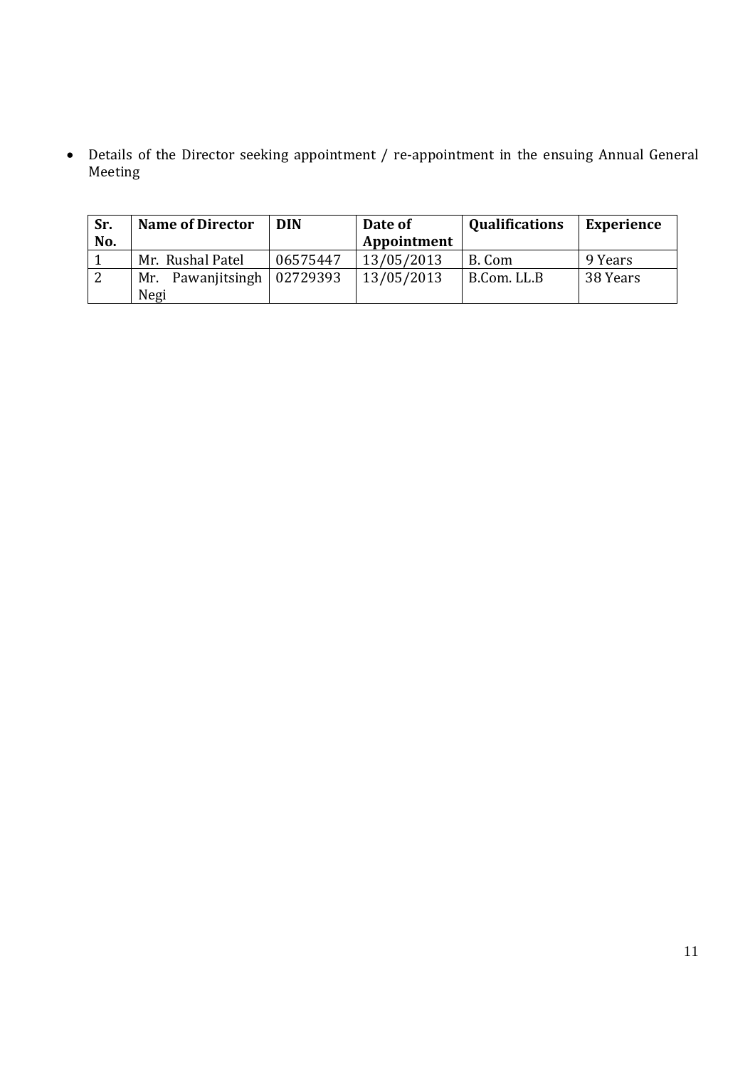- Details of the Director seeking appointment / re-appointment in the ensuing Annual General Meeting

| Sr. No. | Name of Director | DIN | Date of Appointment | Qualifications | Experience |
|---|---|---|---|---|---|
| 1 | Mr. Rushal Patel | 06575447 | 13/05/2013 | B. Com | 9 Years |
| 2 | Mr. Pawanjitsingh Negi | 02729393 | 13/05/2013 | B.Com. LL.B | 38 Years |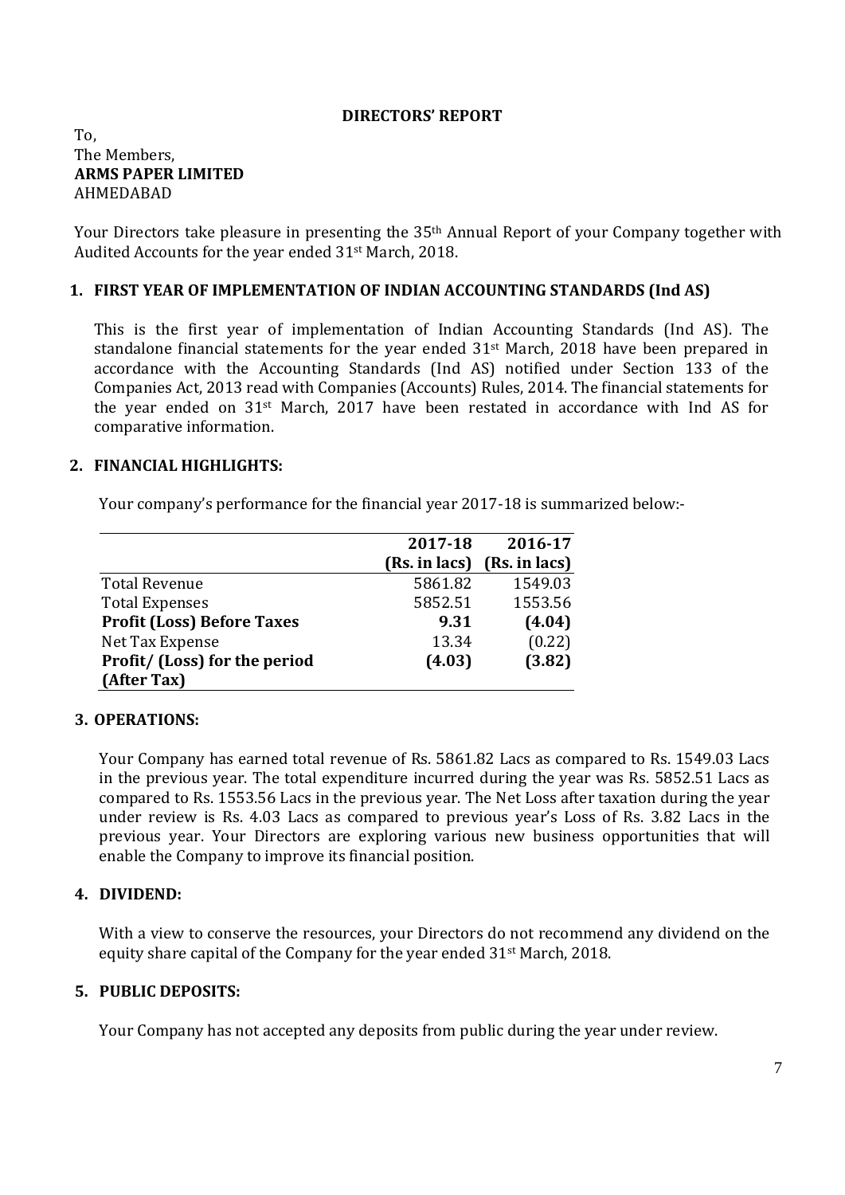**DIRECTORS' REPORT**

To,
The Members,
**ARMS PAPER LIMITED**
AHMEDABAD

Your Directors take pleasure in presenting the 35th Annual Report of your Company together with Audited Accounts for the year ended 31st March, 2018.

## 1. FIRST YEAR OF IMPLEMENTATION OF INDIAN ACCOUNTING STANDARDS (Ind AS)

This is the first year of implementation of Indian Accounting Standards (Ind AS). The standalone financial statements for the year ended 31st March, 2018 have been prepared in accordance with the Accounting Standards (Ind AS) notified under Section 133 of the Companies Act, 2013 read with Companies (Accounts) Rules, 2014. The financial statements for the year ended on 31st March, 2017 have been restated in accordance with Ind AS for comparative information.

## 2. FINANCIAL HIGHLIGHTS:

Your company's performance for the financial year 2017-18 is summarized below:-

| | 2017-18 (Rs. in lacs) | 2016-17 (Rs. in lacs) |
|---|---|---|
| Total Revenue | 5861.82 | 1549.03 |
| Total Expenses | 5852.51 | 1553.56 |
| **Profit (Loss) Before Taxes** | **9.31** | **(4.04)** |
| Net Tax Expense | 13.34 | (0.22) |
| **Profit/ (Loss) for the period (After Tax)** | **(4.03)** | **(3.82)** |

## 3. OPERATIONS:

Your Company has earned total revenue of Rs. 5861.82 Lacs as compared to Rs. 1549.03 Lacs in the previous year. The total expenditure incurred during the year was Rs. 5852.51 Lacs as compared to Rs. 1553.56 Lacs in the previous year. The Net Loss after taxation during the year under review is Rs. 4.03 Lacs as compared to previous year's Loss of Rs. 3.82 Lacs in the previous year. Your Directors are exploring various new business opportunities that will enable the Company to improve its financial position.

## 4. DIVIDEND:

With a view to conserve the resources, your Directors do not recommend any dividend on the equity share capital of the Company for the year ended 31st March, 2018.

## 5. PUBLIC DEPOSITS:

Your Company has not accepted any deposits from public during the year under review.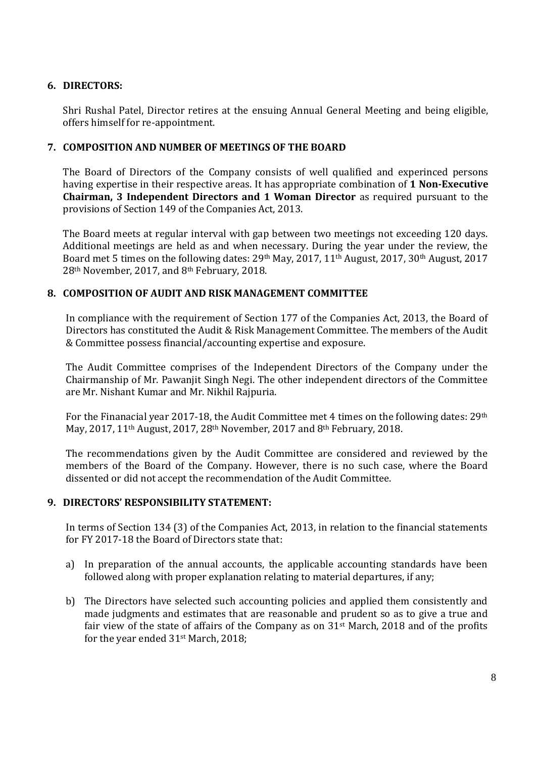## 6. DIRECTORS:

Shri Rushal Patel, Director retires at the ensuing Annual General Meeting and being eligible, offers himself for re-appointment.

## 7. COMPOSITION AND NUMBER OF MEETINGS OF THE BOARD

The Board of Directors of the Company consists of well qualified and experinced persons having expertise in their respective areas. It has appropriate combination of **1 Non-Executive Chairman, 3 Independent Directors and 1 Woman Director** as required pursuant to the provisions of Section 149 of the Companies Act, 2013.

The Board meets at regular interval with gap between two meetings not exceeding 120 days. Additional meetings are held as and when necessary. During the year under the review, the Board met 5 times on the following dates: 29th May, 2017, 11th August, 2017, 30th August, 2017 28th November, 2017, and 8th February, 2018.

## 8. COMPOSITION OF AUDIT AND RISK MANAGEMENT COMMITTEE

In compliance with the requirement of Section 177 of the Companies Act, 2013, the Board of Directors has constituted the Audit & Risk Management Committee. The members of the Audit & Committee possess financial/accounting expertise and exposure.

The Audit Committee comprises of the Independent Directors of the Company under the Chairmanship of Mr. Pawanjit Singh Negi. The other independent directors of the Committee are Mr. Nishant Kumar and Mr. Nikhil Rajpuria.

For the Finanacial year 2017-18, the Audit Committee met 4 times on the following dates: 29th May, 2017, 11th August, 2017, 28th November, 2017 and 8th February, 2018.

The recommendations given by the Audit Committee are considered and reviewed by the members of the Board of the Company. However, there is no such case, where the Board dissented or did not accept the recommendation of the Audit Committee.

## 9. DIRECTORS' RESPONSIBILITY STATEMENT:

In terms of Section 134 (3) of the Companies Act, 2013, in relation to the financial statements for FY 2017-18 the Board of Directors state that:

a) In preparation of the annual accounts, the applicable accounting standards have been followed along with proper explanation relating to material departures, if any;

b) The Directors have selected such accounting policies and applied them consistently and made judgments and estimates that are reasonable and prudent so as to give a true and fair view of the state of affairs of the Company as on 31st March, 2018 and of the profits for the year ended 31st March, 2018;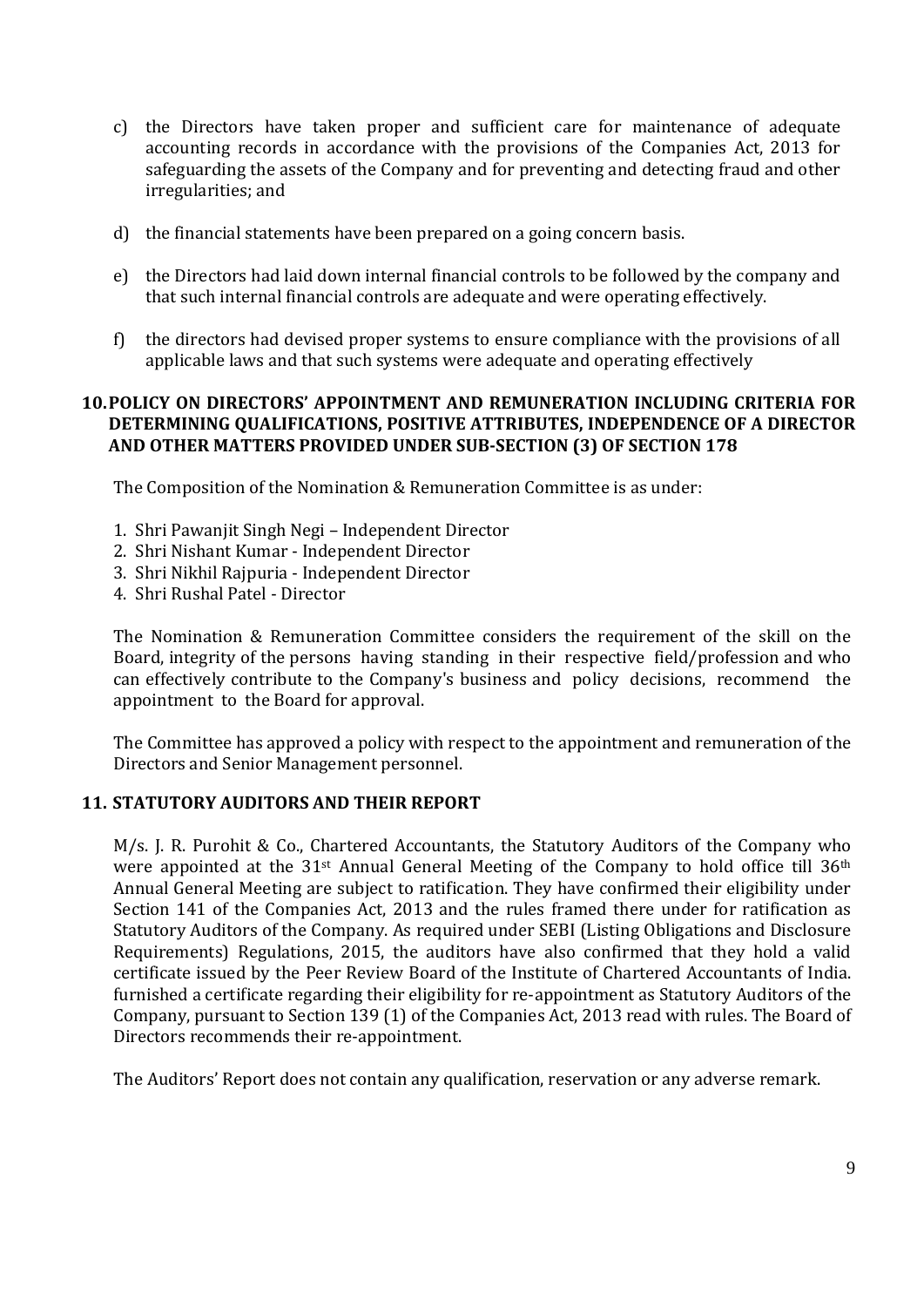c) the Directors have taken proper and sufficient care for maintenance of adequate accounting records in accordance with the provisions of the Companies Act, 2013 for safeguarding the assets of the Company and for preventing and detecting fraud and other irregularities; and

d) the financial statements have been prepared on a going concern basis.

e) the Directors had laid down internal financial controls to be followed by the company and that such internal financial controls are adequate and were operating effectively.

f) the directors had devised proper systems to ensure compliance with the provisions of all applicable laws and that such systems were adequate and operating effectively

## 10. POLICY ON DIRECTORS' APPOINTMENT AND REMUNERATION INCLUDING CRITERIA FOR DETERMINING QUALIFICATIONS, POSITIVE ATTRIBUTES, INDEPENDENCE OF A DIRECTOR AND OTHER MATTERS PROVIDED UNDER SUB-SECTION (3) OF SECTION 178

The Composition of the Nomination & Remuneration Committee is as under:

1. Shri Pawanjit Singh Negi – Independent Director
2. Shri Nishant Kumar - Independent Director
3. Shri Nikhil Rajpuria - Independent Director
4. Shri Rushal Patel - Director

The Nomination & Remuneration Committee considers the requirement of the skill on the Board, integrity of the persons having standing in their respective field/profession and who can effectively contribute to the Company's business and policy decisions, recommend the appointment to the Board for approval.

The Committee has approved a policy with respect to the appointment and remuneration of the Directors and Senior Management personnel.

## 11. STATUTORY AUDITORS AND THEIR REPORT

M/s. J. R. Purohit & Co., Chartered Accountants, the Statutory Auditors of the Company who were appointed at the 31st Annual General Meeting of the Company to hold office till 36th Annual General Meeting are subject to ratification. They have confirmed their eligibility under Section 141 of the Companies Act, 2013 and the rules framed there under for ratification as Statutory Auditors of the Company. As required under SEBI (Listing Obligations and Disclosure Requirements) Regulations, 2015, the auditors have also confirmed that they hold a valid certificate issued by the Peer Review Board of the Institute of Chartered Accountants of India. furnished a certificate regarding their eligibility for re-appointment as Statutory Auditors of the Company, pursuant to Section 139 (1) of the Companies Act, 2013 read with rules. The Board of Directors recommends their re-appointment.

The Auditors' Report does not contain any qualification, reservation or any adverse remark.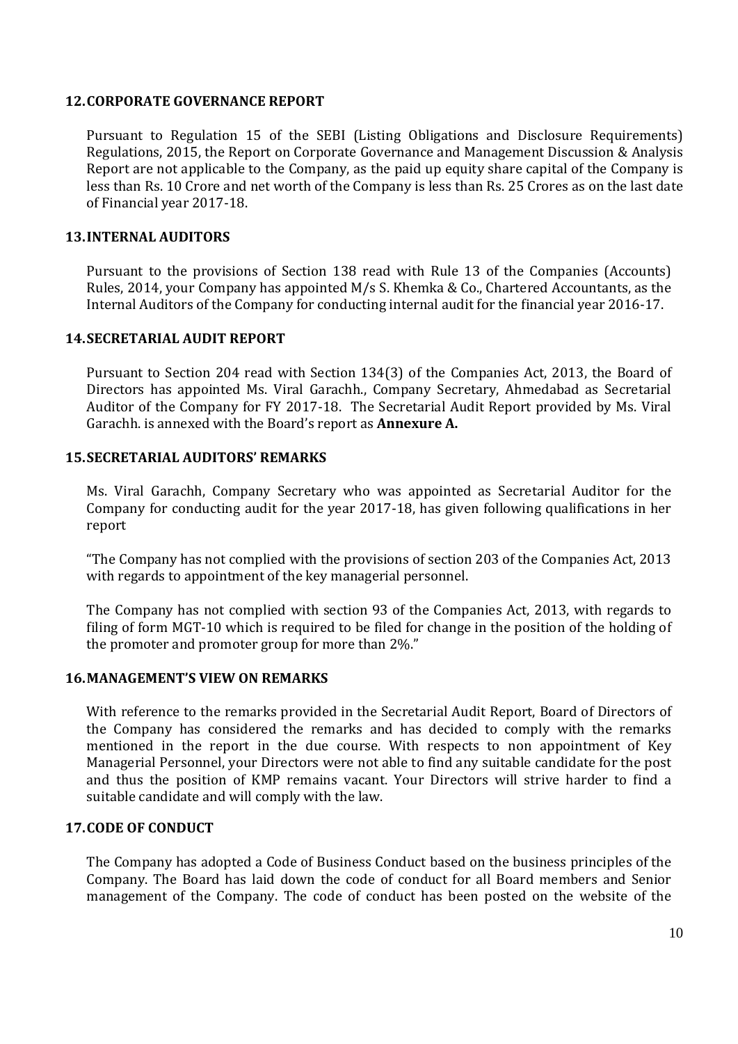## 12. CORPORATE GOVERNANCE REPORT

Pursuant to Regulation 15 of the SEBI (Listing Obligations and Disclosure Requirements) Regulations, 2015, the Report on Corporate Governance and Management Discussion & Analysis Report are not applicable to the Company, as the paid up equity share capital of the Company is less than Rs. 10 Crore and net worth of the Company is less than Rs. 25 Crores as on the last date of Financial year 2017-18.

## 13. INTERNAL AUDITORS

Pursuant to the provisions of Section 138 read with Rule 13 of the Companies (Accounts) Rules, 2014, your Company has appointed M/s S. Khemka & Co., Chartered Accountants, as the Internal Auditors of the Company for conducting internal audit for the financial year 2016-17.

## 14. SECRETARIAL AUDIT REPORT

Pursuant to Section 204 read with Section 134(3) of the Companies Act, 2013, the Board of Directors has appointed Ms. Viral Garachh., Company Secretary, Ahmedabad as Secretarial Auditor of the Company for FY 2017-18. The Secretarial Audit Report provided by Ms. Viral Garachh. is annexed with the Board's report as **Annexure A.**

## 15. SECRETARIAL AUDITORS' REMARKS

Ms. Viral Garachh, Company Secretary who was appointed as Secretarial Auditor for the Company for conducting audit for the year 2017-18, has given following qualifications in her report

"The Company has not complied with the provisions of section 203 of the Companies Act, 2013 with regards to appointment of the key managerial personnel.

The Company has not complied with section 93 of the Companies Act, 2013, with regards to filing of form MGT-10 which is required to be filed for change in the position of the holding of the promoter and promoter group for more than 2%."

## 16. MANAGEMENT'S VIEW ON REMARKS

With reference to the remarks provided in the Secretarial Audit Report, Board of Directors of the Company has considered the remarks and has decided to comply with the remarks mentioned in the report in the due course. With respects to non appointment of Key Managerial Personnel, your Directors were not able to find any suitable candidate for the post and thus the position of KMP remains vacant. Your Directors will strive harder to find a suitable candidate and will comply with the law.

## 17. CODE OF CONDUCT

The Company has adopted a Code of Business Conduct based on the business principles of the Company. The Board has laid down the code of conduct for all Board members and Senior management of the Company. The code of conduct has been posted on the website of the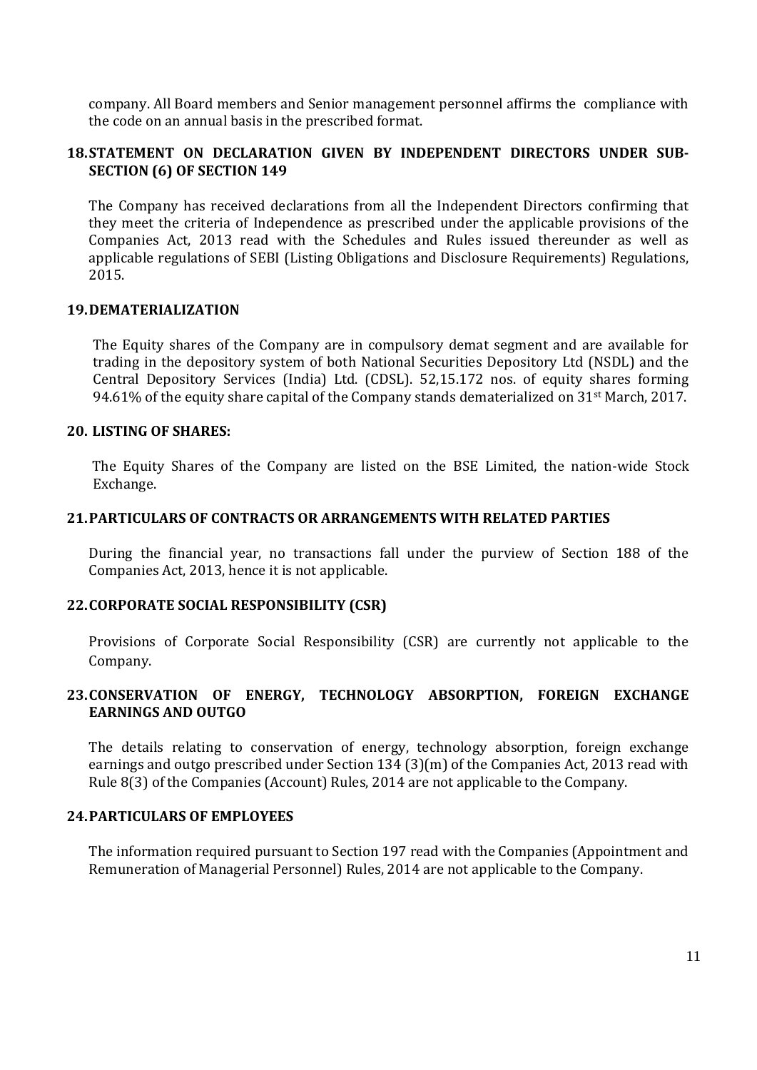company. All Board members and Senior management personnel affirms the compliance with the code on an annual basis in the prescribed format.

## 18. STATEMENT ON DECLARATION GIVEN BY INDEPENDENT DIRECTORS UNDER SUB-SECTION (6) OF SECTION 149

The Company has received declarations from all the Independent Directors confirming that they meet the criteria of Independence as prescribed under the applicable provisions of the Companies Act, 2013 read with the Schedules and Rules issued thereunder as well as applicable regulations of SEBI (Listing Obligations and Disclosure Requirements) Regulations, 2015.

## 19. DEMATERIALIZATION

The Equity shares of the Company are in compulsory demat segment and are available for trading in the depository system of both National Securities Depository Ltd (NSDL) and the Central Depository Services (India) Ltd. (CDSL). 52,15.172 nos. of equity shares forming 94.61% of the equity share capital of the Company stands dematerialized on 31st March, 2017.

## 20. LISTING OF SHARES:

The Equity Shares of the Company are listed on the BSE Limited, the nation-wide Stock Exchange.

## 21. PARTICULARS OF CONTRACTS OR ARRANGEMENTS WITH RELATED PARTIES

During the financial year, no transactions fall under the purview of Section 188 of the Companies Act, 2013, hence it is not applicable.

## 22. CORPORATE SOCIAL RESPONSIBILITY (CSR)

Provisions of Corporate Social Responsibility (CSR) are currently not applicable to the Company.

## 23. CONSERVATION OF ENERGY, TECHNOLOGY ABSORPTION, FOREIGN EXCHANGE EARNINGS AND OUTGO

The details relating to conservation of energy, technology absorption, foreign exchange earnings and outgo prescribed under Section 134 (3)(m) of the Companies Act, 2013 read with Rule 8(3) of the Companies (Account) Rules, 2014 are not applicable to the Company.

## 24. PARTICULARS OF EMPLOYEES

The information required pursuant to Section 197 read with the Companies (Appointment and Remuneration of Managerial Personnel) Rules, 2014 are not applicable to the Company.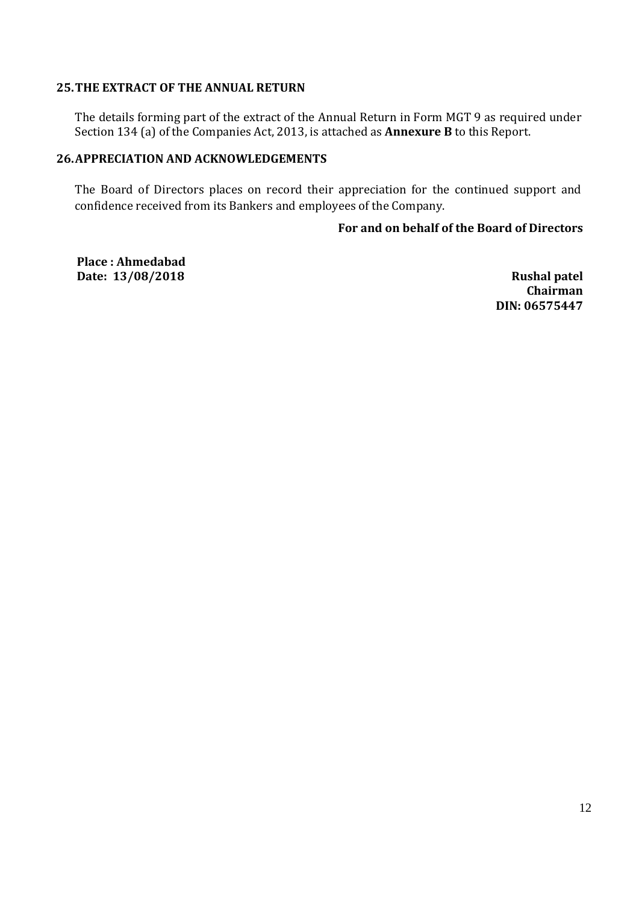## 25. THE EXTRACT OF THE ANNUAL RETURN

The details forming part of the extract of the Annual Return in Form MGT 9 as required under Section 134 (a) of the Companies Act, 2013, is attached as **Annexure B** to this Report.

## 26. APPRECIATION AND ACKNOWLEDGEMENTS

The Board of Directors places on record their appreciation for the continued support and confidence received from its Bankers and employees of the Company.

**For and on behalf of the Board of Directors**

**Place : Ahmedabad**
**Date: 13/08/2018**

**Rushal patel**
**Chairman**
**DIN: 06575447**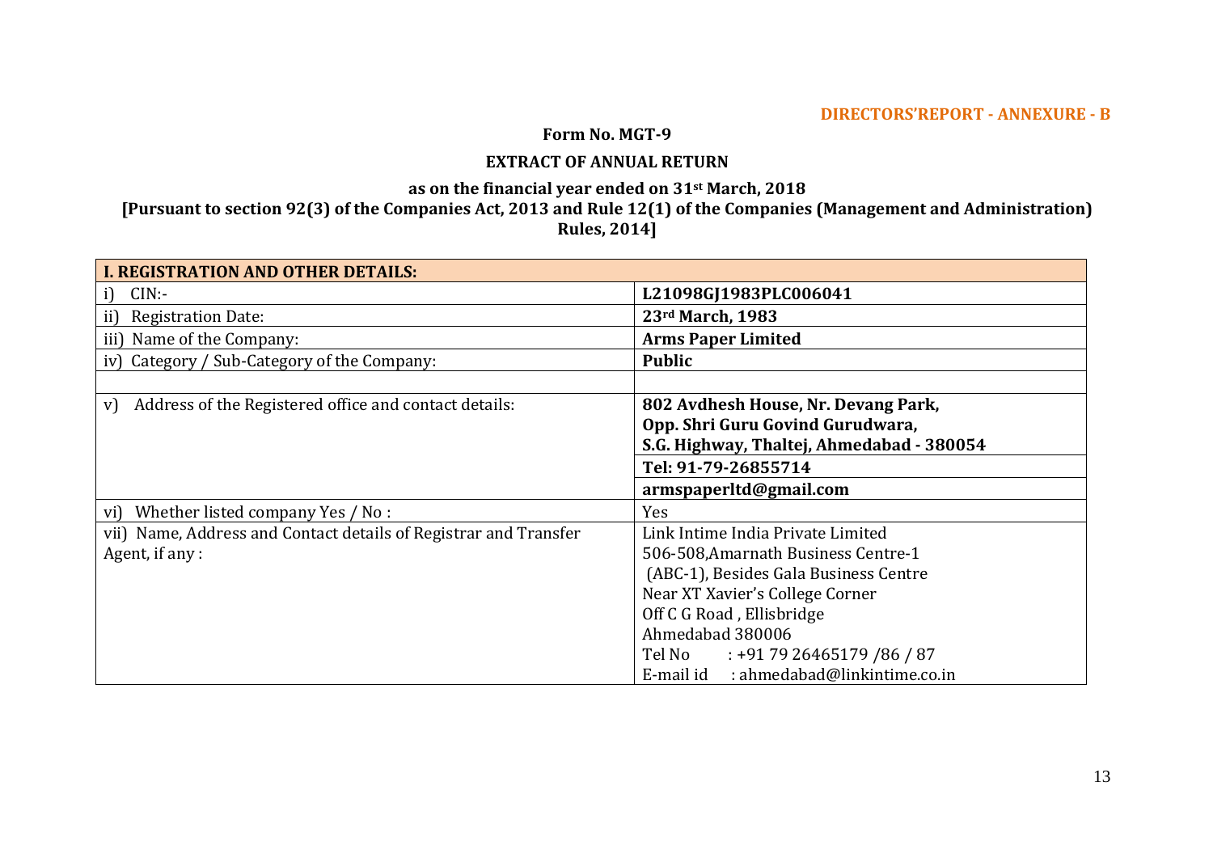**DIRECTORS'REPORT - ANNEXURE - B**

**Form No. MGT-9**

**EXTRACT OF ANNUAL RETURN**

**as on the financial year ended on 31st March, 2018**

**[Pursuant to section 92(3) of the Companies Act, 2013 and Rule 12(1) of the Companies (Management and Administration) Rules, 2014]**

| I. REGISTRATION AND OTHER DETAILS: | |
|---|---|
| i) CIN:- | **L21098GJ1983PLC006041** |
| ii) Registration Date: | **23rd March, 1983** |
| iii) Name of the Company: | **Arms Paper Limited** |
| iv) Category / Sub-Category of the Company: | **Public** |
| | |
| v) Address of the Registered office and contact details: | **802 Avdhesh House, Nr. Devang Park, Opp. Shri Guru Govind Gurudwara, S.G. Highway, Thaltej, Ahmedabad - 380054** |
| | **Tel: 91-79-26855714** |
| | **armspaperltd@gmail.com** |
| vi) Whether listed company Yes / No : | Yes |
| vii) Name, Address and Contact details of Registrar and Transfer Agent, if any : | Link Intime India Private Limited<br>506-508,Amarnath Business Centre-1<br>(ABC-1), Besides Gala Business Centre<br>Near XT Xavier's College Corner<br>Off C G Road , Ellisbridge<br>Ahmedabad 380006<br>Tel No : +91 79 26465179 /86 / 87<br>E-mail id : ahmedabad@linkintime.co.in |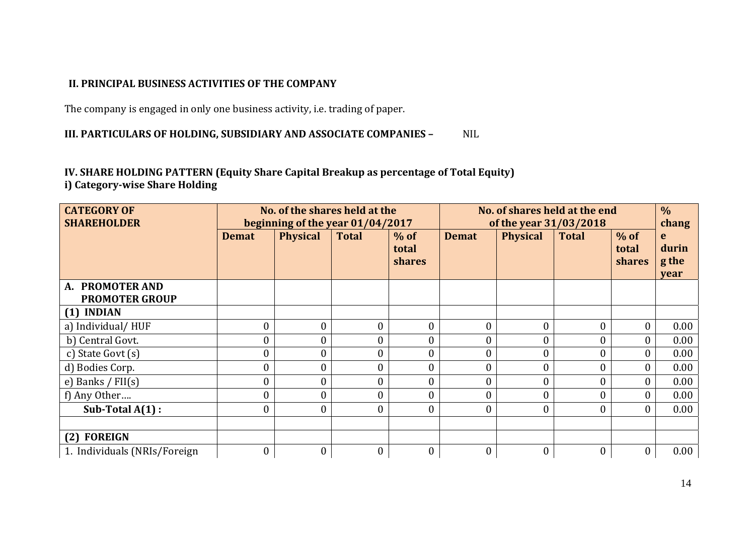## II. PRINCIPAL BUSINESS ACTIVITIES OF THE COMPANY

The company is engaged in only one business activity, i.e. trading of paper.

**III. PARTICULARS OF HOLDING, SUBSIDIARY AND ASSOCIATE COMPANIES –** NIL

**IV. SHARE HOLDING PATTERN (Equity Share Capital Breakup as percentage of Total Equity)**
**i) Category-wise Share Holding**

| CATEGORY OF SHAREHOLDER | No. of the shares held at the beginning of the year 01/04/2017 | | | | No. of shares held at the end of the year 31/03/2018 | | | | % change during the year |
|---|---|---|---|---|---|---|---|---|---|
| | Demat | Physical | Total | % of total shares | Demat | Physical | Total | % of total shares | |
| **A. PROMOTER AND PROMOTER GROUP** | | | | | | | | | |
| **(1) INDIAN** | | | | | | | | | |
| a) Individual/ HUF | 0 | 0 | 0 | 0 | 0 | 0 | 0 | 0 | 0.00 |
| b) Central Govt. | 0 | 0 | 0 | 0 | 0 | 0 | 0 | 0 | 0.00 |
| c) State Govt (s) | 0 | 0 | 0 | 0 | 0 | 0 | 0 | 0 | 0.00 |
| d) Bodies Corp. | 0 | 0 | 0 | 0 | 0 | 0 | 0 | 0 | 0.00 |
| e) Banks / FII(s) | 0 | 0 | 0 | 0 | 0 | 0 | 0 | 0 | 0.00 |
| f) Any Other…. | 0 | 0 | 0 | 0 | 0 | 0 | 0 | 0 | 0.00 |
| **Sub-Total A(1) :** | 0 | 0 | 0 | 0 | 0 | 0 | 0 | 0 | 0.00 |
| | | | | | | | | | |
| **(2) FOREIGN** | | | | | | | | | |
| 1. Individuals (NRIs/Foreign | 0 | 0 | 0 | 0 | 0 | 0 | 0 | 0 | 0.00 |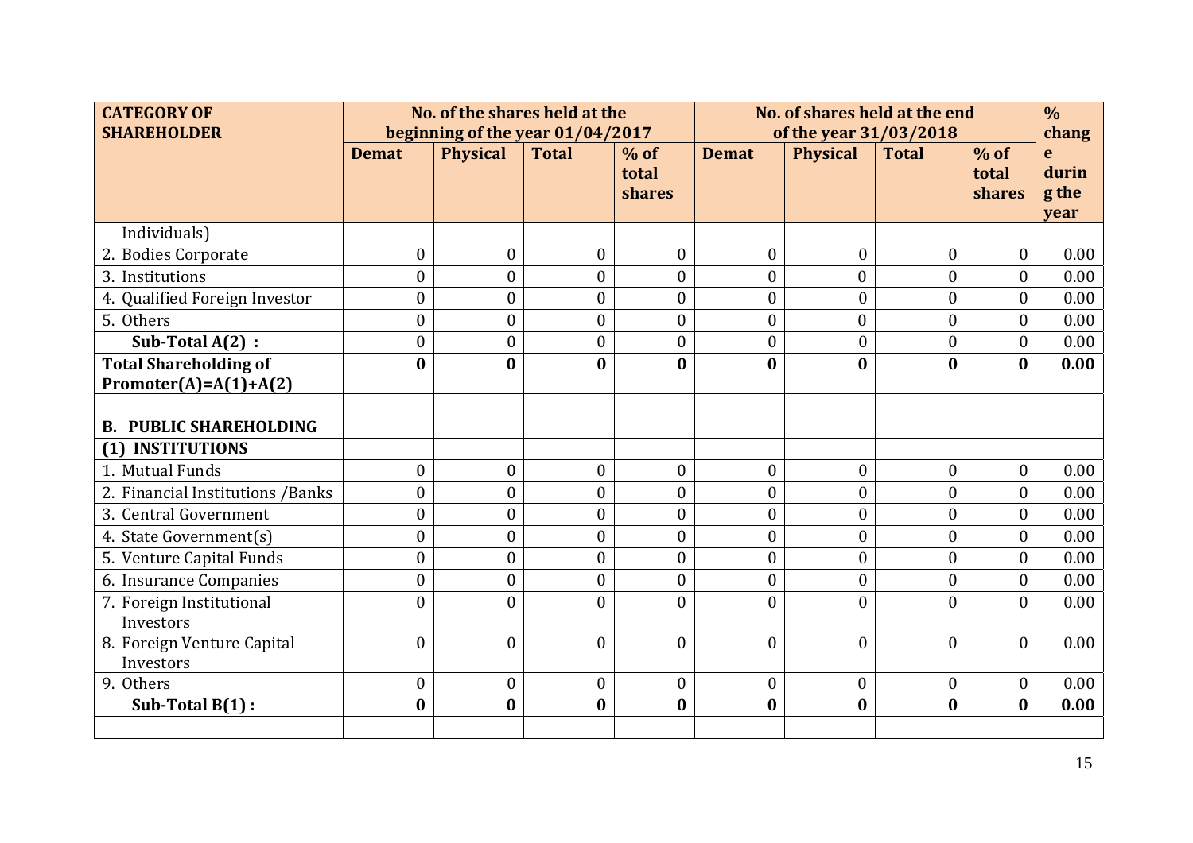| CATEGORY OF SHAREHOLDER | No. of the shares held at the beginning of the year 01/04/2017 | | | | No. of shares held at the end of the year 31/03/2018 | | | | % change during the year |
|---|---|---|---|---|---|---|---|---|---|
| | Demat | Physical | Total | % of total shares | Demat | Physical | Total | % of total shares | |
| Individuals) | | | | | | | | | |
| 2. Bodies Corporate | 0 | 0 | 0 | 0 | 0 | 0 | 0 | 0 | 0.00 |
| 3. Institutions | 0 | 0 | 0 | 0 | 0 | 0 | 0 | 0 | 0.00 |
| 4. Qualified Foreign Investor | 0 | 0 | 0 | 0 | 0 | 0 | 0 | 0 | 0.00 |
| 5. Others | 0 | 0 | 0 | 0 | 0 | 0 | 0 | 0 | 0.00 |
| **Sub-Total A(2) :** | 0 | 0 | 0 | 0 | 0 | 0 | 0 | 0 | 0.00 |
| **Total Shareholding of Promoter(A)=A(1)+A(2)** | **0** | **0** | **0** | **0** | **0** | **0** | **0** | **0** | **0.00** |
| | | | | | | | | | |
| **B. PUBLIC SHAREHOLDING** | | | | | | | | | |
| **(1) INSTITUTIONS** | | | | | | | | | |
| 1. Mutual Funds | 0 | 0 | 0 | 0 | 0 | 0 | 0 | 0 | 0.00 |
| 2. Financial Institutions /Banks | 0 | 0 | 0 | 0 | 0 | 0 | 0 | 0 | 0.00 |
| 3. Central Government | 0 | 0 | 0 | 0 | 0 | 0 | 0 | 0 | 0.00 |
| 4. State Government(s) | 0 | 0 | 0 | 0 | 0 | 0 | 0 | 0 | 0.00 |
| 5. Venture Capital Funds | 0 | 0 | 0 | 0 | 0 | 0 | 0 | 0 | 0.00 |
| 6. Insurance Companies | 0 | 0 | 0 | 0 | 0 | 0 | 0 | 0 | 0.00 |
| 7. Foreign Institutional Investors | 0 | 0 | 0 | 0 | 0 | 0 | 0 | 0 | 0.00 |
| 8. Foreign Venture Capital Investors | 0 | 0 | 0 | 0 | 0 | 0 | 0 | 0 | 0.00 |
| 9. Others | 0 | 0 | 0 | 0 | 0 | 0 | 0 | 0 | 0.00 |
| **Sub-Total B(1) :** | **0** | **0** | **0** | **0** | **0** | **0** | **0** | **0** | **0.00** |
| | | | | | | | | | |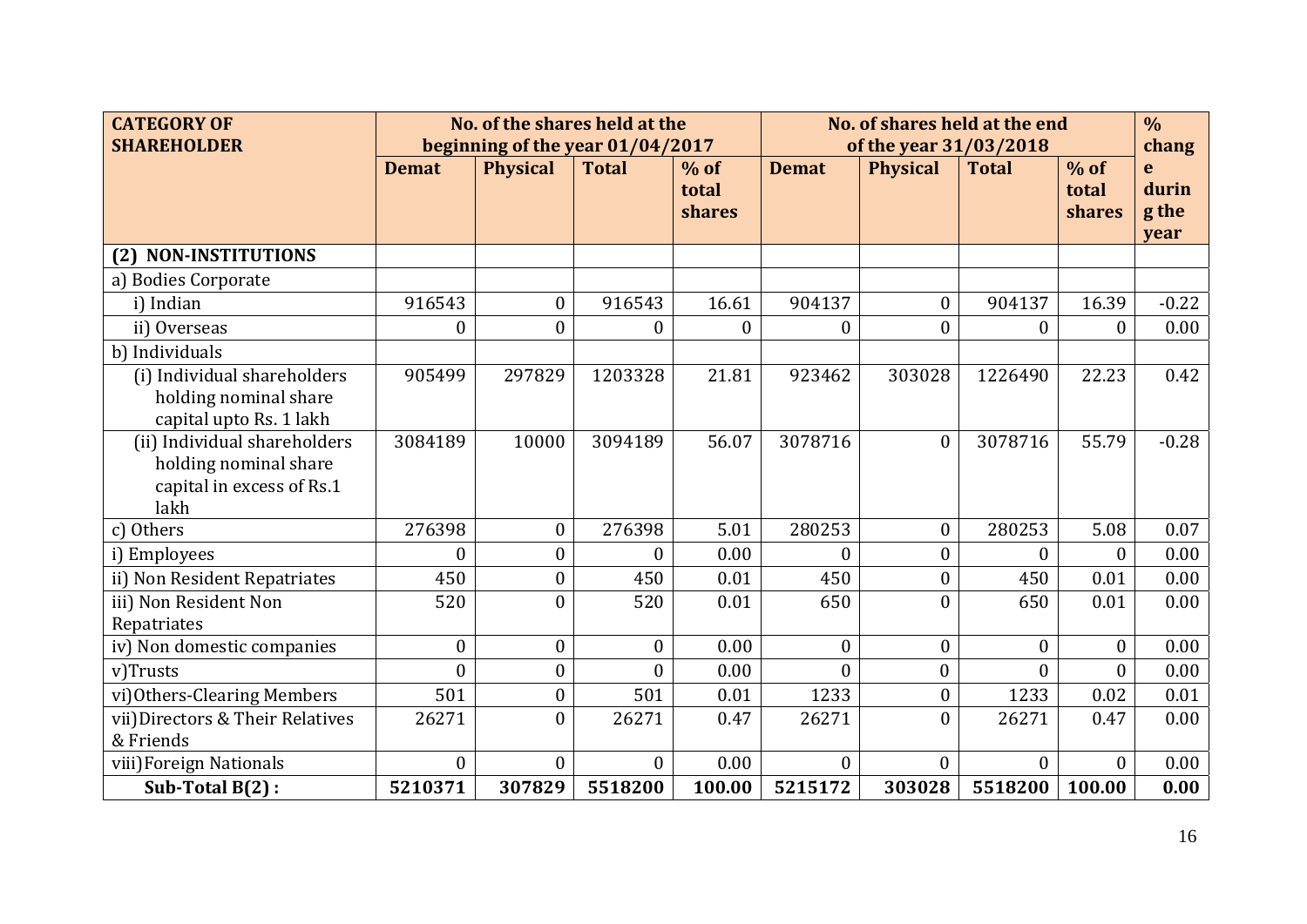| CATEGORY OF SHAREHOLDER | No. of the shares held at the beginning of the year 01/04/2017 | | | | No. of shares held at the end of the year 31/03/2018 | | | | % change during the year |
|---|---|---|---|---|---|---|---|---|---|
| | Demat | Physical | Total | % of total shares | Demat | Physical | Total | % of total shares | |
| **(2) NON-INSTITUTIONS** | | | | | | | | | |
| a) Bodies Corporate | | | | | | | | | |
| i) Indian | 916543 | 0 | 916543 | 16.61 | 904137 | 0 | 904137 | 16.39 | -0.22 |
| ii) Overseas | 0 | 0 | 0 | 0 | 0 | 0 | 0 | 0 | 0.00 |
| b) Individuals | | | | | | | | | |
| (i) Individual shareholders holding nominal share capital upto Rs. 1 lakh | 905499 | 297829 | 1203328 | 21.81 | 923462 | 303028 | 1226490 | 22.23 | 0.42 |
| (ii) Individual shareholders holding nominal share capital in excess of Rs.1 lakh | 3084189 | 10000 | 3094189 | 56.07 | 3078716 | 0 | 3078716 | 55.79 | -0.28 |
| c) Others | 276398 | 0 | 276398 | 5.01 | 280253 | 0 | 280253 | 5.08 | 0.07 |
| i) Employees | 0 | 0 | 0 | 0.00 | 0 | 0 | 0 | 0 | 0.00 |
| ii) Non Resident Repatriates | 450 | 0 | 450 | 0.01 | 450 | 0 | 450 | 0.01 | 0.00 |
| iii) Non Resident Non Repatriates | 520 | 0 | 520 | 0.01 | 650 | 0 | 650 | 0.01 | 0.00 |
| iv) Non domestic companies | 0 | 0 | 0 | 0.00 | 0 | 0 | 0 | 0 | 0.00 |
| v)Trusts | 0 | 0 | 0 | 0.00 | 0 | 0 | 0 | 0 | 0.00 |
| vi)Others-Clearing Members | 501 | 0 | 501 | 0.01 | 1233 | 0 | 1233 | 0.02 | 0.01 |
| vii)Directors & Their Relatives & Friends | 26271 | 0 | 26271 | 0.47 | 26271 | 0 | 26271 | 0.47 | 0.00 |
| viii)Foreign Nationals | 0 | 0 | 0 | 0.00 | 0 | 0 | 0 | 0 | 0.00 |
| **Sub-Total B(2) :** | **5210371** | **307829** | **5518200** | **100.00** | **5215172** | **303028** | **5518200** | **100.00** | **0.00** |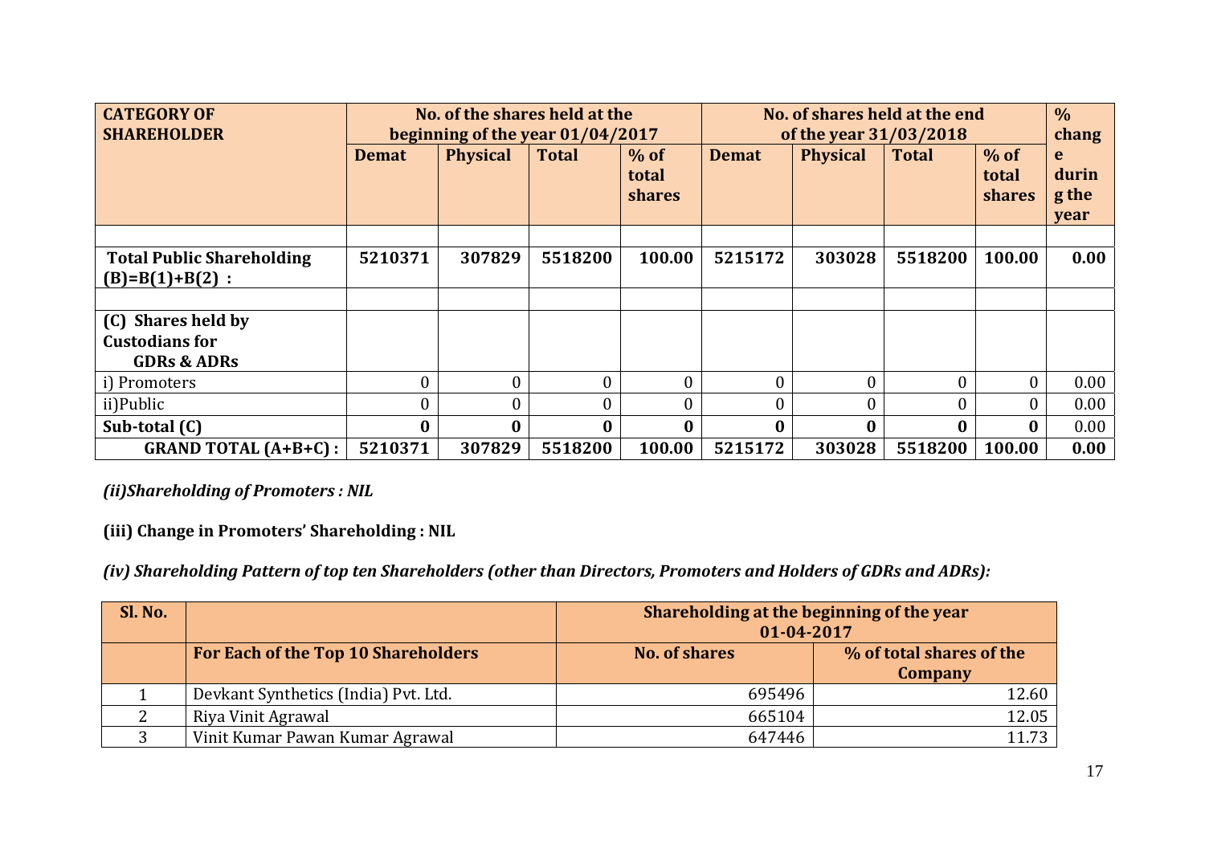| CATEGORY OF SHAREHOLDER | No. of the shares held at the beginning of the year 01/04/2017 | | | | No. of shares held at the end of the year 31/03/2018 | | | | % change during the year |
|---|---|---|---|---|---|---|---|---|---|
| | Demat | Physical | Total | % of total shares | Demat | Physical | Total | % of total shares | |
| | | | | | | | | | |
| **Total Public Shareholding (B)=B(1)+B(2) :** | **5210371** | **307829** | **5518200** | **100.00** | **5215172** | **303028** | **5518200** | **100.00** | **0.00** |
| | | | | | | | | | |
| **(C) Shares held by Custodians for GDRs & ADRs** | | | | | | | | | |
| i) Promoters | 0 | 0 | 0 | 0 | 0 | 0 | 0 | 0 | 0.00 |
| ii)Public | 0 | 0 | 0 | 0 | 0 | 0 | 0 | 0 | 0.00 |
| **Sub-total (C)** | **0** | **0** | **0** | **0** | **0** | **0** | **0** | **0** | 0.00 |
| **GRAND TOTAL (A+B+C) :** | **5210371** | **307829** | **5518200** | **100.00** | **5215172** | **303028** | **5518200** | **100.00** | **0.00** |

***(ii)Shareholding of Promoters : NIL***

**(iii) Change in Promoters' Shareholding : NIL**

***(iv) Shareholding Pattern of top ten Shareholders (other than Directors, Promoters and Holders of GDRs and ADRs):***

| Sl. No. | | Shareholding at the beginning of the year 01-04-2017 | |
|---|---|---|---|
| | **For Each of the Top 10 Shareholders** | **No. of shares** | **% of total shares of the Company** |
| 1 | Devkant Synthetics (India) Pvt. Ltd. | 695496 | 12.60 |
| 2 | Riya Vinit Agrawal | 665104 | 12.05 |
| 3 | Vinit Kumar Pawan Kumar Agrawal | 647446 | 11.73 |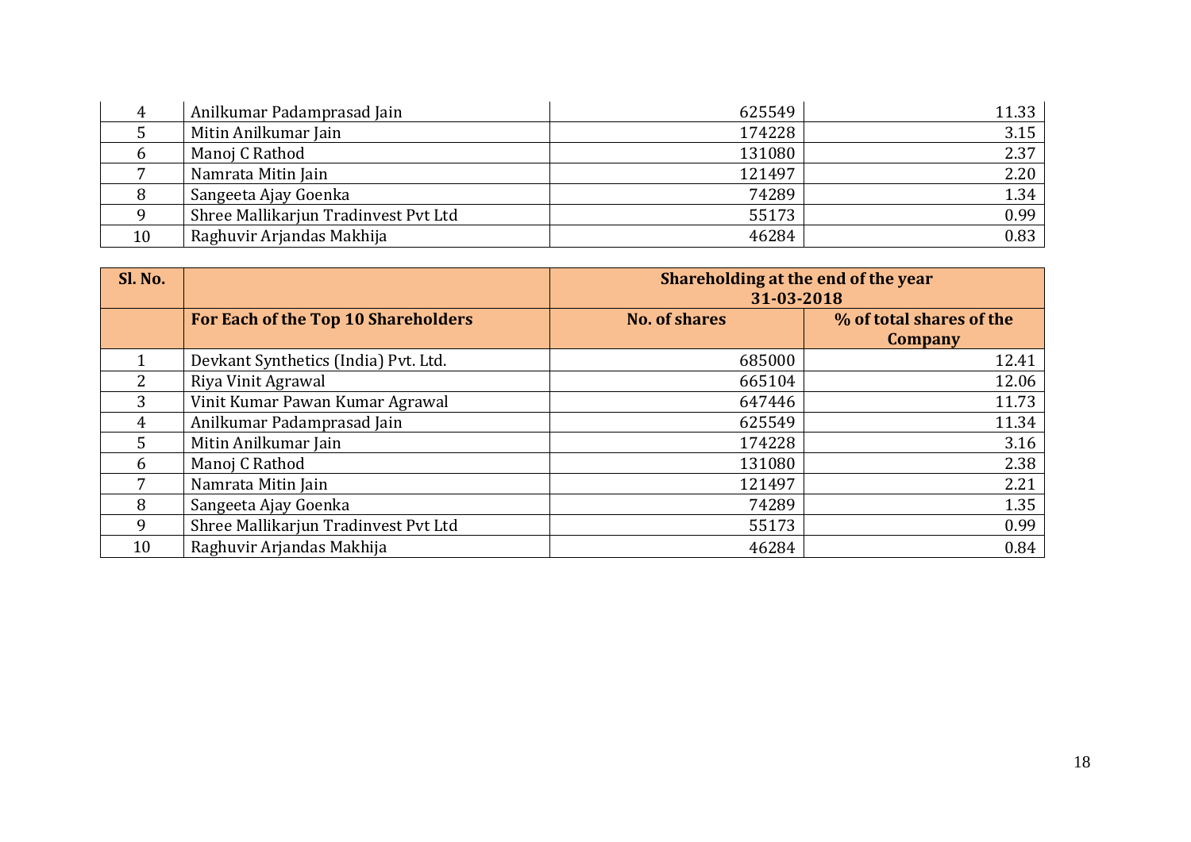| | | | |
|---|---|---|---|
| 4 | Anilkumar Padamprasad Jain | 625549 | 11.33 |
| 5 | Mitin Anilkumar Jain | 174228 | 3.15 |
| 6 | Manoj C Rathod | 131080 | 2.37 |
| 7 | Namrata Mitin Jain | 121497 | 2.20 |
| 8 | Sangeeta Ajay Goenka | 74289 | 1.34 |
| 9 | Shree Mallikarjun Tradinvest Pvt Ltd | 55173 | 0.99 |
| 10 | Raghuvir Arjandas Makhija | 46284 | 0.83 |

| **Sl. No.** | | **Shareholding at the end of the year 31-03-2018** | |
|---|---|---|---|
| | **For Each of the Top 10 Shareholders** | **No. of shares** | **% of total shares of the Company** |
| 1 | Devkant Synthetics (India) Pvt. Ltd. | 685000 | 12.41 |
| 2 | Riya Vinit Agrawal | 665104 | 12.06 |
| 3 | Vinit Kumar Pawan Kumar Agrawal | 647446 | 11.73 |
| 4 | Anilkumar Padamprasad Jain | 625549 | 11.34 |
| 5 | Mitin Anilkumar Jain | 174228 | 3.16 |
| 6 | Manoj C Rathod | 131080 | 2.38 |
| 7 | Namrata Mitin Jain | 121497 | 2.21 |
| 8 | Sangeeta Ajay Goenka | 74289 | 1.35 |
| 9 | Shree Mallikarjun Tradinvest Pvt Ltd | 55173 | 0.99 |
| 10 | Raghuvir Arjandas Makhija | 46284 | 0.84 |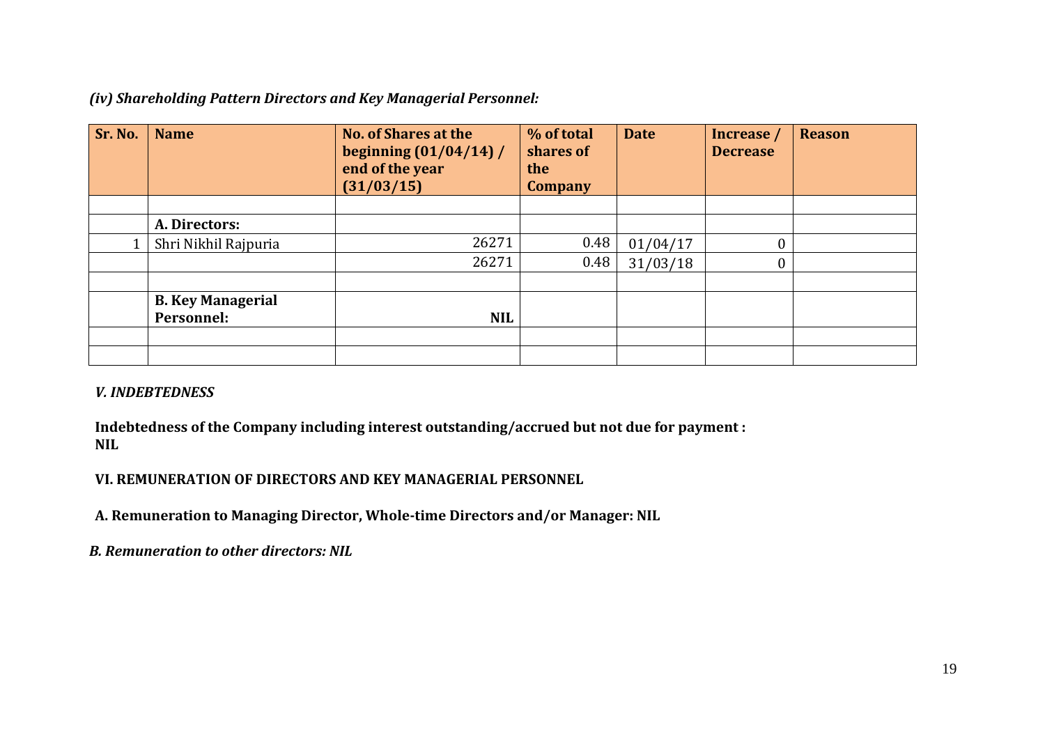*(iv) Shareholding Pattern Directors and Key Managerial Personnel:*

| Sr. No. | Name | No. of Shares at the beginning (01/04/14) / end of the year (31/03/15) | % of total shares of the Company | Date | Increase / Decrease | Reason |
|---|---|---|---|---|---|---|
| | | | | | | |
| | **A. Directors:** | | | | | |
| 1 | Shri Nikhil Rajpuria | 26271 | 0.48 | 01/04/17 | 0 | |
| | | 26271 | 0.48 | 31/03/18 | 0 | |
| | | | | | | |
| | **B. Key Managerial Personnel:** | **NIL** | | | | |
| | | | | | | |
| | | | | | | |

***V. INDEBTEDNESS***

**Indebtedness of the Company including interest outstanding/accrued but not due for payment : NIL**

**VI. REMUNERATION OF DIRECTORS AND KEY MANAGERIAL PERSONNEL**

**A. Remuneration to Managing Director, Whole-time Directors and/or Manager: NIL**

***B. Remuneration to other directors: NIL***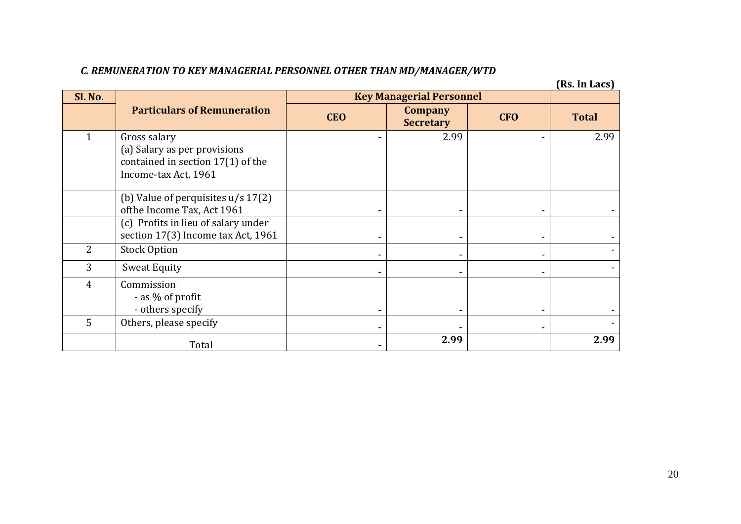### *C. REMUNERATION TO KEY MANAGERIAL PERSONNEL OTHER THAN MD/MANAGER/WTD*

**(Rs. In Lacs)**

| Sl. No. | Particulars of Remuneration | Key Managerial Personnel | | | |
|---|---|---|---|---|---|
| | | CEO | Company Secretary | CFO | Total |
| 1 | Gross salary<br>(a) Salary as per provisions contained in section 17(1) of the Income-tax Act, 1961 | - | 2.99 | - | 2.99 |
| | (b) Value of perquisites u/s 17(2) ofthe Income Tax, Act 1961 | - | - | - | - |
| | (c) Profits in lieu of salary under section 17(3) Income tax Act, 1961 | - | - | - | - |
| 2 | Stock Option | - | - | - | - |
| 3 | Sweat Equity | - | - | - | - |
| 4 | Commission<br>- as % of profit<br>- others specify | - | - | - | - |
| 5 | Others, please specify | - | - | - | - |
| | Total | - | **2.99** | | **2.99** |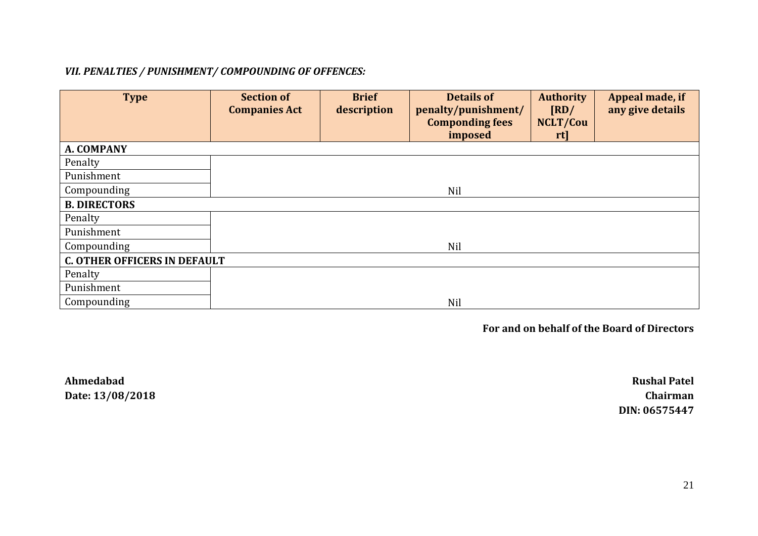***VII. PENALTIES / PUNISHMENT/ COMPOUNDING OF OFFENCES:***

| Type | Section of Companies Act | Brief description | Details of penalty/punishment/ Componding fees imposed | Authority [RD/ NCLT/Court] | Appeal made, if any give details |
|---|---|---|---|---|---|
| **A. COMPANY** | | | | | |
| Penalty | | | | | |
| Punishment | | | | | |
| Compounding | | | Nil | | |
| **B. DIRECTORS** | | | | | |
| Penalty | | | | | |
| Punishment | | | | | |
| Compounding | | | Nil | | |
| **C. OTHER OFFICERS IN DEFAULT** | | | | | |
| Penalty | | | | | |
| Punishment | | | | | |
| Compounding | | | Nil | | |

**For and on behalf of the Board of Directors**

**Ahmedabad**
**Date: 13/08/2018**

**Rushal Patel**
**Chairman**
**DIN: 06575447**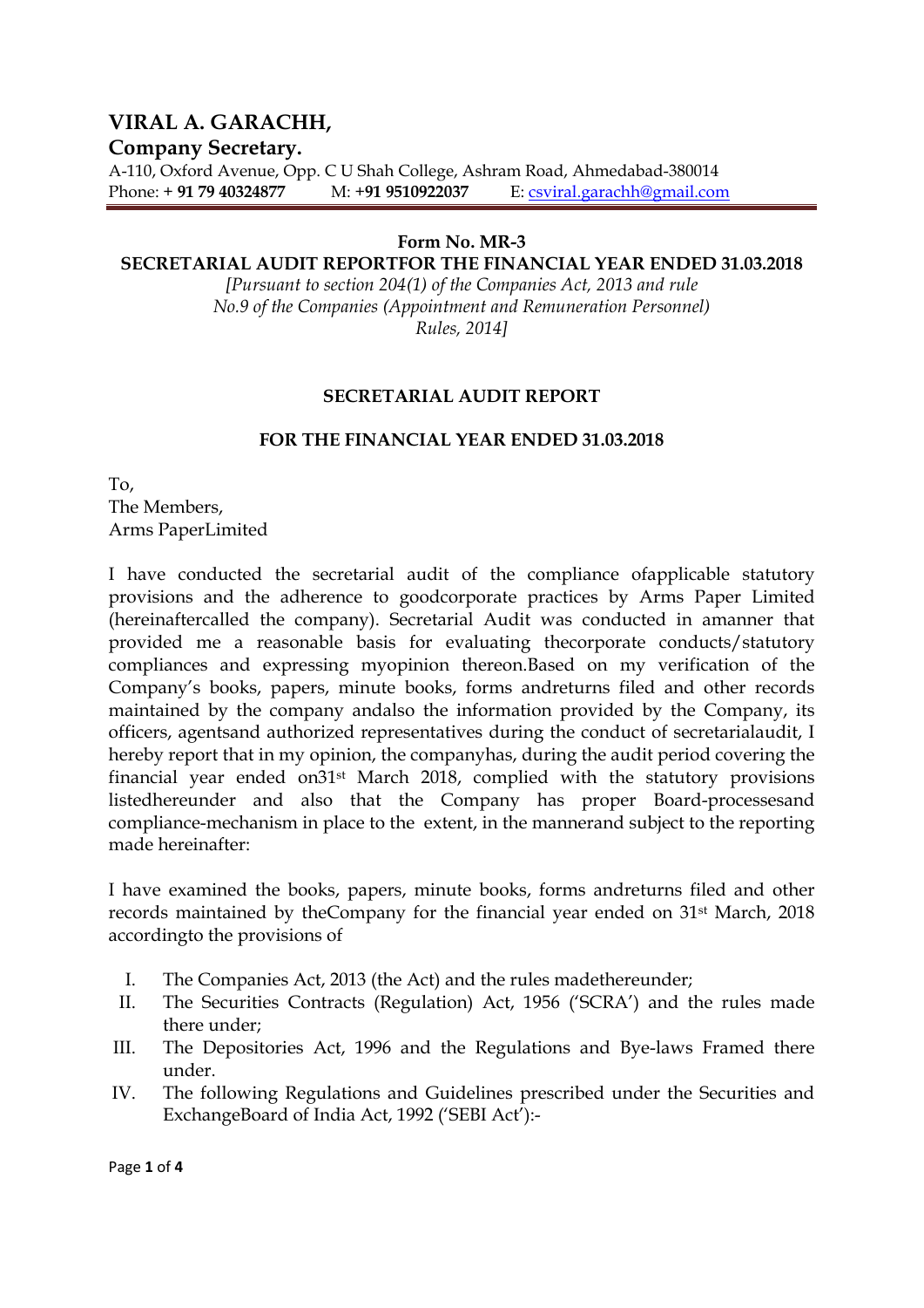# VIRAL A. GARACHH,

**Company Secretary.**

A-110, Oxford Avenue, Opp. C U Shah College, Ashram Road, Ahmedabad-380014
Phone: **+ 91 79 40324877** M: **+91 9510922037** E: csviral.garachh@gmail.com

**Form No. MR-3**

**SECRETARIAL AUDIT REPORTFOR THE FINANCIAL YEAR ENDED 31.03.2018**

*[Pursuant to section 204(1) of the Companies Act, 2013 and rule No.9 of the Companies (Appointment and Remuneration Personnel) Rules, 2014]*

## SECRETARIAL AUDIT REPORT

## FOR THE FINANCIAL YEAR ENDED 31.03.2018

To,
The Members,
Arms PaperLimited

I have conducted the secretarial audit of the compliance ofapplicable statutory provisions and the adherence to goodcorporate practices by Arms Paper Limited (hereinaftercalled the company). Secretarial Audit was conducted in amanner that provided me a reasonable basis for evaluating thecorporate conducts/statutory compliances and expressing myopinion thereon.Based on my verification of the Company's books, papers, minute books, forms andreturns filed and other records maintained by the company andalso the information provided by the Company, its officers, agentsand authorized representatives during the conduct of secretarialaudit, I hereby report that in my opinion, the companyhas, during the audit period covering the financial year ended on31st March 2018, complied with the statutory provisions listedhereunder and also that the Company has proper Board-processesand compliance-mechanism in place to the extent, in the mannerand subject to the reporting made hereinafter:

I have examined the books, papers, minute books, forms andreturns filed and other records maintained by theCompany for the financial year ended on 31st March, 2018 accordingto the provisions of

I. The Companies Act, 2013 (the Act) and the rules madethereunder;
II. The Securities Contracts (Regulation) Act, 1956 ('SCRA') and the rules made there under;
III. The Depositories Act, 1996 and the Regulations and Bye-laws Framed there under.
IV. The following Regulations and Guidelines prescribed under the Securities and ExchangeBoard of India Act, 1992 ('SEBI Act'):-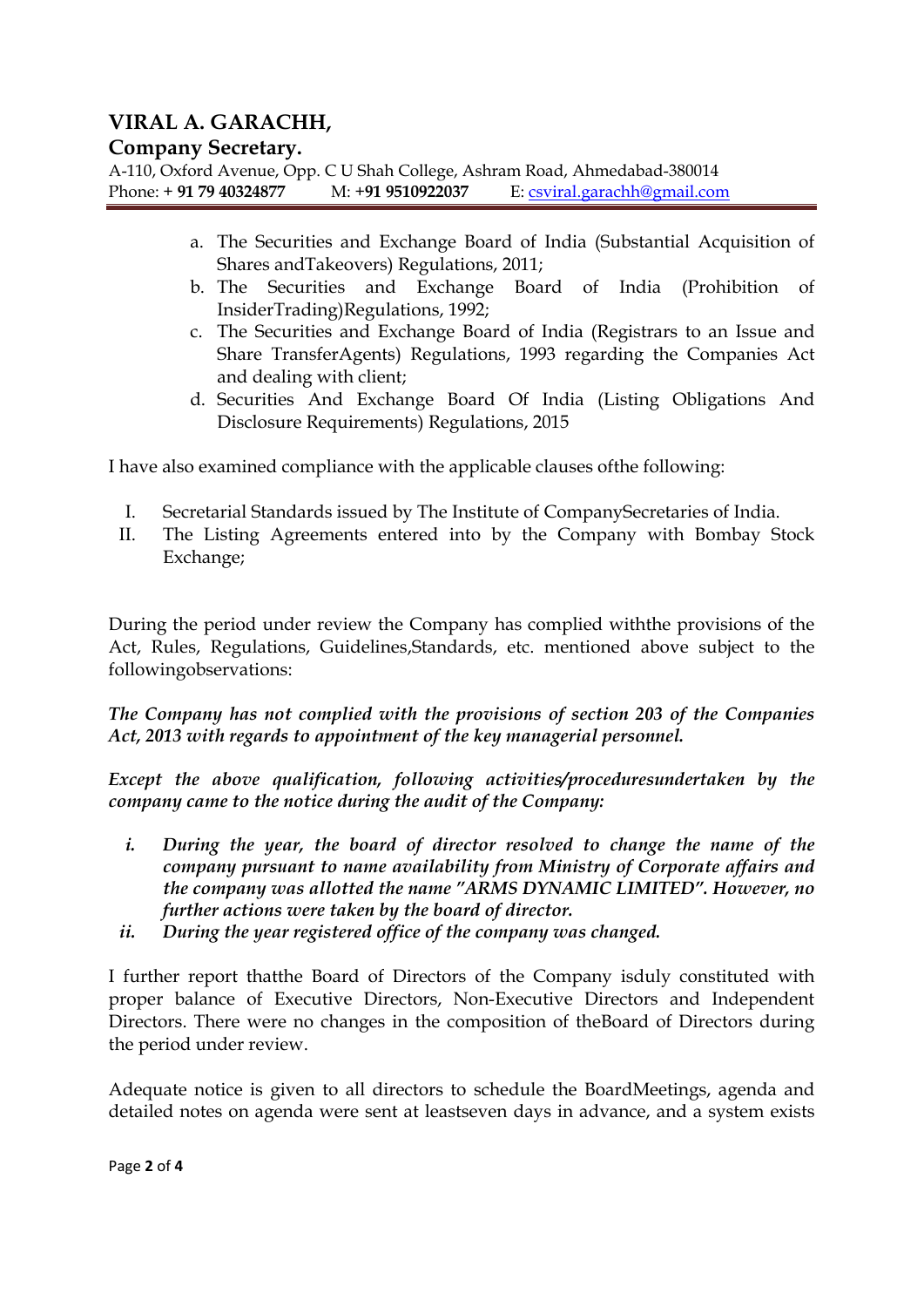# VIRAL A. GARACHH,

## Company Secretary.

A-110, Oxford Avenue, Opp. C U Shah College, Ashram Road, Ahmedabad-380014
Phone: + **91 79 40324877** M: +**91 9510922037** E: csviral.garachh@gmail.com

---

a. The Securities and Exchange Board of India (Substantial Acquisition of Shares andTakeovers) Regulations, 2011;
b. The Securities and Exchange Board of India (Prohibition of InsiderTrading)Regulations, 1992;
c. The Securities and Exchange Board of India (Registrars to an Issue and Share TransferAgents) Regulations, 1993 regarding the Companies Act and dealing with client;
d. Securities And Exchange Board Of India (Listing Obligations And Disclosure Requirements) Regulations, 2015

I have also examined compliance with the applicable clauses ofthe following:

I. Secretarial Standards issued by The Institute of CompanySecretaries of India.
II. The Listing Agreements entered into by the Company with Bombay Stock Exchange;

During the period under review the Company has complied withthe provisions of the Act, Rules, Regulations, Guidelines,Standards, etc. mentioned above subject to the followingobservations:

***The Company has not complied with the provisions of section 203 of the Companies Act, 2013 with regards to appointment of the key managerial personnel.***

***Except the above qualification, following activities/proceduresundertaken by the company came to the notice during the audit of the Company:***

*i.* ***During the year, the board of director resolved to change the name of the company pursuant to name availability from Ministry of Corporate affairs and the company was allotted the name "ARMS DYNAMIC LIMITED". However, no further actions were taken by the board of director.***
*ii.* ***During the year registered office of the company was changed.***

I further report thatthe Board of Directors of the Company isduly constituted with proper balance of Executive Directors, Non-Executive Directors and Independent Directors. There were no changes in the composition of theBoard of Directors during the period under review.

Adequate notice is given to all directors to schedule the BoardMeetings, agenda and detailed notes on agenda were sent at leastseven days in advance, and a system exists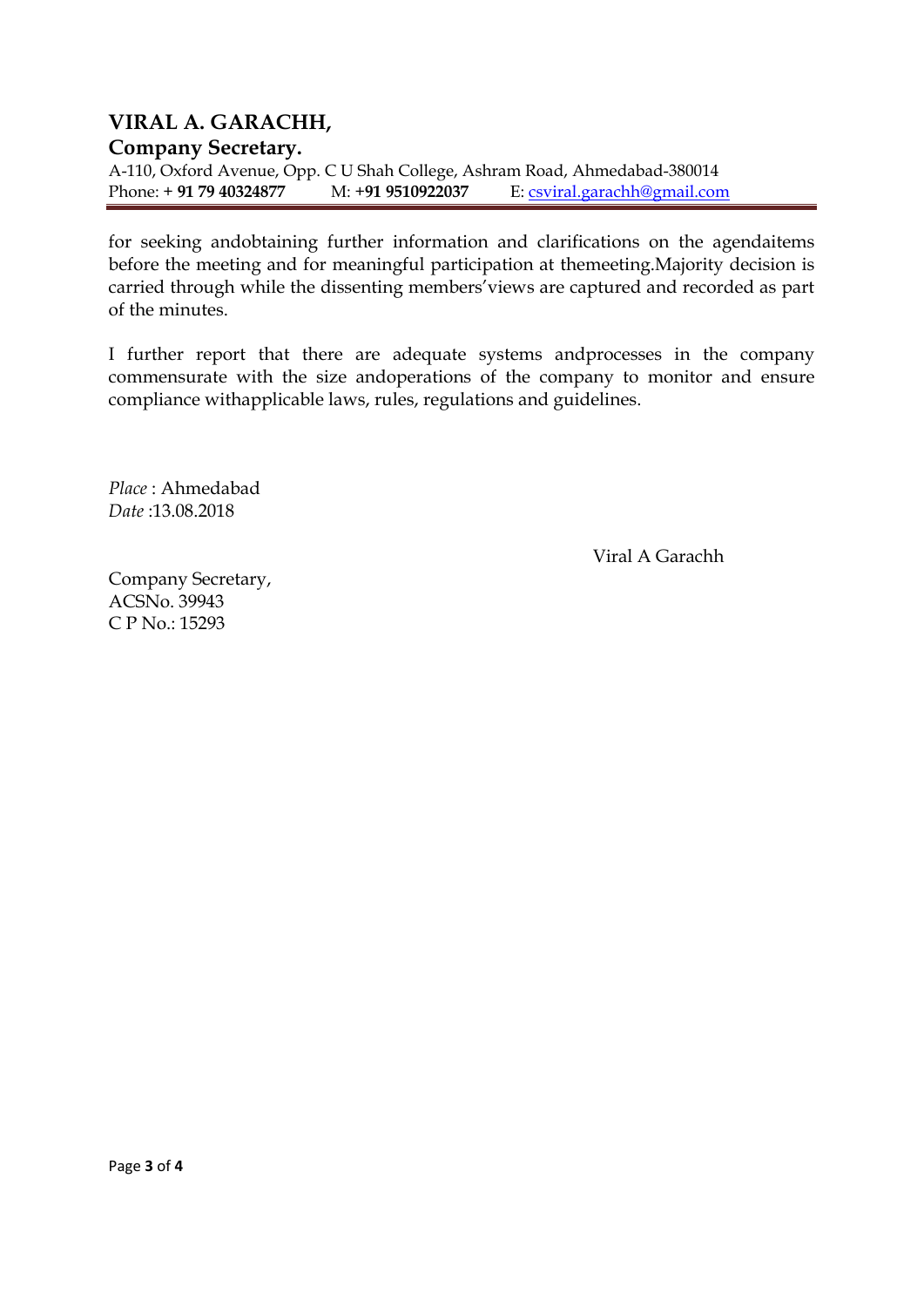## VIRAL A. GARACHH,

**Company Secretary.**

A-110, Oxford Avenue, Opp. C U Shah College, Ashram Road, Ahmedabad-380014
Phone: **+ 91 79 40324877** M: **+91 9510922037** E: csviral.garachh@gmail.com

for seeking andobtaining further information and clarifications on the agendaitems before the meeting and for meaningful participation at themeeting.Majority decision is carried through while the dissenting members'views are captured and recorded as part of the minutes.

I further report that there are adequate systems andprocesses in the company commensurate with the size andoperations of the company to monitor and ensure compliance withapplicable laws, rules, regulations and guidelines.

*Place* : Ahmedabad
*Date* :13.08.2018

Viral A Garachh

Company Secretary,
ACSNo. 39943
C P No.: 15293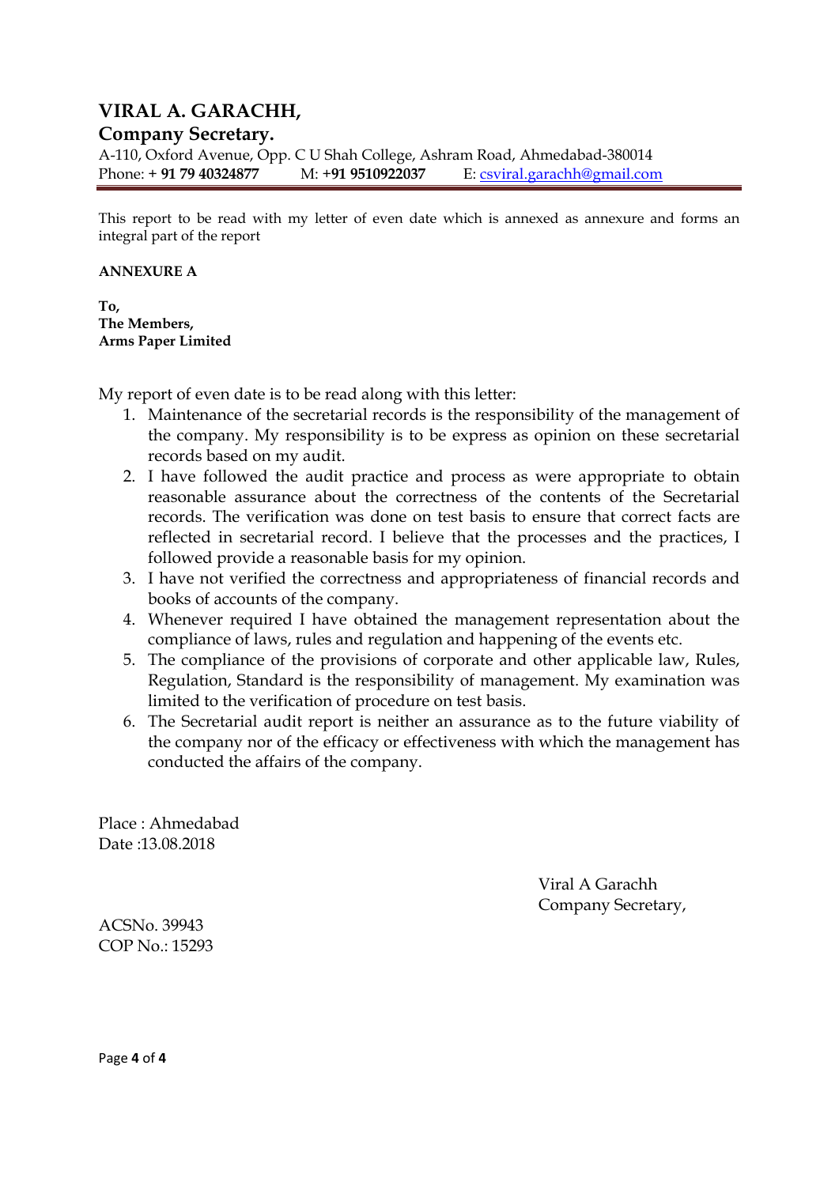# VIRAL A. GARACHH,

## Company Secretary.

A-110, Oxford Avenue, Opp. C U Shah College, Ashram Road, Ahmedabad-380014
Phone: **+ 91 79 40324877** M: **+91 9510922037** E: csviral.garachh@gmail.com

This report to be read with my letter of even date which is annexed as annexure and forms an integral part of the report

**ANNEXURE A**

**To,**
**The Members,**
**Arms Paper Limited**

My report of even date is to be read along with this letter:

1. Maintenance of the secretarial records is the responsibility of the management of the company. My responsibility is to be express as opinion on these secretarial records based on my audit.
2. I have followed the audit practice and process as were appropriate to obtain reasonable assurance about the correctness of the contents of the Secretarial records. The verification was done on test basis to ensure that correct facts are reflected in secretarial record. I believe that the processes and the practices, I followed provide a reasonable basis for my opinion.
3. I have not verified the correctness and appropriateness of financial records and books of accounts of the company.
4. Whenever required I have obtained the management representation about the compliance of laws, rules and regulation and happening of the events etc.
5. The compliance of the provisions of corporate and other applicable law, Rules, Regulation, Standard is the responsibility of management. My examination was limited to the verification of procedure on test basis.
6. The Secretarial audit report is neither an assurance as to the future viability of the company nor of the efficacy or effectiveness with which the management has conducted the affairs of the company.

Place : Ahmedabad
Date :13.08.2018

Viral A Garachh
Company Secretary,

ACSNo. 39943
COP No.: 15293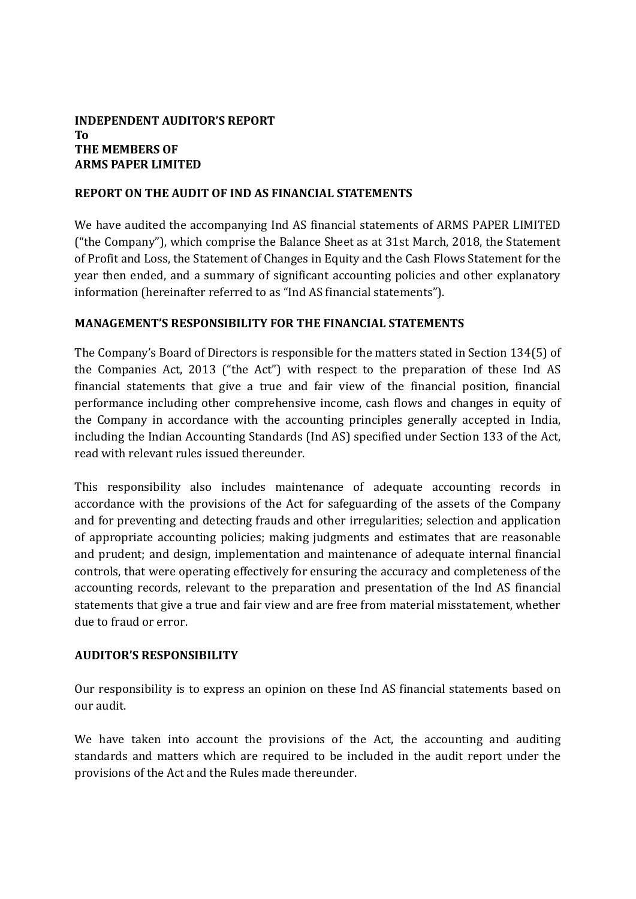**INDEPENDENT AUDITOR'S REPORT**
**To**
**THE MEMBERS OF**
**ARMS PAPER LIMITED**

## REPORT ON THE AUDIT OF IND AS FINANCIAL STATEMENTS

We have audited the accompanying Ind AS financial statements of ARMS PAPER LIMITED ("the Company"), which comprise the Balance Sheet as at 31st March, 2018, the Statement of Profit and Loss, the Statement of Changes in Equity and the Cash Flows Statement for the year then ended, and a summary of significant accounting policies and other explanatory information (hereinafter referred to as "Ind AS financial statements").

## MANAGEMENT'S RESPONSIBILITY FOR THE FINANCIAL STATEMENTS

The Company's Board of Directors is responsible for the matters stated in Section 134(5) of the Companies Act, 2013 ("the Act") with respect to the preparation of these Ind AS financial statements that give a true and fair view of the financial position, financial performance including other comprehensive income, cash flows and changes in equity of the Company in accordance with the accounting principles generally accepted in India, including the Indian Accounting Standards (Ind AS) specified under Section 133 of the Act, read with relevant rules issued thereunder.

This responsibility also includes maintenance of adequate accounting records in accordance with the provisions of the Act for safeguarding of the assets of the Company and for preventing and detecting frauds and other irregularities; selection and application of appropriate accounting policies; making judgments and estimates that are reasonable and prudent; and design, implementation and maintenance of adequate internal financial controls, that were operating effectively for ensuring the accuracy and completeness of the accounting records, relevant to the preparation and presentation of the Ind AS financial statements that give a true and fair view and are free from material misstatement, whether due to fraud or error.

## AUDITOR'S RESPONSIBILITY

Our responsibility is to express an opinion on these Ind AS financial statements based on our audit.

We have taken into account the provisions of the Act, the accounting and auditing standards and matters which are required to be included in the audit report under the provisions of the Act and the Rules made thereunder.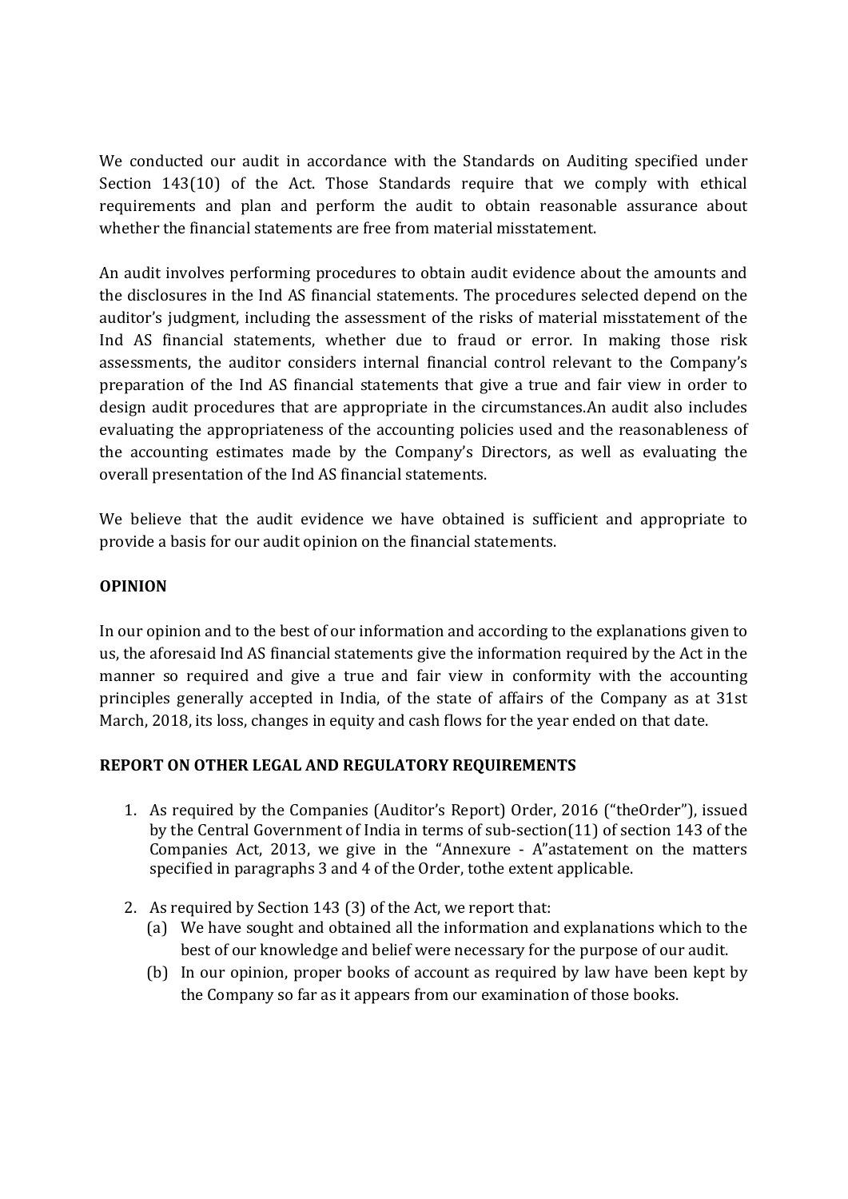We conducted our audit in accordance with the Standards on Auditing specified under Section 143(10) of the Act. Those Standards require that we comply with ethical requirements and plan and perform the audit to obtain reasonable assurance about whether the financial statements are free from material misstatement.

An audit involves performing procedures to obtain audit evidence about the amounts and the disclosures in the Ind AS financial statements. The procedures selected depend on the auditor's judgment, including the assessment of the risks of material misstatement of the Ind AS financial statements, whether due to fraud or error. In making those risk assessments, the auditor considers internal financial control relevant to the Company's preparation of the Ind AS financial statements that give a true and fair view in order to design audit procedures that are appropriate in the circumstances.An audit also includes evaluating the appropriateness of the accounting policies used and the reasonableness of the accounting estimates made by the Company's Directors, as well as evaluating the overall presentation of the Ind AS financial statements.

We believe that the audit evidence we have obtained is sufficient and appropriate to provide a basis for our audit opinion on the financial statements.

**OPINION**

In our opinion and to the best of our information and according to the explanations given to us, the aforesaid Ind AS financial statements give the information required by the Act in the manner so required and give a true and fair view in conformity with the accounting principles generally accepted in India, of the state of affairs of the Company as at 31st March, 2018, its loss, changes in equity and cash flows for the year ended on that date.

**REPORT ON OTHER LEGAL AND REGULATORY REQUIREMENTS**

1. As required by the Companies (Auditor's Report) Order, 2016 ("theOrder"), issued by the Central Government of India in terms of sub-section(11) of section 143 of the Companies Act, 2013, we give in the "Annexure - A"astatement on the matters specified in paragraphs 3 and 4 of the Order, tothe extent applicable.

2. As required by Section 143 (3) of the Act, we report that:
   (a) We have sought and obtained all the information and explanations which to the best of our knowledge and belief were necessary for the purpose of our audit.
   (b) In our opinion, proper books of account as required by law have been kept by the Company so far as it appears from our examination of those books.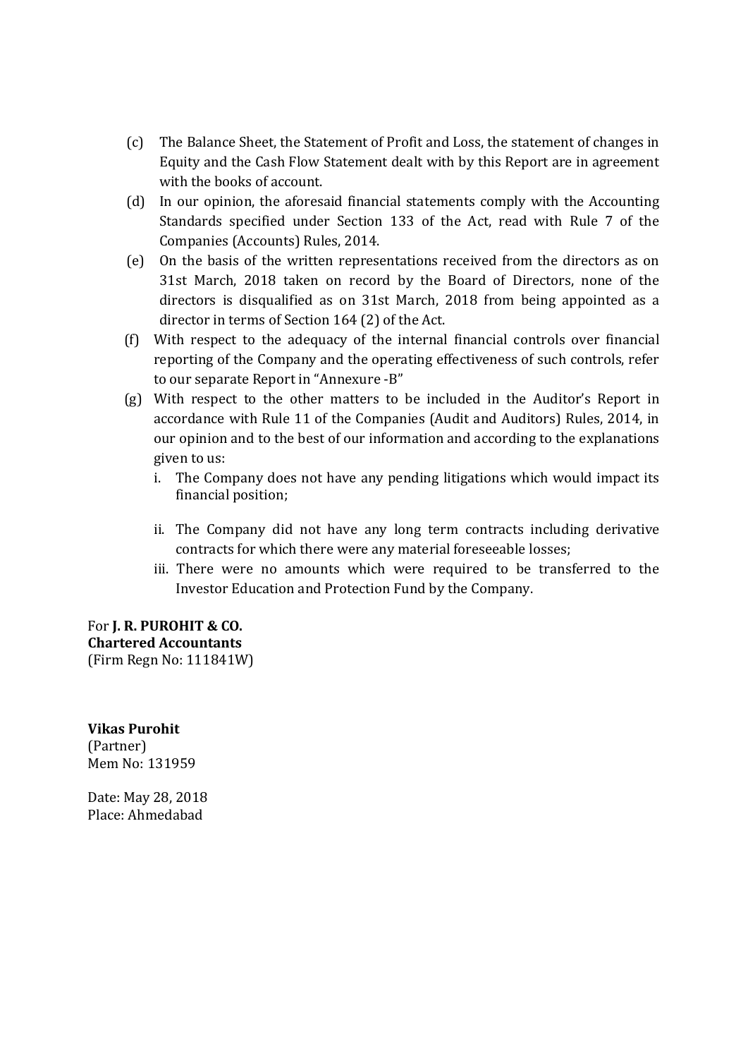(c) The Balance Sheet, the Statement of Profit and Loss, the statement of changes in Equity and the Cash Flow Statement dealt with by this Report are in agreement with the books of account.

(d) In our opinion, the aforesaid financial statements comply with the Accounting Standards specified under Section 133 of the Act, read with Rule 7 of the Companies (Accounts) Rules, 2014.

(e) On the basis of the written representations received from the directors as on 31st March, 2018 taken on record by the Board of Directors, none of the directors is disqualified as on 31st March, 2018 from being appointed as a director in terms of Section 164 (2) of the Act.

(f) With respect to the adequacy of the internal financial controls over financial reporting of the Company and the operating effectiveness of such controls, refer to our separate Report in "Annexure -B"

(g) With respect to the other matters to be included in the Auditor's Report in accordance with Rule 11 of the Companies (Audit and Auditors) Rules, 2014, in our opinion and to the best of our information and according to the explanations given to us:

   i. The Company does not have any pending litigations which would impact its financial position;

   ii. The Company did not have any long term contracts including derivative contracts for which there were any material foreseeable losses;

   iii. There were no amounts which were required to be transferred to the Investor Education and Protection Fund by the Company.

For **J. R. PUROHIT & CO.**
**Chartered Accountants**
(Firm Regn No: 111841W)

**Vikas Purohit**
(Partner)
Mem No: 131959

Date: May 28, 2018
Place: Ahmedabad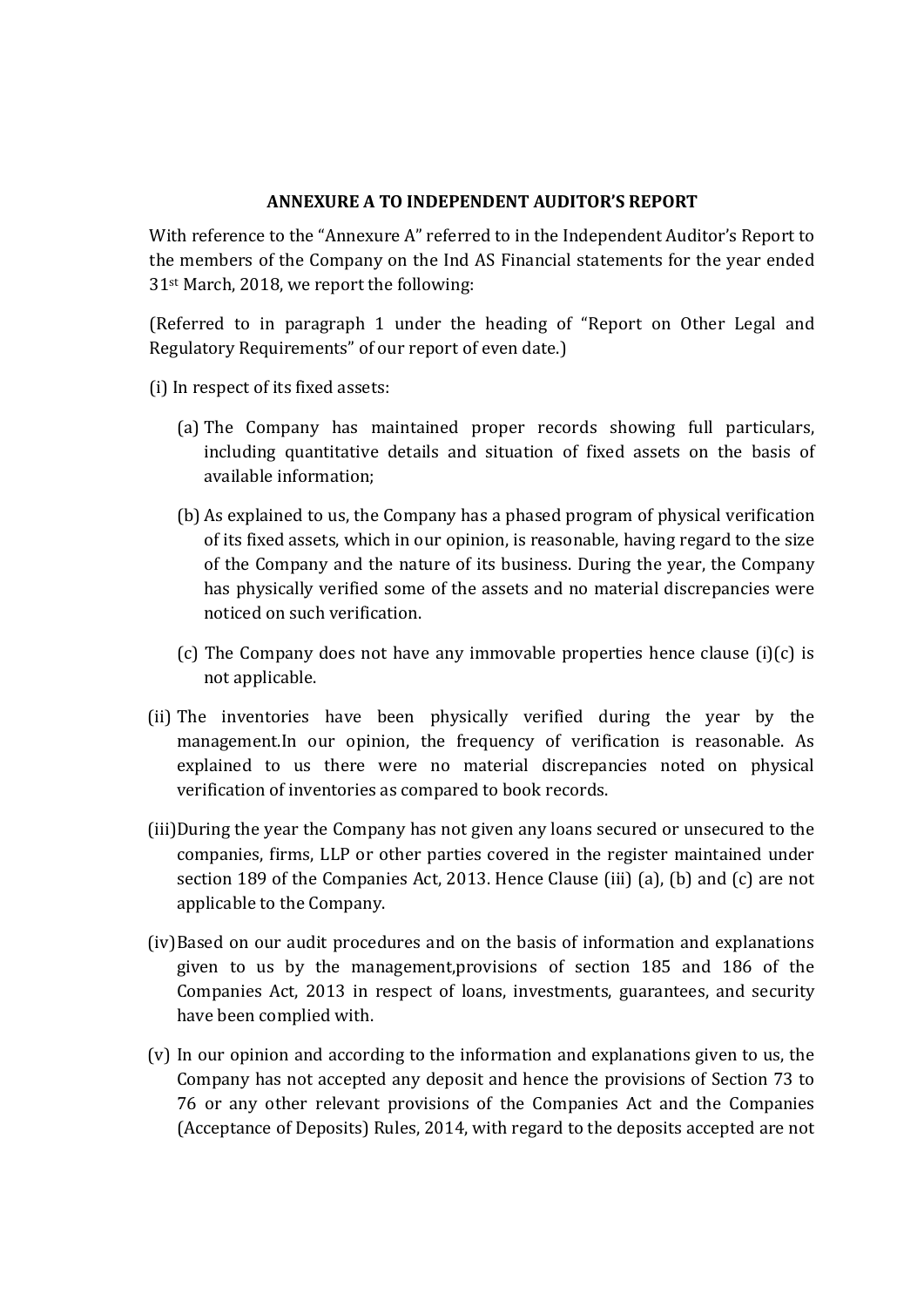## ANNEXURE A TO INDEPENDENT AUDITOR'S REPORT

With reference to the "Annexure A" referred to in the Independent Auditor's Report to the members of the Company on the Ind AS Financial statements for the year ended 31st March, 2018, we report the following:

(Referred to in paragraph 1 under the heading of "Report on Other Legal and Regulatory Requirements" of our report of even date.)

(i) In respect of its fixed assets:

(a) The Company has maintained proper records showing full particulars, including quantitative details and situation of fixed assets on the basis of available information;

(b) As explained to us, the Company has a phased program of physical verification of its fixed assets, which in our opinion, is reasonable, having regard to the size of the Company and the nature of its business. During the year, the Company has physically verified some of the assets and no material discrepancies were noticed on such verification.

(c) The Company does not have any immovable properties hence clause (i)(c) is not applicable.

(ii) The inventories have been physically verified during the year by the management.In our opinion, the frequency of verification is reasonable. As explained to us there were no material discrepancies noted on physical verification of inventories as compared to book records.

(iii) During the year the Company has not given any loans secured or unsecured to the companies, firms, LLP or other parties covered in the register maintained under section 189 of the Companies Act, 2013. Hence Clause (iii) (a), (b) and (c) are not applicable to the Company.

(iv) Based on our audit procedures and on the basis of information and explanations given to us by the management,provisions of section 185 and 186 of the Companies Act, 2013 in respect of loans, investments, guarantees, and security have been complied with.

(v) In our opinion and according to the information and explanations given to us, the Company has not accepted any deposit and hence the provisions of Section 73 to 76 or any other relevant provisions of the Companies Act and the Companies (Acceptance of Deposits) Rules, 2014, with regard to the deposits accepted are not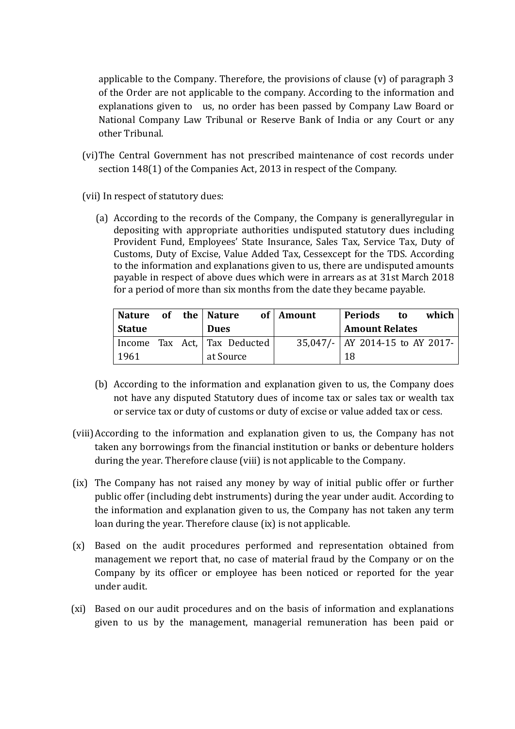applicable to the Company. Therefore, the provisions of clause (v) of paragraph 3 of the Order are not applicable to the company. According to the information and explanations given to us, no order has been passed by Company Law Board or National Company Law Tribunal or Reserve Bank of India or any Court or any other Tribunal.

(vi) The Central Government has not prescribed maintenance of cost records under section 148(1) of the Companies Act, 2013 in respect of the Company.

(vii) In respect of statutory dues:

(a) According to the records of the Company, the Company is generallyregular in depositing with appropriate authorities undisputed statutory dues including Provident Fund, Employees' State Insurance, Sales Tax, Service Tax, Duty of Customs, Duty of Excise, Value Added Tax, Cessexcept for the TDS. According to the information and explanations given to us, there are undisputed amounts payable in respect of above dues which were in arrears as at 31st March 2018 for a period of more than six months from the date they became payable.

| **Nature of the Statue** | **Nature of Dues** | **Amount** | **Periods to which Amount Relates** |
|---|---|---|---|
| Income Tax Act, 1961 | Tax Deducted at Source | 35,047/- | AY 2014-15 to AY 2017-18 |

(b) According to the information and explanation given to us, the Company does not have any disputed Statutory dues of income tax or sales tax or wealth tax or service tax or duty of customs or duty of excise or value added tax or cess.

(viii) According to the information and explanation given to us, the Company has not taken any borrowings from the financial institution or banks or debenture holders during the year. Therefore clause (viii) is not applicable to the Company.

(ix) The Company has not raised any money by way of initial public offer or further public offer (including debt instruments) during the year under audit. According to the information and explanation given to us, the Company has not taken any term loan during the year. Therefore clause (ix) is not applicable.

(x) Based on the audit procedures performed and representation obtained from management we report that, no case of material fraud by the Company or on the Company by its officer or employee has been noticed or reported for the year under audit.

(xi) Based on our audit procedures and on the basis of information and explanations given to us by the management, managerial remuneration has been paid or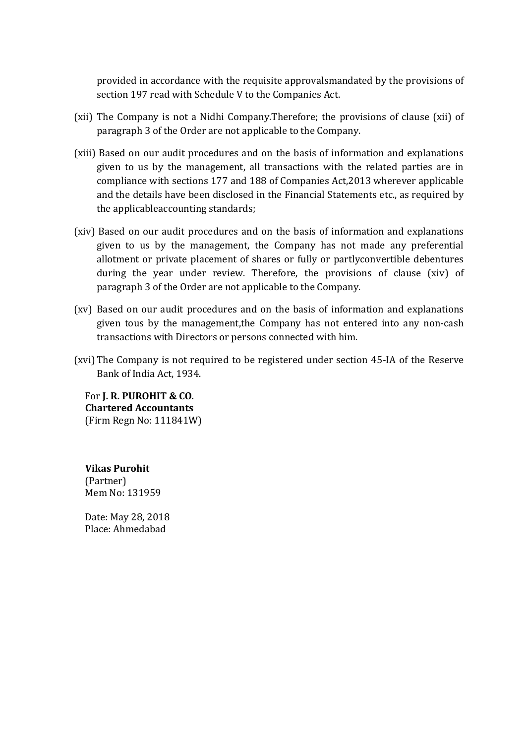provided in accordance with the requisite approvalsmandated by the provisions of section 197 read with Schedule V to the Companies Act.

(xii) The Company is not a Nidhi Company.Therefore; the provisions of clause (xii) of paragraph 3 of the Order are not applicable to the Company.

(xiii) Based on our audit procedures and on the basis of information and explanations given to us by the management, all transactions with the related parties are in compliance with sections 177 and 188 of Companies Act,2013 wherever applicable and the details have been disclosed in the Financial Statements etc., as required by the applicableaccounting standards;

(xiv) Based on our audit procedures and on the basis of information and explanations given to us by the management, the Company has not made any preferential allotment or private placement of shares or fully or partlyconvertible debentures during the year under review. Therefore, the provisions of clause (xiv) of paragraph 3 of the Order are not applicable to the Company.

(xv) Based on our audit procedures and on the basis of information and explanations given tous by the management,the Company has not entered into any non-cash transactions with Directors or persons connected with him.

(xvi) The Company is not required to be registered under section 45-IA of the Reserve Bank of India Act, 1934.

For **J. R. PUROHIT & CO.**
**Chartered Accountants**
(Firm Regn No: 111841W)

**Vikas Purohit**
(Partner)
Mem No: 131959

Date: May 28, 2018
Place: Ahmedabad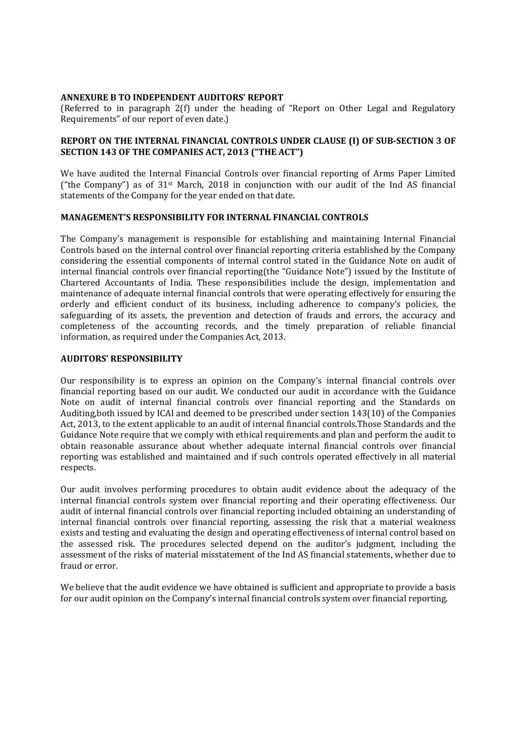**ANNEXURE B TO INDEPENDENT AUDITORS' REPORT**

(Referred to in paragraph 2(f) under the heading of "Report on Other Legal and Regulatory Requirements" of our report of even date.)

**REPORT ON THE INTERNAL FINANCIAL CONTROLS UNDER CLAUSE (I) OF SUB-SECTION 3 OF SECTION 143 OF THE COMPANIES ACT, 2013 ("THE ACT")**

We have audited the Internal Financial Controls over financial reporting of Arms Paper Limited ("the Company") as of 31st March, 2018 in conjunction with our audit of the Ind AS financial statements of the Company for the year ended on that date.

**MANAGEMENT'S RESPONSIBILITY FOR INTERNAL FINANCIAL CONTROLS**

The Company's management is responsible for establishing and maintaining Internal Financial Controls based on the internal control over financial reporting criteria established by the Company considering the essential components of internal control stated in the Guidance Note on audit of internal financial controls over financial reporting(the "Guidance Note") issued by the Institute of Chartered Accountants of India. These responsibilities include the design, implementation and maintenance of adequate internal financial controls that were operating effectively for ensuring the orderly and efficient conduct of its business, including adherence to company's policies, the safeguarding of its assets, the prevention and detection of frauds and errors, the accuracy and completeness of the accounting records, and the timely preparation of reliable financial information, as required under the Companies Act, 2013.

**AUDITORS' RESPONSIBILITY**

Our responsibility is to express an opinion on the Company's internal financial controls over financial reporting based on our audit. We conducted our audit in accordance with the Guidance Note on audit of internal financial controls over financial reporting and the Standards on Auditing,both issued by ICAI and deemed to be prescribed under section 143(10) of the Companies Act, 2013, to the extent applicable to an audit of internal financial controls.Those Standards and the Guidance Note require that we comply with ethical requirements and plan and perform the audit to obtain reasonable assurance about whether adequate internal financial controls over financial reporting was established and maintained and if such controls operated effectively in all material respects.

Our audit involves performing procedures to obtain audit evidence about the adequacy of the internal financial controls system over financial reporting and their operating effectiveness. Our audit of internal financial controls over financial reporting included obtaining an understanding of internal financial controls over financial reporting, assessing the risk that a material weakness exists and testing and evaluating the design and operating effectiveness of internal control based on the assessed risk. The procedures selected depend on the auditor's judgment, including the assessment of the risks of material misstatement of the Ind AS financial statements, whether due to fraud or error.

We believe that the audit evidence we have obtained is sufficient and appropriate to provide a basis for our audit opinion on the Company's internal financial controls system over financial reporting.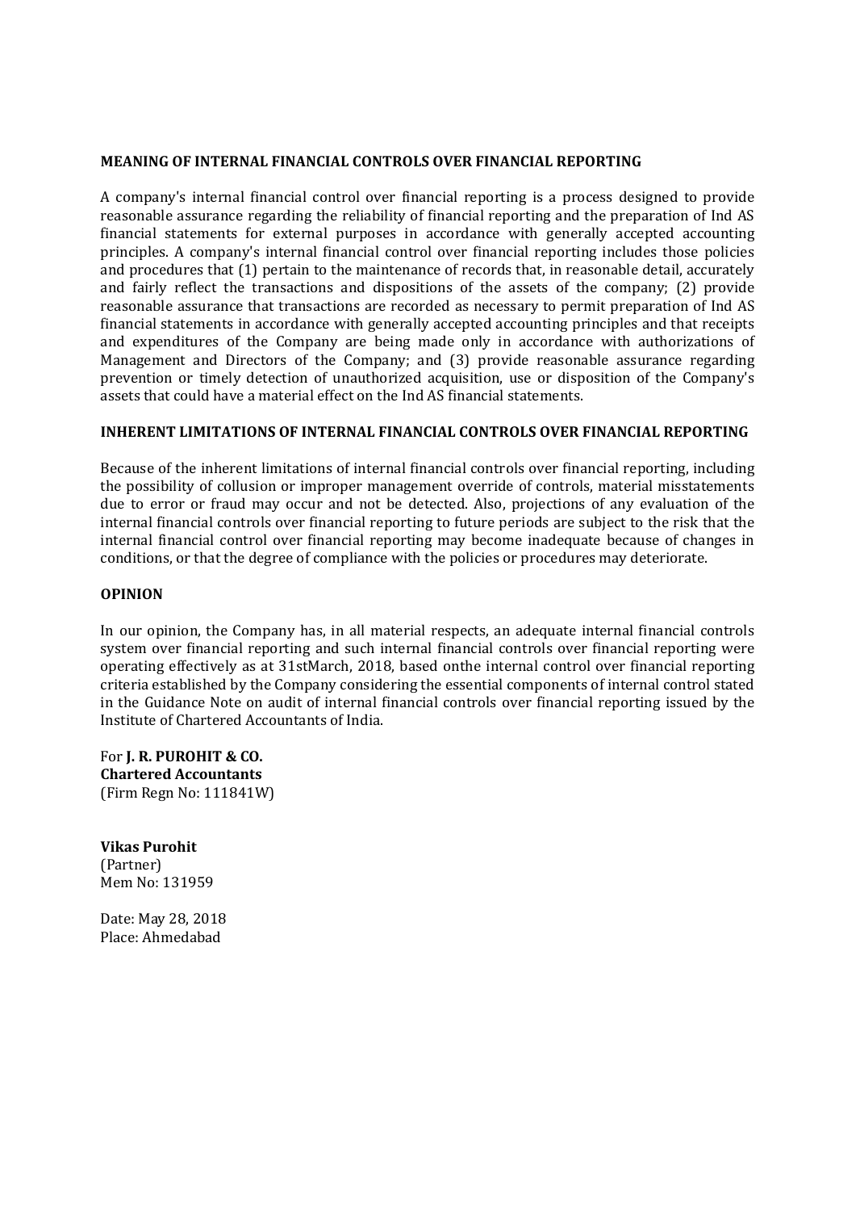## MEANING OF INTERNAL FINANCIAL CONTROLS OVER FINANCIAL REPORTING

A company's internal financial control over financial reporting is a process designed to provide reasonable assurance regarding the reliability of financial reporting and the preparation of Ind AS financial statements for external purposes in accordance with generally accepted accounting principles. A company's internal financial control over financial reporting includes those policies and procedures that (1) pertain to the maintenance of records that, in reasonable detail, accurately and fairly reflect the transactions and dispositions of the assets of the company; (2) provide reasonable assurance that transactions are recorded as necessary to permit preparation of Ind AS financial statements in accordance with generally accepted accounting principles and that receipts and expenditures of the Company are being made only in accordance with authorizations of Management and Directors of the Company; and (3) provide reasonable assurance regarding prevention or timely detection of unauthorized acquisition, use or disposition of the Company's assets that could have a material effect on the Ind AS financial statements.

## INHERENT LIMITATIONS OF INTERNAL FINANCIAL CONTROLS OVER FINANCIAL REPORTING

Because of the inherent limitations of internal financial controls over financial reporting, including the possibility of collusion or improper management override of controls, material misstatements due to error or fraud may occur and not be detected. Also, projections of any evaluation of the internal financial controls over financial reporting to future periods are subject to the risk that the internal financial control over financial reporting may become inadequate because of changes in conditions, or that the degree of compliance with the policies or procedures may deteriorate.

## OPINION

In our opinion, the Company has, in all material respects, an adequate internal financial controls system over financial reporting and such internal financial controls over financial reporting were operating effectively as at 31stMarch, 2018, based onthe internal control over financial reporting criteria established by the Company considering the essential components of internal control stated in the Guidance Note on audit of internal financial controls over financial reporting issued by the Institute of Chartered Accountants of India.

For **J. R. PUROHIT & CO.**
**Chartered Accountants**
(Firm Regn No: 111841W)

**Vikas Purohit**
(Partner)
Mem No: 131959

Date: May 28, 2018
Place: Ahmedabad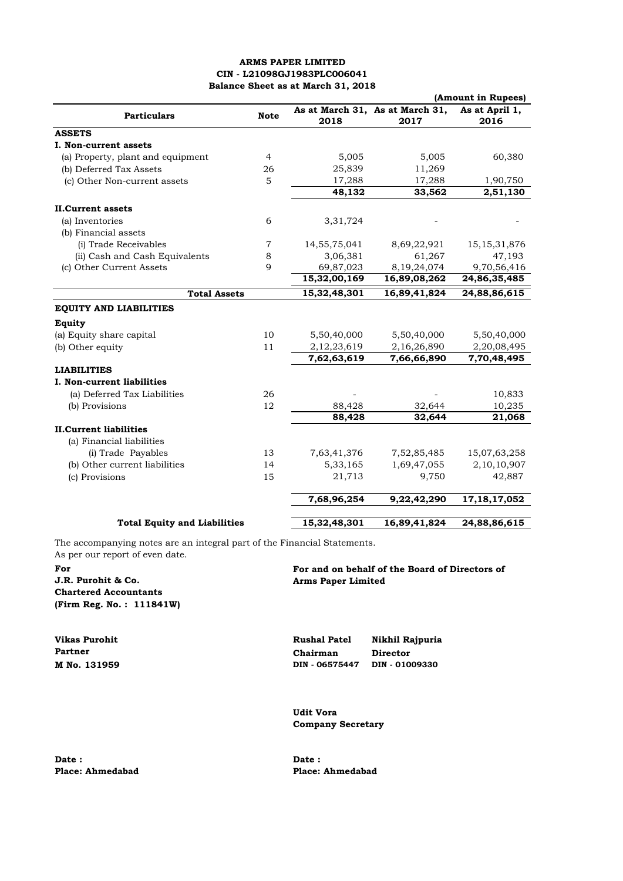**ARMS PAPER LIMITED**
**CIN - L21098GJ1983PLC006041**
**Balance Sheet as at March 31, 2018**

(Amount in Rupees)

| Particulars | Note | As at March 31, 2018 | As at March 31, 2017 | As at April 1, 2016 |
|---|---|---|---|---|
| **ASSETS** | | | | |
| **I. Non-current assets** | | | | |
| (a) Property, plant and equipment | 4 | 5,005 | 5,005 | 60,380 |
| (b) Deferred Tax Assets | 26 | 25,839 | 11,269 | |
| (c) Other Non-current assets | 5 | 17,288 | 17,288 | 1,90,750 |
| | | **48,132** | **33,562** | **2,51,130** |
| **II.Current assets** | | | | |
| (a) Inventories | 6 | 3,31,724 | - | - |
| (b) Financial assets | | | | |
| (i) Trade Receivables | 7 | 14,55,75,041 | 8,69,22,921 | 15,15,31,876 |
| (ii) Cash and Cash Equivalents | 8 | 3,06,381 | 61,267 | 47,193 |
| (c) Other Current Assets | 9 | 69,87,023 | 8,19,24,074 | 9,70,56,416 |
| | | **15,32,00,169** | **16,89,08,262** | **24,86,35,485** |
| **Total Assets** | | **15,32,48,301** | **16,89,41,824** | **24,88,86,615** |
| **EQUITY AND LIABILITIES** | | | | |
| **Equity** | | | | |
| (a) Equity share capital | 10 | 5,50,40,000 | 5,50,40,000 | 5,50,40,000 |
| (b) Other equity | 11 | 2,12,23,619 | 2,16,26,890 | 2,20,08,495 |
| | | **7,62,63,619** | **7,66,66,890** | **7,70,48,495** |
| **LIABILITIES** | | | | |
| **I. Non-current liabilities** | | | | |
| (a) Deferred Tax Liabilities | 26 | - | - | 10,833 |
| (b) Provisions | 12 | 88,428 | 32,644 | 10,235 |
| | | **88,428** | **32,644** | **21,068** |
| **II.Current liabilities** | | | | |
| (a) Financial liabilities | | | | |
| (i) Trade Payables | 13 | 7,63,41,376 | 7,52,85,485 | 15,07,63,258 |
| (b) Other current liabilities | 14 | 5,33,165 | 1,69,47,055 | 2,10,10,907 |
| (c) Provisions | 15 | 21,713 | 9,750 | 42,887 |
| | | **7,68,96,254** | **9,22,42,290** | **17,18,17,052** |
| **Total Equity and Liabilities** | | **15,32,48,301** | **16,89,41,824** | **24,88,86,615** |

The accompanying notes are an integral part of the Financial Statements.
As per our report of even date.

**For**
**J.R. Purohit & Co.**
**Chartered Accountants**
**(Firm Reg. No. : 111841W)**

**For and on behalf of the Board of Directors of**
**Arms Paper Limited**

**Vikas Purohit**
**Partner**
**M No. 131959**

**Rushal Patel**
**Chairman**
**DIN - 06575447**

**Nikhil Rajpuria**
**Director**
**DIN - 01009330**

**Udit Vora**
**Company Secretary**

**Date :**
**Place: Ahmedabad**

**Date :**
**Place: Ahmedabad**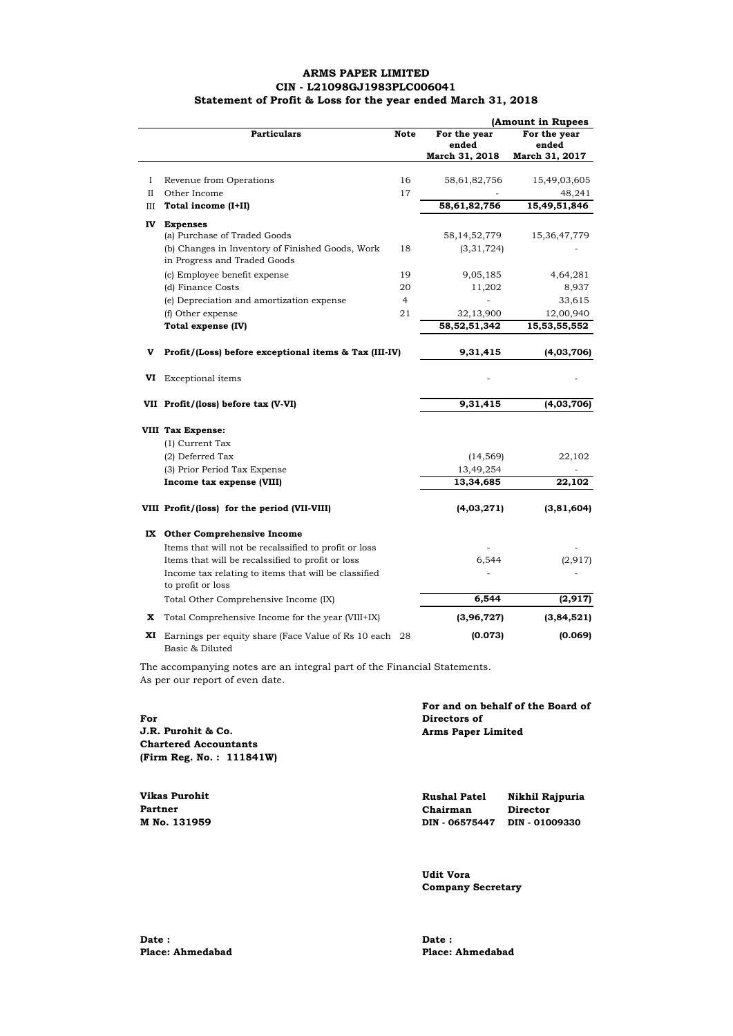# ARMS PAPER LIMITED

## CIN - L21098GJ1983PLC006041

### Statement of Profit & Loss for the year ended March 31, 2018

(Amount in Rupees

| | Particulars | Note | For the year ended March 31, 2018 | For the year ended March 31, 2017 |
|---|---|---|---|---|
| I | Revenue from Operations | 16 | 58,61,82,756 | 15,49,03,605 |
| II | Other Income | 17 | - | 48,241 |
| III | **Total income (I+II)** | | **58,61,82,756** | **15,49,51,846** |
| **IV** | **Expenses** | | | |
| | (a) Purchase of Traded Goods | | 58,14,52,779 | 15,36,47,779 |
| | (b) Changes in Inventory of Finished Goods, Work in Progress and Traded Goods | 18 | (3,31,724) | - |
| | (c) Employee benefit expense | 19 | 9,05,185 | 4,64,281 |
| | (d) Finance Costs | 20 | 11,202 | 8,937 |
| | (e) Depreciation and amortization expense | 4 | - | 33,615 |
| | (f) Other expense | 21 | 32,13,900 | 12,00,940 |
| | **Total expense (IV)** | | **58,52,51,342** | **15,53,55,552** |
| **V** | **Profit/(Loss) before exceptional items & Tax (III-IV)** | | **9,31,415** | **(4,03,706)** |
| **VI** | Exceptional items | | - | - |
| **VII** | **Profit/(loss) before tax (V-VI)** | | **9,31,415** | **(4,03,706)** |
| **VIII** | **Tax Expense:** | | | |
| | (1) Current Tax | | | |
| | (2) Deferred Tax | | (14,569) | 22,102 |
| | (3) Prior Period Tax Expense | | 13,49,254 | - |
| | **Income tax expense (VIII)** | | **13,34,685** | **22,102** |
| **VIII** | **Profit/(loss) for the period (VII-VIII)** | | **(4,03,271)** | **(3,81,604)** |
| **IX** | **Other Comprehensive Income** | | | |
| | Items that will not be recalssified to profit or loss | | - | - |
| | Items that will be recalssified to profit or loss | | 6,544 | (2,917) |
| | Income tax relating to items that will be classified to profit or loss | | - | - |
| | Total Other Comprehensive Income (IX) | | **6,544** | **(2,917)** |
| **X** | Total Comprehensive Income for the year (VIII+IX) | | **(3,96,727)** | **(3,84,521)** |
| **XI** | Earnings per equity share (Face Value of Rs 10 each Basic & Diluted | 28 | **(0.073)** | **(0.069)** |

The accompanying notes are an integral part of the Financial Statements.
As per our report of even date.

**For**
**J.R. Purohit & Co.**
**Chartered Accountants**
**(Firm Reg. No. : 111841W)**

**Vikas Purohit**
**Partner**
**M No. 131959**

**Date :**
**Place: Ahmedabad**

**For and on behalf of the Board of Directors of**
**Arms Paper Limited**

**Rushal Patel**
**Chairman**
**DIN - 06575447**

**Nikhil Rajpuria**
**Director**
**DIN - 01009330**

**Udit Vora**
**Company Secretary**

**Date :**
**Place: Ahmedabad**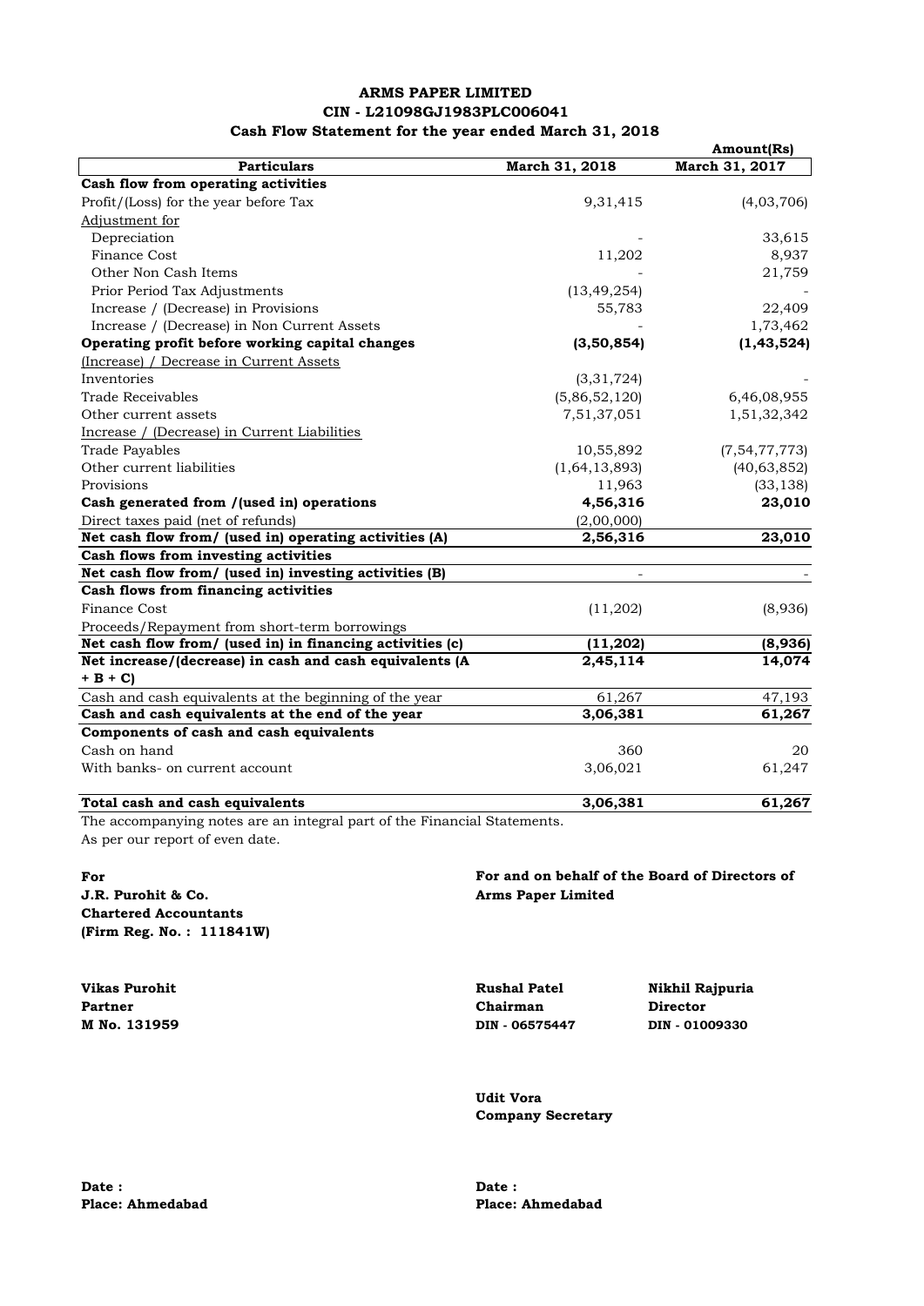# ARMS PAPER LIMITED

## CIN - L21098GJ1983PLC006041

### Cash Flow Statement for the year ended March 31, 2018

Amount(Rs)

| Particulars | March 31, 2018 | March 31, 2017 |
|---|---|---|
| **Cash flow from operating activities** | | |
| Profit/(Loss) for the year before Tax | 9,31,415 | (4,03,706) |
| Adjustment for | | |
| Depreciation | - | 33,615 |
| Finance Cost | 11,202 | 8,937 |
| Other Non Cash Items | - | 21,759 |
| Prior Period Tax Adjustments | (13,49,254) | - |
| Increase / (Decrease) in Provisions | 55,783 | 22,409 |
| Increase / (Decrease) in Non Current Assets | - | 1,73,462 |
| **Operating profit before working capital changes** | **(3,50,854)** | **(1,43,524)** |
| (Increase) / Decrease in Current Assets | | |
| Inventories | (3,31,724) | - |
| Trade Receivables | (5,86,52,120) | 6,46,08,955 |
| Other current assets | 7,51,37,051 | 1,51,32,342 |
| Increase / (Decrease) in Current Liabilities | | |
| Trade Payables | 10,55,892 | (7,54,77,773) |
| Other current liabilities | (1,64,13,893) | (40,63,852) |
| Provisions | 11,963 | (33,138) |
| **Cash generated from /(used in) operations** | **4,56,316** | **23,010** |
| Direct taxes paid (net of refunds) | (2,00,000) | |
| **Net cash flow from/ (used in) operating activities (A)** | **2,56,316** | **23,010** |
| **Cash flows from investing activities** | | |
| **Net cash flow from/ (used in) investing activities (B)** | - | - |
| **Cash flows from financing activities** | | |
| Finance Cost | (11,202) | (8,936) |
| Proceeds/Repayment from short-term borrowings | | |
| **Net cash flow from/ (used in) in financing activities (c)** | **(11,202)** | **(8,936)** |
| **Net increase/(decrease) in cash and cash equivalents (A + B + C)** | **2,45,114** | **14,074** |
| Cash and cash equivalents at the beginning of the year | 61,267 | 47,193 |
| **Cash and cash equivalents at the end of the year** | **3,06,381** | **61,267** |
| **Components of cash and cash equivalents** | | |
| Cash on hand | 360 | 20 |
| With banks- on current account | 3,06,021 | 61,247 |
| **Total cash and cash equivalents** | **3,06,381** | **61,267** |

The accompanying notes are an integral part of the Financial Statements.

As per our report of even date.

**For**
**J.R. Purohit & Co.**
**Chartered Accountants**
**(Firm Reg. No. : 111841W)**

**For and on behalf of the Board of Directors of Arms Paper Limited**

**Vikas Purohit**
**Partner**
**M No. 131959**

**Rushal Patel**
**Chairman**
**DIN - 06575447**

**Nikhil Rajpuria**
**Director**
**DIN - 01009330**

**Udit Vora**
**Company Secretary**

**Date :**
**Place: Ahmedabad**

**Date :**
**Place: Ahmedabad**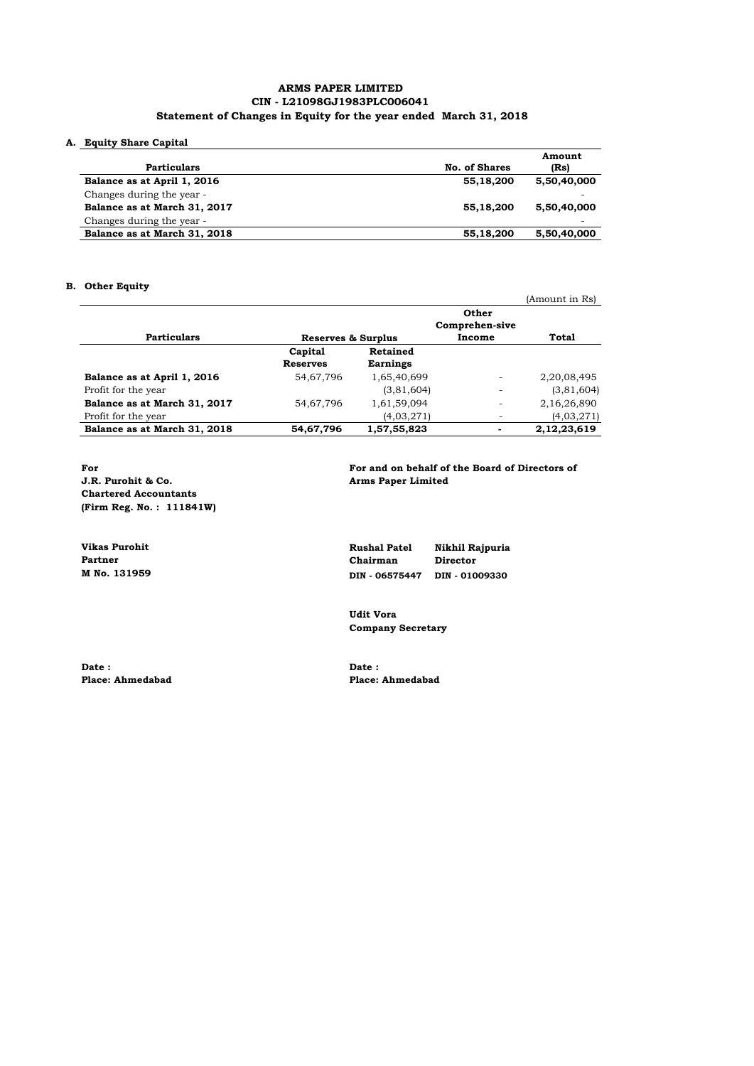# ARMS PAPER LIMITED
## CIN - L21098GJ1983PLC006041
## Statement of Changes in Equity for the year ended March 31, 2018

**A. Equity Share Capital**

| Particulars | No. of Shares | Amount (Rs) |
|---|---|---|
| **Balance as at April 1, 2016** | **55,18,200** | **5,50,40,000** |
| Changes during the year - | | - |
| **Balance as at March 31, 2017** | **55,18,200** | **5,50,40,000** |
| Changes during the year - | | - |
| **Balance as at March 31, 2018** | **55,18,200** | **5,50,40,000** |

**B. Other Equity**

(Amount in Rs)

| Particulars | Reserves & Surplus | | Other Comprehen-sive Income | Total |
|---|---|---|---|---|
| | Capital Reserves | Retained Earnings | | |
| **Balance as at April 1, 2016** | 54,67,796 | 1,65,40,699 | - | 2,20,08,495 |
| Profit for the year | | (3,81,604) | - | (3,81,604) |
| **Balance as at March 31, 2017** | 54,67,796 | 1,61,59,094 | - | 2,16,26,890 |
| Profit for the year | | (4,03,271) | - | (4,03,271) |
| **Balance as at March 31, 2018** | **54,67,796** | **1,57,55,823** | **-** | **2,12,23,619** |

**For**
**J.R. Purohit & Co.**
**Chartered Accountants**
**(Firm Reg. No. : 111841W)**

**Vikas Purohit**
**Partner**
**M No. 131959**

**Date :**
**Place: Ahmedabad**

**For and on behalf of the Board of Directors of Arms Paper Limited**

**Rushal Patel**
**Chairman**
**DIN - 06575447**

**Nikhil Rajpuria**
**Director**
**DIN - 01009330**

**Udit Vora**
**Company Secretary**

**Date :**
**Place: Ahmedabad**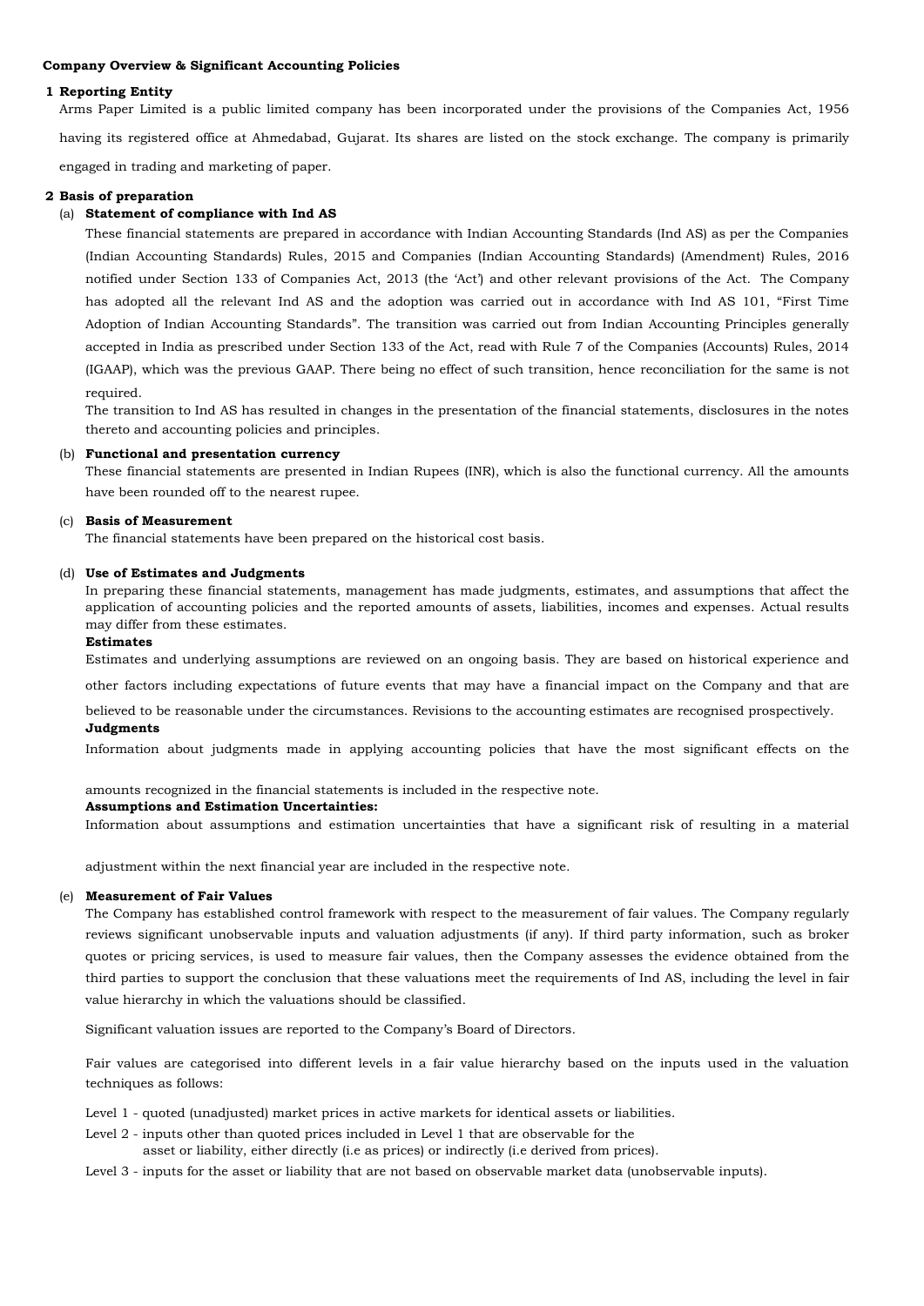**Company Overview & Significant Accounting Policies**

**1 Reporting Entity**

Arms Paper Limited is a public limited company has been incorporated under the provisions of the Companies Act, 1956 having its registered office at Ahmedabad, Gujarat. Its shares are listed on the stock exchange. The company is primarily engaged in trading and marketing of paper.

**2 Basis of preparation**

(a) **Statement of compliance with Ind AS**

These financial statements are prepared in accordance with Indian Accounting Standards (Ind AS) as per the Companies (Indian Accounting Standards) Rules, 2015 and Companies (Indian Accounting Standards) (Amendment) Rules, 2016 notified under Section 133 of Companies Act, 2013 (the 'Act') and other relevant provisions of the Act. The Company has adopted all the relevant Ind AS and the adoption was carried out in accordance with Ind AS 101, "First Time Adoption of Indian Accounting Standards". The transition was carried out from Indian Accounting Principles generally accepted in India as prescribed under Section 133 of the Act, read with Rule 7 of the Companies (Accounts) Rules, 2014 (IGAAP), which was the previous GAAP. There being no effect of such transition, hence reconciliation for the same is not required.

The transition to Ind AS has resulted in changes in the presentation of the financial statements, disclosures in the notes thereto and accounting policies and principles.

(b) **Functional and presentation currency**

These financial statements are presented in Indian Rupees (INR), which is also the functional currency. All the amounts have been rounded off to the nearest rupee.

(c) **Basis of Measurement**

The financial statements have been prepared on the historical cost basis.

(d) **Use of Estimates and Judgments**

In preparing these financial statements, management has made judgments, estimates, and assumptions that affect the application of accounting policies and the reported amounts of assets, liabilities, incomes and expenses. Actual results may differ from these estimates.

**Estimates**

Estimates and underlying assumptions are reviewed on an ongoing basis. They are based on historical experience and other factors including expectations of future events that may have a financial impact on the Company and that are believed to be reasonable under the circumstances. Revisions to the accounting estimates are recognised prospectively.

**Judgments**

Information about judgments made in applying accounting policies that have the most significant effects on the amounts recognized in the financial statements is included in the respective note.

**Assumptions and Estimation Uncertainties:**

Information about assumptions and estimation uncertainties that have a significant risk of resulting in a material adjustment within the next financial year are included in the respective note.

(e) **Measurement of Fair Values**

The Company has established control framework with respect to the measurement of fair values. The Company regularly reviews significant unobservable inputs and valuation adjustments (if any). If third party information, such as broker quotes or pricing services, is used to measure fair values, then the Company assesses the evidence obtained from the third parties to support the conclusion that these valuations meet the requirements of Ind AS, including the level in fair value hierarchy in which the valuations should be classified.

Significant valuation issues are reported to the Company's Board of Directors.

Fair values are categorised into different levels in a fair value hierarchy based on the inputs used in the valuation techniques as follows:

Level 1 - quoted (unadjusted) market prices in active markets for identical assets or liabilities.

Level 2 - inputs other than quoted prices included in Level 1 that are observable for the asset or liability, either directly (i.e as prices) or indirectly (i.e derived from prices).

Level 3 - inputs for the asset or liability that are not based on observable market data (unobservable inputs).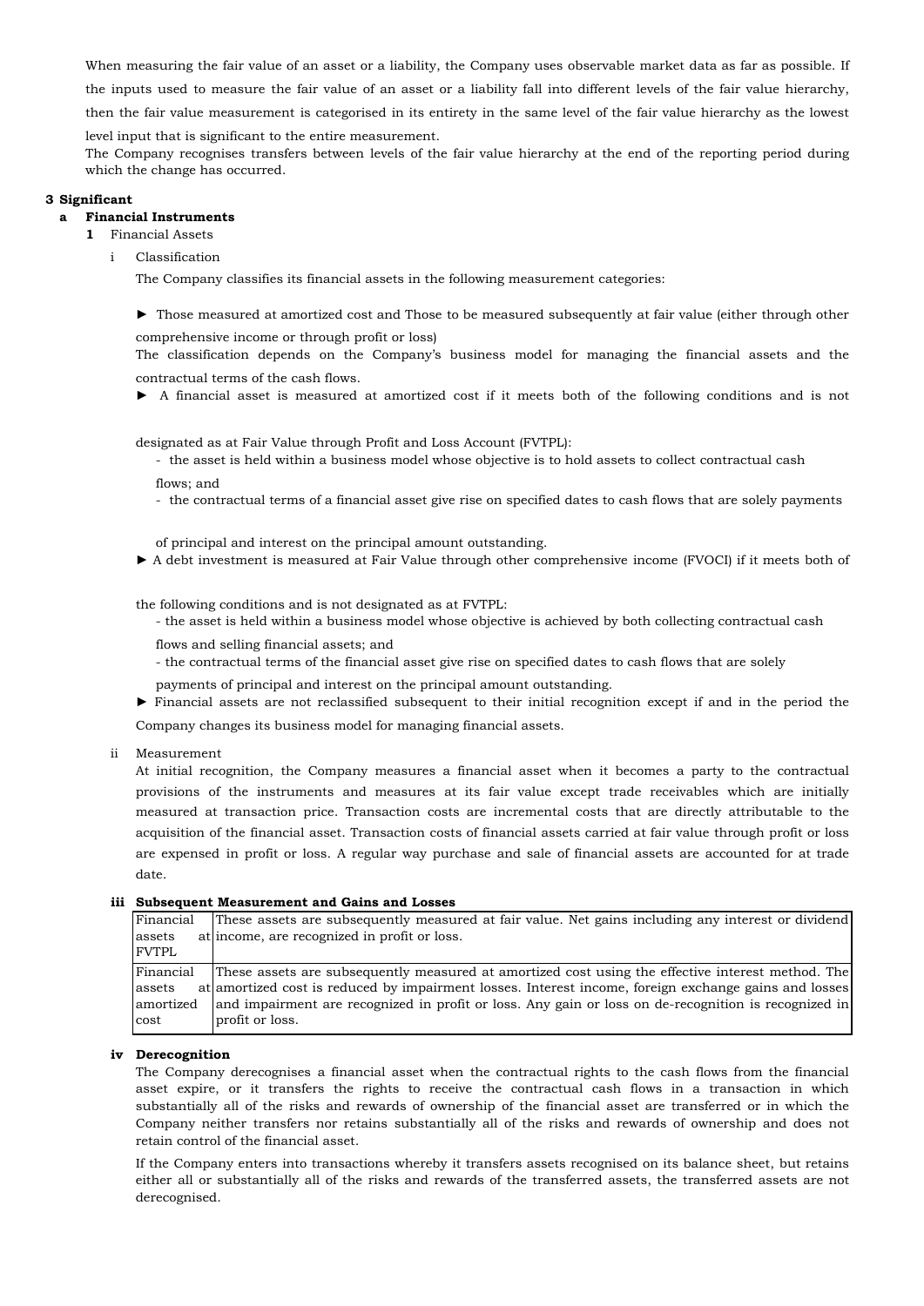When measuring the fair value of an asset or a liability, the Company uses observable market data as far as possible. If the inputs used to measure the fair value of an asset or a liability fall into different levels of the fair value hierarchy, then the fair value measurement is categorised in its entirety in the same level of the fair value hierarchy as the lowest level input that is significant to the entire measurement.

The Company recognises transfers between levels of the fair value hierarchy at the end of the reporting period during which the change has occurred.

**3 Significant**

**a Financial Instruments**

**1** Financial Assets

i Classification

The Company classifies its financial assets in the following measurement categories:

► Those measured at amortized cost and Those to be measured subsequently at fair value (either through other comprehensive income or through profit or loss)

The classification depends on the Company's business model for managing the financial assets and the contractual terms of the cash flows.

► A financial asset is measured at amortized cost if it meets both of the following conditions and is not designated as at Fair Value through Profit and Loss Account (FVTPL):

- the asset is held within a business model whose objective is to hold assets to collect contractual cash flows; and
- the contractual terms of a financial asset give rise on specified dates to cash flows that are solely payments of principal and interest on the principal amount outstanding.

► A debt investment is measured at Fair Value through other comprehensive income (FVOCI) if it meets both of the following conditions and is not designated as at FVTPL:

- the asset is held within a business model whose objective is achieved by both collecting contractual cash flows and selling financial assets; and
- the contractual terms of the financial asset give rise on specified dates to cash flows that are solely payments of principal and interest on the principal amount outstanding.

► Financial assets are not reclassified subsequent to their initial recognition except if and in the period the Company changes its business model for managing financial assets.

ii Measurement

At initial recognition, the Company measures a financial asset when it becomes a party to the contractual provisions of the instruments and measures at its fair value except trade receivables which are initially measured at transaction price. Transaction costs are incremental costs that are directly attributable to the acquisition of the financial asset. Transaction costs of financial assets carried at fair value through profit or loss are expensed in profit or loss. A regular way purchase and sale of financial assets are accounted for at trade date.

**iii Subsequent Measurement and Gains and Losses**

| | |
|---|---|
| Financial assets at FVTPL | These assets are subsequently measured at fair value. Net gains including any interest or dividend income, are recognized in profit or loss. |
| Financial assets at amortized cost | These assets are subsequently measured at amortized cost using the effective interest method. The amortized cost is reduced by impairment losses. Interest income, foreign exchange gains and losses and impairment are recognized in profit or loss. Any gain or loss on de-recognition is recognized in profit or loss. |

**iv Derecognition**

The Company derecognises a financial asset when the contractual rights to the cash flows from the financial asset expire, or it transfers the rights to receive the contractual cash flows in a transaction in which substantially all of the risks and rewards of ownership of the financial asset are transferred or in which the Company neither transfers nor retains substantially all of the risks and rewards of ownership and does not retain control of the financial asset.

If the Company enters into transactions whereby it transfers assets recognised on its balance sheet, but retains either all or substantially all of the risks and rewards of the transferred assets, the transferred assets are not derecognised.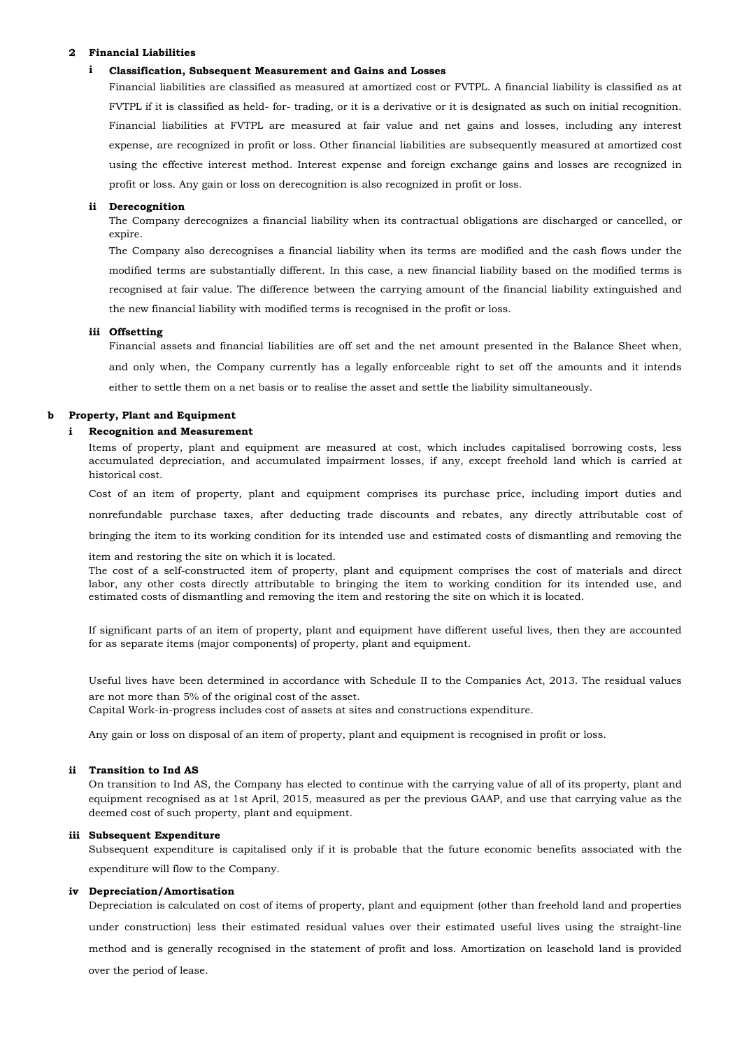**2 Financial Liabilities**

**i Classification, Subsequent Measurement and Gains and Losses**

Financial liabilities are classified as measured at amortized cost or FVTPL. A financial liability is classified as at FVTPL if it is classified as held- for- trading, or it is a derivative or it is designated as such on initial recognition. Financial liabilities at FVTPL are measured at fair value and net gains and losses, including any interest expense, are recognized in profit or loss. Other financial liabilities are subsequently measured at amortized cost using the effective interest method. Interest expense and foreign exchange gains and losses are recognized in profit or loss. Any gain or loss on derecognition is also recognized in profit or loss.

**ii Derecognition**

The Company derecognizes a financial liability when its contractual obligations are discharged or cancelled, or expire.

The Company also derecognises a financial liability when its terms are modified and the cash flows under the modified terms are substantially different. In this case, a new financial liability based on the modified terms is recognised at fair value. The difference between the carrying amount of the financial liability extinguished and the new financial liability with modified terms is recognised in the profit or loss.

**iii Offsetting**

Financial assets and financial liabilities are off set and the net amount presented in the Balance Sheet when, and only when, the Company currently has a legally enforceable right to set off the amounts and it intends either to settle them on a net basis or to realise the asset and settle the liability simultaneously.

**b Property, Plant and Equipment**

**i Recognition and Measurement**

Items of property, plant and equipment are measured at cost, which includes capitalised borrowing costs, less accumulated depreciation, and accumulated impairment losses, if any, except freehold land which is carried at historical cost.

Cost of an item of property, plant and equipment comprises its purchase price, including import duties and nonrefundable purchase taxes, after deducting trade discounts and rebates, any directly attributable cost of bringing the item to its working condition for its intended use and estimated costs of dismantling and removing the item and restoring the site on which it is located.

The cost of a self-constructed item of property, plant and equipment comprises the cost of materials and direct labor, any other costs directly attributable to bringing the item to working condition for its intended use, and estimated costs of dismantling and removing the item and restoring the site on which it is located.

If significant parts of an item of property, plant and equipment have different useful lives, then they are accounted for as separate items (major components) of property, plant and equipment.

Useful lives have been determined in accordance with Schedule II to the Companies Act, 2013. The residual values are not more than 5% of the original cost of the asset.

Capital Work-in-progress includes cost of assets at sites and constructions expenditure.

Any gain or loss on disposal of an item of property, plant and equipment is recognised in profit or loss.

**ii Transition to Ind AS**

On transition to Ind AS, the Company has elected to continue with the carrying value of all of its property, plant and equipment recognised as at 1st April, 2015, measured as per the previous GAAP, and use that carrying value as the deemed cost of such property, plant and equipment.

**iii Subsequent Expenditure**

Subsequent expenditure is capitalised only if it is probable that the future economic benefits associated with the expenditure will flow to the Company.

**iv Depreciation/Amortisation**

Depreciation is calculated on cost of items of property, plant and equipment (other than freehold land and properties under construction) less their estimated residual values over their estimated useful lives using the straight-line method and is generally recognised in the statement of profit and loss. Amortization on leasehold land is provided over the period of lease.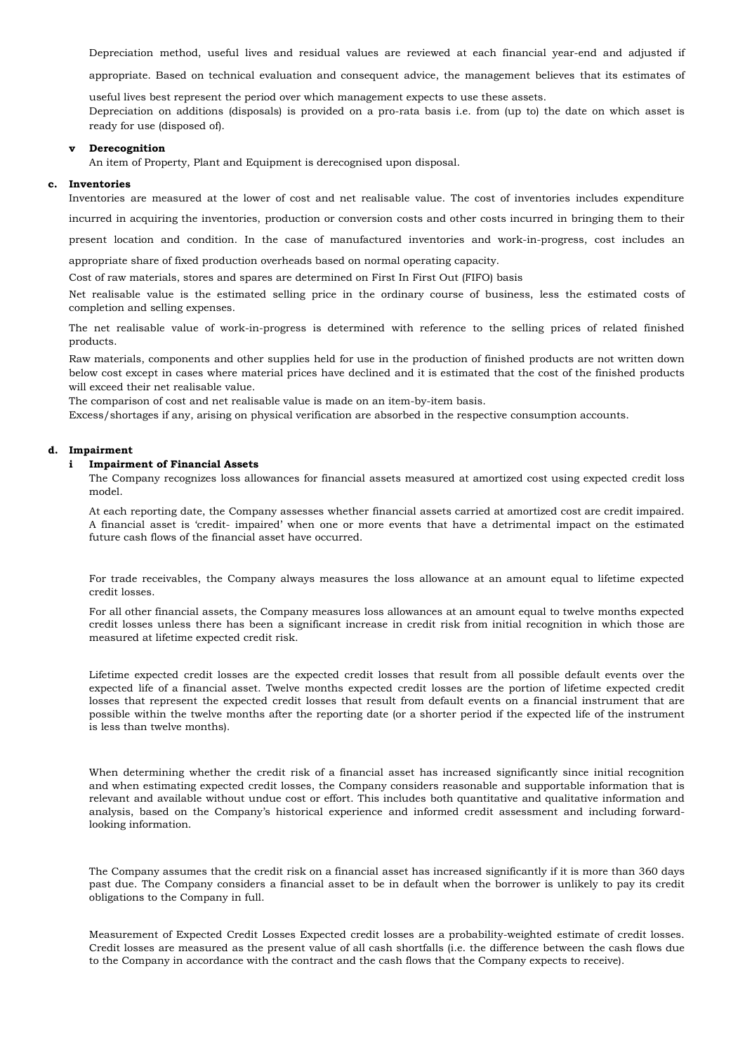Depreciation method, useful lives and residual values are reviewed at each financial year-end and adjusted if appropriate. Based on technical evaluation and consequent advice, the management believes that its estimates of useful lives best represent the period over which management expects to use these assets.

Depreciation on additions (disposals) is provided on a pro-rata basis i.e. from (up to) the date on which asset is ready for use (disposed of).

**v Derecognition**

An item of Property, Plant and Equipment is derecognised upon disposal.

**c. Inventories**

Inventories are measured at the lower of cost and net realisable value. The cost of inventories includes expenditure incurred in acquiring the inventories, production or conversion costs and other costs incurred in bringing them to their present location and condition. In the case of manufactured inventories and work-in-progress, cost includes an appropriate share of fixed production overheads based on normal operating capacity.

Cost of raw materials, stores and spares are determined on First In First Out (FIFO) basis

Net realisable value is the estimated selling price in the ordinary course of business, less the estimated costs of completion and selling expenses.

The net realisable value of work-in-progress is determined with reference to the selling prices of related finished products.

Raw materials, components and other supplies held for use in the production of finished products are not written down below cost except in cases where material prices have declined and it is estimated that the cost of the finished products will exceed their net realisable value.

The comparison of cost and net realisable value is made on an item-by-item basis.

Excess/shortages if any, arising on physical verification are absorbed in the respective consumption accounts.

**d. Impairment**

**i Impairment of Financial Assets**

The Company recognizes loss allowances for financial assets measured at amortized cost using expected credit loss model.

At each reporting date, the Company assesses whether financial assets carried at amortized cost are credit impaired. A financial asset is 'credit- impaired' when one or more events that have a detrimental impact on the estimated future cash flows of the financial asset have occurred.

For trade receivables, the Company always measures the loss allowance at an amount equal to lifetime expected credit losses.

For all other financial assets, the Company measures loss allowances at an amount equal to twelve months expected credit losses unless there has been a significant increase in credit risk from initial recognition in which those are measured at lifetime expected credit risk.

Lifetime expected credit losses are the expected credit losses that result from all possible default events over the expected life of a financial asset. Twelve months expected credit losses are the portion of lifetime expected credit losses that represent the expected credit losses that result from default events on a financial instrument that are possible within the twelve months after the reporting date (or a shorter period if the expected life of the instrument is less than twelve months).

When determining whether the credit risk of a financial asset has increased significantly since initial recognition and when estimating expected credit losses, the Company considers reasonable and supportable information that is relevant and available without undue cost or effort. This includes both quantitative and qualitative information and analysis, based on the Company's historical experience and informed credit assessment and including forward-looking information.

The Company assumes that the credit risk on a financial asset has increased significantly if it is more than 360 days past due. The Company considers a financial asset to be in default when the borrower is unlikely to pay its credit obligations to the Company in full.

Measurement of Expected Credit Losses Expected credit losses are a probability-weighted estimate of credit losses. Credit losses are measured as the present value of all cash shortfalls (i.e. the difference between the cash flows due to the Company in accordance with the contract and the cash flows that the Company expects to receive).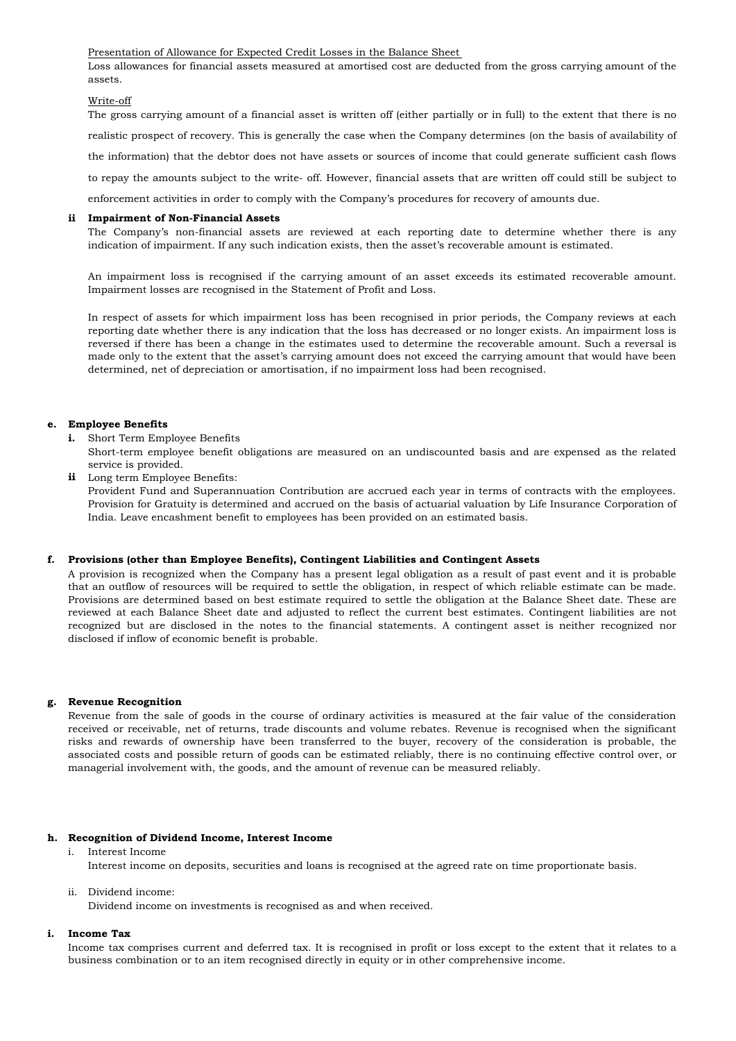Presentation of Allowance for Expected Credit Losses in the Balance Sheet

Loss allowances for financial assets measured at amortised cost are deducted from the gross carrying amount of the assets.

Write-off

The gross carrying amount of a financial asset is written off (either partially or in full) to the extent that there is no realistic prospect of recovery. This is generally the case when the Company determines (on the basis of availability of the information) that the debtor does not have assets or sources of income that could generate sufficient cash flows to repay the amounts subject to the write- off. However, financial assets that are written off could still be subject to enforcement activities in order to comply with the Company's procedures for recovery of amounts due.

**ii Impairment of Non-Financial Assets**

The Company's non-financial assets are reviewed at each reporting date to determine whether there is any indication of impairment. If any such indication exists, then the asset's recoverable amount is estimated.

An impairment loss is recognised if the carrying amount of an asset exceeds its estimated recoverable amount. Impairment losses are recognised in the Statement of Profit and Loss.

In respect of assets for which impairment loss has been recognised in prior periods, the Company reviews at each reporting date whether there is any indication that the loss has decreased or no longer exists. An impairment loss is reversed if there has been a change in the estimates used to determine the recoverable amount. Such a reversal is made only to the extent that the asset's carrying amount does not exceed the carrying amount that would have been determined, net of depreciation or amortisation, if no impairment loss had been recognised.

**e. Employee Benefits**

**i.** Short Term Employee Benefits

Short-term employee benefit obligations are measured on an undiscounted basis and are expensed as the related service is provided.

**ii** Long term Employee Benefits:

Provident Fund and Superannuation Contribution are accrued each year in terms of contracts with the employees. Provision for Gratuity is determined and accrued on the basis of actuarial valuation by Life Insurance Corporation of India. Leave encashment benefit to employees has been provided on an estimated basis.

**f. Provisions (other than Employee Benefits), Contingent Liabilities and Contingent Assets**

A provision is recognized when the Company has a present legal obligation as a result of past event and it is probable that an outflow of resources will be required to settle the obligation, in respect of which reliable estimate can be made. Provisions are determined based on best estimate required to settle the obligation at the Balance Sheet date. These are reviewed at each Balance Sheet date and adjusted to reflect the current best estimates. Contingent liabilities are not recognized but are disclosed in the notes to the financial statements. A contingent asset is neither recognized nor disclosed if inflow of economic benefit is probable.

**g. Revenue Recognition**

Revenue from the sale of goods in the course of ordinary activities is measured at the fair value of the consideration received or receivable, net of returns, trade discounts and volume rebates. Revenue is recognised when the significant risks and rewards of ownership have been transferred to the buyer, recovery of the consideration is probable, the associated costs and possible return of goods can be estimated reliably, there is no continuing effective control over, or managerial involvement with, the goods, and the amount of revenue can be measured reliably.

**h. Recognition of Dividend Income, Interest Income**

i. Interest Income

Interest income on deposits, securities and loans is recognised at the agreed rate on time proportionate basis.

ii. Dividend income:

Dividend income on investments is recognised as and when received.

**i. Income Tax**

Income tax comprises current and deferred tax. It is recognised in profit or loss except to the extent that it relates to a business combination or to an item recognised directly in equity or in other comprehensive income.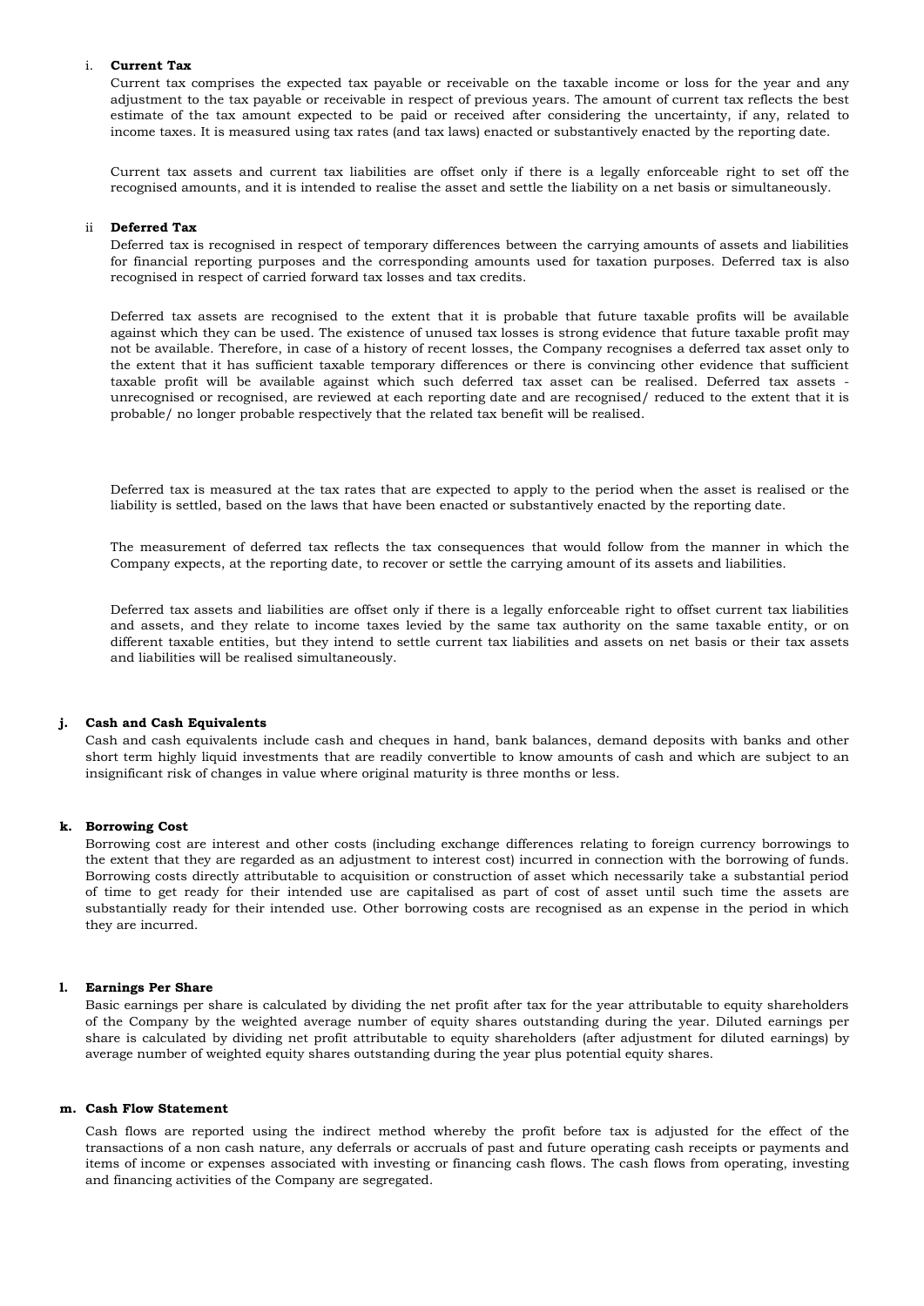i. **Current Tax**

Current tax comprises the expected tax payable or receivable on the taxable income or loss for the year and any adjustment to the tax payable or receivable in respect of previous years. The amount of current tax reflects the best estimate of the tax amount expected to be paid or received after considering the uncertainty, if any, related to income taxes. It is measured using tax rates (and tax laws) enacted or substantively enacted by the reporting date.

Current tax assets and current tax liabilities are offset only if there is a legally enforceable right to set off the recognised amounts, and it is intended to realise the asset and settle the liability on a net basis or simultaneously.

ii **Deferred Tax**

Deferred tax is recognised in respect of temporary differences between the carrying amounts of assets and liabilities for financial reporting purposes and the corresponding amounts used for taxation purposes. Deferred tax is also recognised in respect of carried forward tax losses and tax credits.

Deferred tax assets are recognised to the extent that it is probable that future taxable profits will be available against which they can be used. The existence of unused tax losses is strong evidence that future taxable profit may not be available. Therefore, in case of a history of recent losses, the Company recognises a deferred tax asset only to the extent that it has sufficient taxable temporary differences or there is convincing other evidence that sufficient taxable profit will be available against which such deferred tax asset can be realised. Deferred tax assets - unrecognised or recognised, are reviewed at each reporting date and are recognised/ reduced to the extent that it is probable/ no longer probable respectively that the related tax benefit will be realised.

Deferred tax is measured at the tax rates that are expected to apply to the period when the asset is realised or the liability is settled, based on the laws that have been enacted or substantively enacted by the reporting date.

The measurement of deferred tax reflects the tax consequences that would follow from the manner in which the Company expects, at the reporting date, to recover or settle the carrying amount of its assets and liabilities.

Deferred tax assets and liabilities are offset only if there is a legally enforceable right to offset current tax liabilities and assets, and they relate to income taxes levied by the same tax authority on the same taxable entity, or on different taxable entities, but they intend to settle current tax liabilities and assets on net basis or their tax assets and liabilities will be realised simultaneously.

**j. Cash and Cash Equivalents**

Cash and cash equivalents include cash and cheques in hand, bank balances, demand deposits with banks and other short term highly liquid investments that are readily convertible to know amounts of cash and which are subject to an insignificant risk of changes in value where original maturity is three months or less.

**k. Borrowing Cost**

Borrowing cost are interest and other costs (including exchange differences relating to foreign currency borrowings to the extent that they are regarded as an adjustment to interest cost) incurred in connection with the borrowing of funds. Borrowing costs directly attributable to acquisition or construction of asset which necessarily take a substantial period of time to get ready for their intended use are capitalised as part of cost of asset until such time the assets are substantially ready for their intended use. Other borrowing costs are recognised as an expense in the period in which they are incurred.

**l. Earnings Per Share**

Basic earnings per share is calculated by dividing the net profit after tax for the year attributable to equity shareholders of the Company by the weighted average number of equity shares outstanding during the year. Diluted earnings per share is calculated by dividing net profit attributable to equity shareholders (after adjustment for diluted earnings) by average number of weighted equity shares outstanding during the year plus potential equity shares.

**m. Cash Flow Statement**

Cash flows are reported using the indirect method whereby the profit before tax is adjusted for the effect of the transactions of a non cash nature, any deferrals or accruals of past and future operating cash receipts or payments and items of income or expenses associated with investing or financing cash flows. The cash flows from operating, investing and financing activities of the Company are segregated.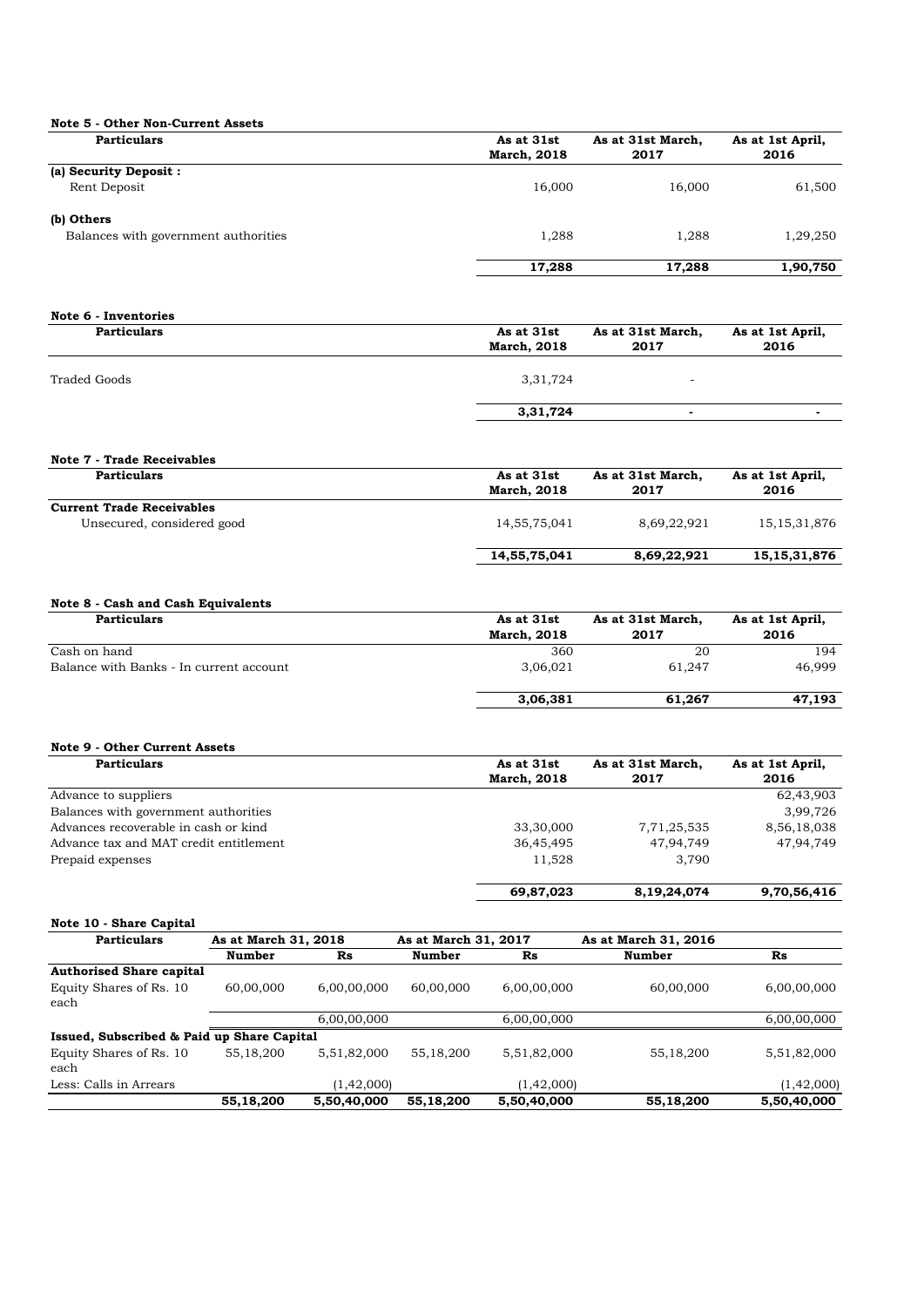**Note 5 - Other Non-Current Assets**

| Particulars | As at 31st March, 2018 | As at 31st March, 2017 | As at 1st April, 2016 |
|---|---|---|---|
| **(a) Security Deposit :** | | | |
| Rent Deposit | 16,000 | 16,000 | 61,500 |
| **(b) Others** | | | |
| Balances with government authorities | 1,288 | 1,288 | 1,29,250 |
| | **17,288** | **17,288** | **1,90,750** |

**Note 6 - Inventories**

| Particulars | As at 31st March, 2018 | As at 31st March, 2017 | As at 1st April, 2016 |
|---|---|---|---|
| Traded Goods | 3,31,724 | - | |
| | **3,31,724** | **-** | **-** |

**Note 7 - Trade Receivables**

| Particulars | As at 31st March, 2018 | As at 31st March, 2017 | As at 1st April, 2016 |
|---|---|---|---|
| **Current Trade Receivables** | | | |
| Unsecured, considered good | 14,55,75,041 | 8,69,22,921 | 15,15,31,876 |
| | **14,55,75,041** | **8,69,22,921** | **15,15,31,876** |

**Note 8 - Cash and Cash Equivalents**

| Particulars | As at 31st March, 2018 | As at 31st March, 2017 | As at 1st April, 2016 |
|---|---|---|---|
| Cash on hand | 360 | 20 | 194 |
| Balance with Banks - In current account | 3,06,021 | 61,247 | 46,999 |
| | **3,06,381** | **61,267** | **47,193** |

**Note 9 - Other Current Assets**

| Particulars | As at 31st March, 2018 | As at 31st March, 2017 | As at 1st April, 2016 |
|---|---|---|---|
| Advance to suppliers | | | 62,43,903 |
| Balances with government authorities | | | 3,99,726 |
| Advances recoverable in cash or kind | 33,30,000 | 7,71,25,535 | 8,56,18,038 |
| Advance tax and MAT credit entitlement | 36,45,495 | 47,94,749 | 47,94,749 |
| Prepaid expenses | 11,528 | 3,790 | |
| | **69,87,023** | **8,19,24,074** | **9,70,56,416** |

**Note 10 - Share Capital**

| Particulars | As at March 31, 2018 | | As at March 31, 2017 | | As at March 31, 2016 | |
|---|---|---|---|---|---|---|
| | **Number** | **Rs** | **Number** | **Rs** | **Number** | **Rs** |
| **Authorised Share capital** | | | | | | |
| Equity Shares of Rs. 10 each | 60,00,000 | 6,00,00,000 | 60,00,000 | 6,00,00,000 | 60,00,000 | 6,00,00,000 |
| | | 6,00,00,000 | | 6,00,00,000 | | 6,00,00,000 |
| **Issued, Subscribed & Paid up Share Capital** | | | | | | |
| Equity Shares of Rs. 10 each | 55,18,200 | 5,51,82,000 | 55,18,200 | 5,51,82,000 | 55,18,200 | 5,51,82,000 |
| Less: Calls in Arrears | | (1,42,000) | | (1,42,000) | | (1,42,000) |
| | **55,18,200** | **5,50,40,000** | **55,18,200** | **5,50,40,000** | **55,18,200** | **5,50,40,000** |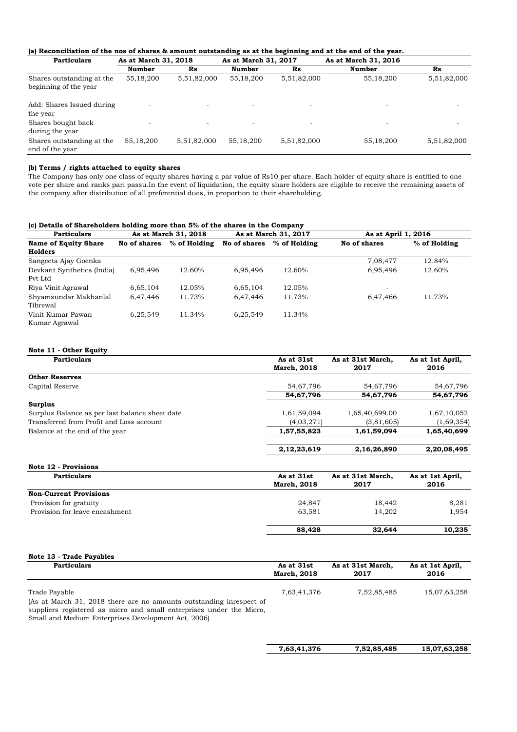**(a) Reconciliation of the nos of shares & amount outstanding as at the beginning and at the end of the year.**

| Particulars | As at March 31, 2018 | | As at March 31, 2017 | | As at March 31, 2016 | |
|---|---|---|---|---|---|---|
| | Number | Rs | Number | Rs | Number | Rs |
| Shares outstanding at the beginning of the year | 55,18,200 | 5,51,82,000 | 55,18,200 | 5,51,82,000 | 55,18,200 | 5,51,82,000 |
| Add: Shares Issued during the year | - | - | - | - | - | - |
| Shares bought back during the year | - | - | - | - | - | - |
| Shares outstanding at the end of the year | 55,18,200 | 5,51,82,000 | 55,18,200 | 5,51,82,000 | 55,18,200 | 5,51,82,000 |

**(b) Terms / rights attached to equity shares**

The Company has only one class of equity shares having a par value of Rs10 per share. Each holder of equity share is entitled to one vote per share and ranks pari passu.In the event of liquidation, the equity share holders are eligible to receive the remaining assets of the company after distribution of all preferential dues, in proportion to their shareholding.

**(c) Details of Shareholders holding more than 5% of the shares in the Company**

| Particulars | As at March 31, 2018 | | As at March 31, 2017 | | As at April 1, 2016 | |
|---|---|---|---|---|---|---|
| **Name of Equity Share Holders** | **No of shares** | **% of Holding** | **No of shares** | **% of Holding** | **No of shares** | **% of Holding** |
| Sangeeta Ajay Goenka | | | | | 7,08,477 | 12.84% |
| Devkant Synthetics (India) Pvt Ltd | 6,95,496 | 12.60% | 6,95,496 | 12.60% | 6,95,496 | 12.60% |
| Riya Vinit Agrawal | 6,65,104 | 12.05% | 6,65,104 | 12.05% | - | |
| Shyamsundar Makhanlal Tibrewal | 6,47,446 | 11.73% | 6,47,446 | 11.73% | 6,47,466 | 11.73% |
| Vinit Kumar Pawan Kumar Agrawal | 6,25,549 | 11.34% | 6,25,549 | 11.34% | - | |

**Note 11 - Other Equity**

| Particulars | As at 31st March, 2018 | As at 31st March, 2017 | As at 1st April, 2016 |
|---|---|---|---|
| **Other Reserves** | | | |
| Capital Reserve | 54,67,796 | 54,67,796 | 54,67,796 |
| | **54,67,796** | **54,67,796** | **54,67,796** |
| **Surplus** | | | |
| Surplus Balance as per last balance sheet date | 1,61,59,094 | 1,65,40,699.00 | 1,67,10,052 |
| Transferred from Profit and Loss account | (4,03,271) | (3,81,605) | (1,69,354) |
| Balance at the end of the year | **1,57,55,823** | **1,61,59,094** | **1,65,40,699** |
| | **2,12,23,619** | **2,16,26,890** | **2,20,08,495** |

**Note 12 - Provisions**

| Particulars | As at 31st March, 2018 | As at 31st March, 2017 | As at 1st April, 2016 |
|---|---|---|---|
| **Non-Current Provisions** | | | |
| Provision for gratuity | 24,847 | 18,442 | 8,281 |
| Provision for leave encashment | 63,581 | 14,202 | 1,954 |
| | **88,428** | **32,644** | **10,235** |

**Note 13 - Trade Payables**

| Particulars | As at 31st March, 2018 | As at 31st March, 2017 | As at 1st April, 2016 |
|---|---|---|---|
| Trade Payable | 7,63,41,376 | 7,52,85,485 | 15,07,63,258 |
| (As at March 31, 2018 there are no amounts outstanding inrespect of suppliers registered as micro and small enterprises under the Micro, Small and Medium Enterprises Development Act, 2006) | | | |
| | **7,63,41,376** | **7,52,85,485** | **15,07,63,258** |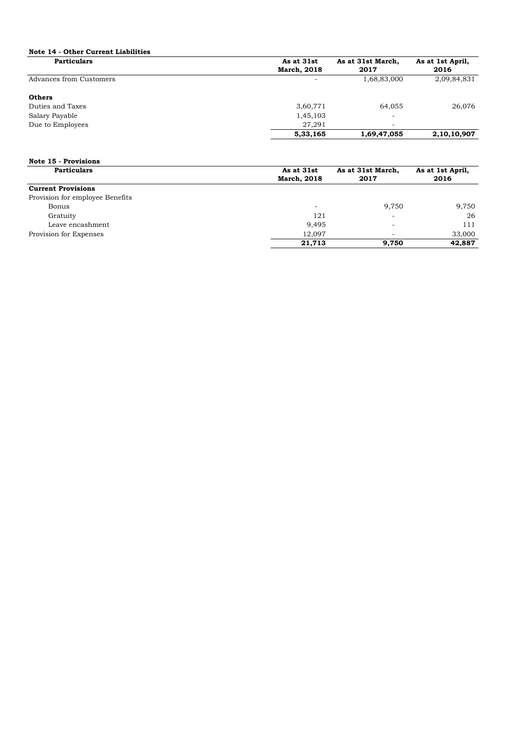**Note 14 - Other Current Liabilities**

| Particulars | As at 31st March, 2018 | As at 31st March, 2017 | As at 1st April, 2016 |
|---|---|---|---|
| Advances from Customers | - | 1,68,83,000 | 2,09,84,831 |
| **Others** | | | |
| Duties and Taxes | 3,60,771 | 64,055 | 26,076 |
| Salary Payable | 1,45,103 | - | |
| Due to Employees | 27,291 | - | |
| | **5,33,165** | **1,69,47,055** | **2,10,10,907** |

**Note 15 - Provisions**

| Particulars | As at 31st March, 2018 | As at 31st March, 2017 | As at 1st April, 2016 |
|---|---|---|---|
| **Current Provisions** | | | |
| Provision for employee Benefits | | | |
| Bonus | - | 9,750 | 9,750 |
| Gratuity | 121 | - | 26 |
| Leave encashment | 9,495 | - | 111 |
| Provision for Expenses | 12,097 | - | 33,000 |
| | **21,713** | **9,750** | **42,887** |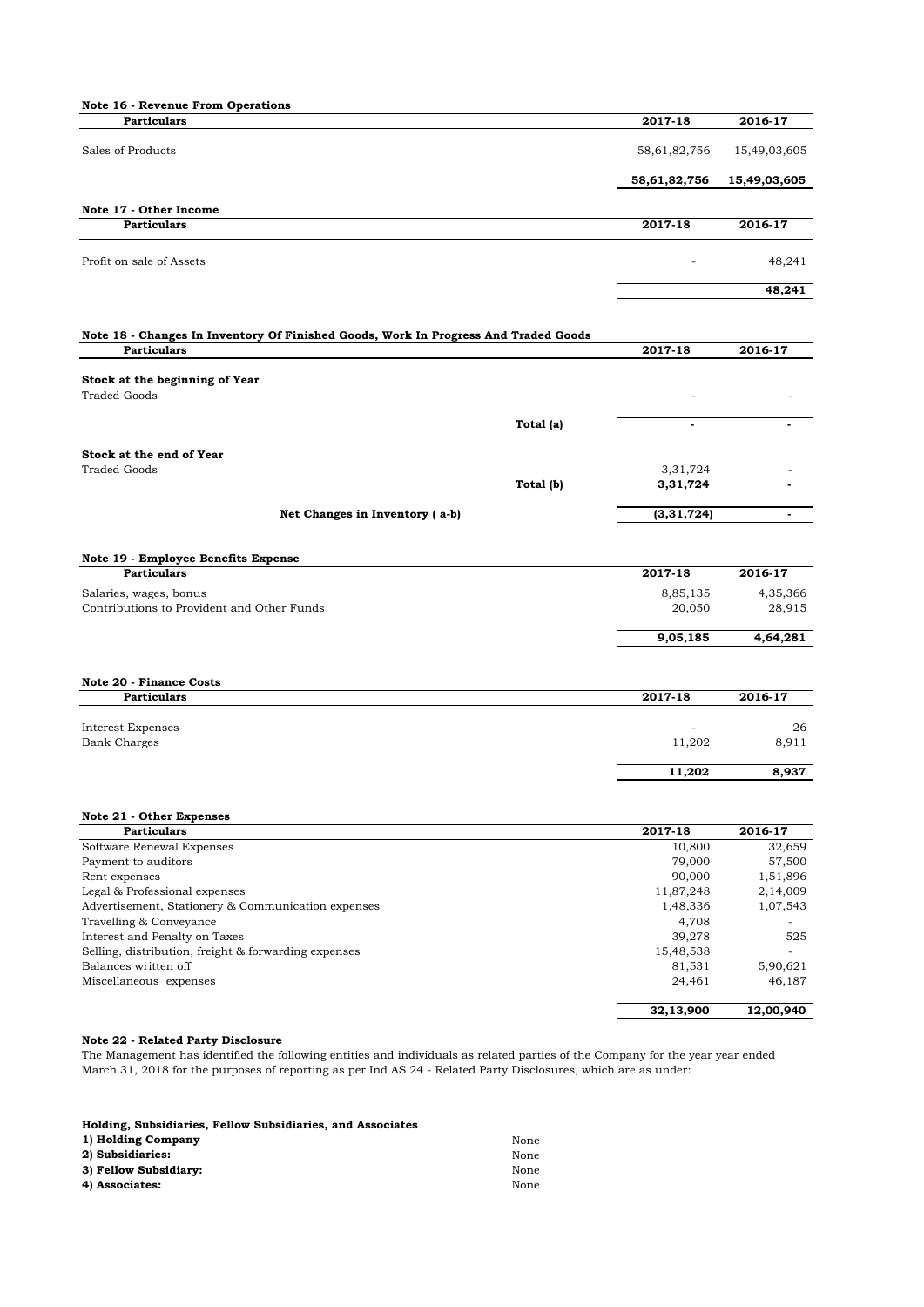**Note 16 - Revenue From Operations**

| Particulars | 2017-18 | 2016-17 |
|---|---|---|
| Sales of Products | 58,61,82,756 | 15,49,03,605 |
| | **58,61,82,756** | **15,49,03,605** |

**Note 17 - Other Income**

| Particulars | 2017-18 | 2016-17 |
|---|---|---|
| Profit on sale of Assets | - | 48,241 |
| | | **48,241** |

**Note 18 - Changes In Inventory Of Finished Goods, Work In Progress And Traded Goods**

| Particulars | | 2017-18 | 2016-17 |
|---|---|---|---|
| **Stock at the beginning of Year** | | | |
| Traded Goods | | - | - |
| | **Total (a)** | **-** | **-** |
| **Stock at the end of Year** | | | |
| Traded Goods | | 3,31,724 | - |
| | **Total (b)** | **3,31,724** | **-** |
| **Net Changes in Inventory ( a-b)** | | **(3,31,724)** | **-** |

**Note 19 - Employee Benefits Expense**

| Particulars | 2017-18 | 2016-17 |
|---|---|---|
| Salaries, wages, bonus | 8,85,135 | 4,35,366 |
| Contributions to Provident and Other Funds | 20,050 | 28,915 |
| | **9,05,185** | **4,64,281** |

**Note 20 - Finance Costs**

| Particulars | 2017-18 | 2016-17 |
|---|---|---|
| Interest Expenses | - | 26 |
| Bank Charges | 11,202 | 8,911 |
| | **11,202** | **8,937** |

**Note 21 - Other Expenses**

| Particulars | 2017-18 | 2016-17 |
|---|---|---|
| Software Renewal Expenses | 10,800 | 32,659 |
| Payment to auditors | 79,000 | 57,500 |
| Rent expenses | 90,000 | 1,51,896 |
| Legal & Professional expenses | 11,87,248 | 2,14,009 |
| Advertisement, Stationery & Communication expenses | 1,48,336 | 1,07,543 |
| Travelling & Conveyance | 4,708 | - |
| Interest and Penalty on Taxes | 39,278 | 525 |
| Selling, distribution, freight & forwarding expenses | 15,48,538 | - |
| Balances written off | 81,531 | 5,90,621 |
| Miscellaneous expenses | 24,461 | 46,187 |
| | **32,13,900** | **12,00,940** |

**Note 22 - Related Party Disclosure**

The Management has identified the following entities and individuals as related parties of the Company for the year year ended March 31, 2018 for the purposes of reporting as per Ind AS 24 - Related Party Disclosures, which are as under:

**Holding, Subsidiaries, Fellow Subsidiaries, and Associates**

| | |
|---|---|
| **1) Holding Company** | None |
| **2) Subsidiaries:** | None |
| **3) Fellow Subsidiary:** | None |
| **4) Associates:** | None |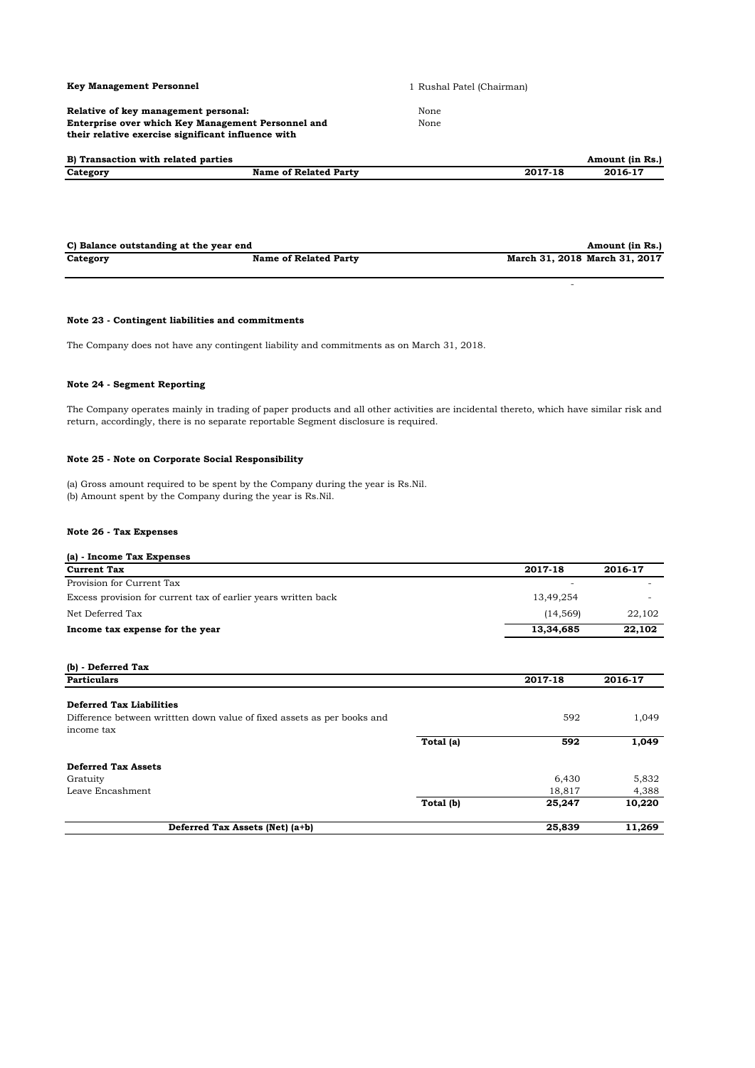| **Key Management Personnel** | 1 Rushal Patel (Chairman) |
|---|---|
| **Relative of key management personal:** | None |
| **Enterprise over which Key Management Personnel and their relative exercise significant influence with** | None |

**B) Transaction with related parties** — Amount (in Rs.)

| Category | Name of Related Party | 2017-18 | 2016-17 |
|---|---|---|---|

**C) Balance outstanding at the year end** — Amount (in Rs.)

| Category | Name of Related Party | March 31, 2018 | March 31, 2017 |
|---|---|---|---|
| | | - | |

**Note 23 - Contingent liabilities and commitments**

The Company does not have any contingent liability and commitments as on March 31, 2018.

**Note 24 - Segment Reporting**

The Company operates mainly in trading of paper products and all other activities are incidental thereto, which have similar risk and return, accordingly, there is no separate reportable Segment disclosure is required.

**Note 25 - Note on Corporate Social Responsibility**

(a) Gross amount required to be spent by the Company during the year is Rs.Nil.
(b) Amount spent by the Company during the year is Rs.Nil.

**Note 26 - Tax Expenses**

**(a) - Income Tax Expenses**

| **Current Tax** | **2017-18** | **2016-17** |
|---|---|---|
| Provision for Current Tax | - | - |
| Excess provision for current tax of earlier years written back | 13,49,254 | - |
| Net Deferred Tax | (14,569) | 22,102 |
| **Income tax expense for the year** | **13,34,685** | **22,102** |

**(b) - Deferred Tax**

| **Particulars** | | **2017-18** | **2016-17** |
|---|---|---|---|
| **Deferred Tax Liabilities** | | | |
| Difference between writtten down value of fixed assets as per books and income tax | | 592 | 1,049 |
| | Total (a) | **592** | **1,049** |
| **Deferred Tax Assets** | | | |
| Gratuity | | 6,430 | 5,832 |
| Leave Encashment | | 18,817 | 4,388 |
| | Total (b) | **25,247** | **10,220** |
| **Deferred Tax Assets (Net) (a+b)** | | **25,839** | **11,269** |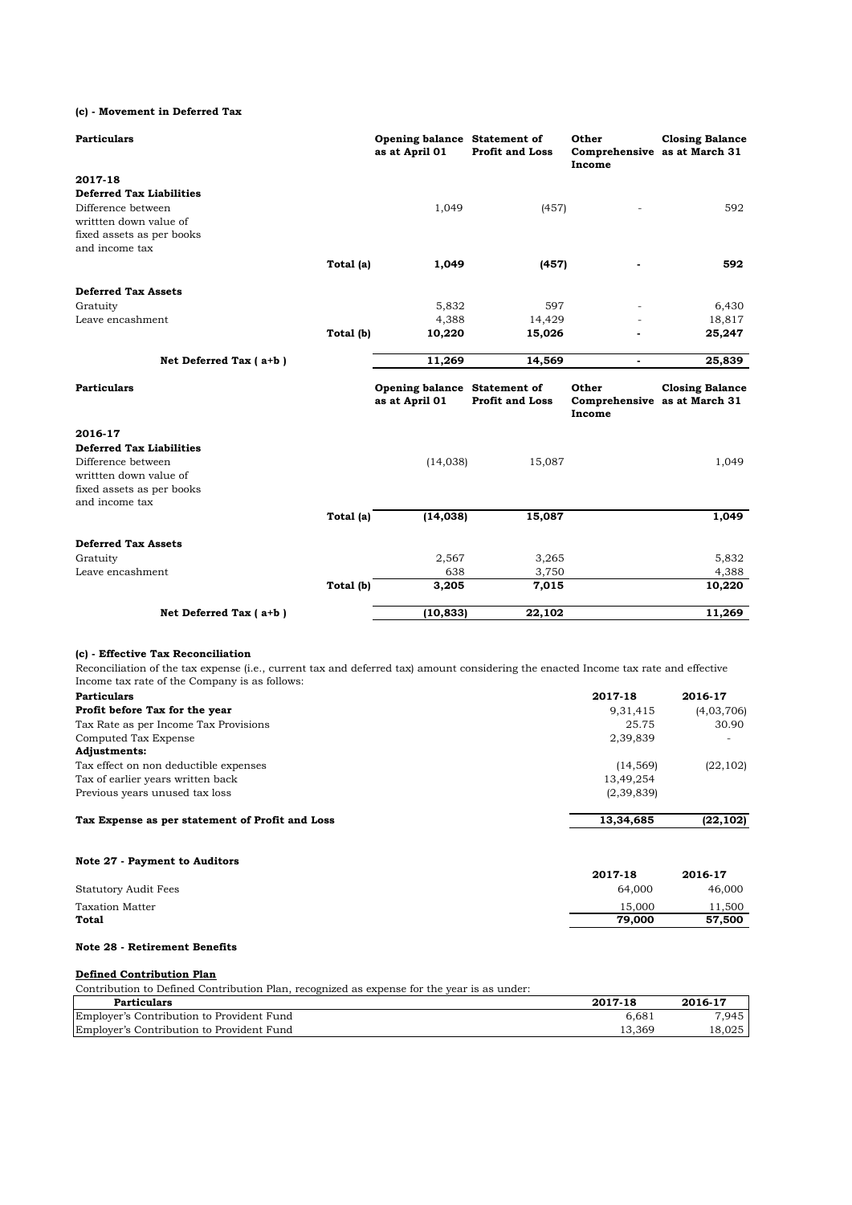**(c) - Movement in Deferred Tax**

| Particulars | | Opening balance as at April 01 | Statement of Profit and Loss | Other Comprehensive Income | Closing Balance as at March 31 |
|---|---|---|---|---|---|
| **2017-18** | | | | | |
| **Deferred Tax Liabilities** | | | | | |
| Difference between writtten down value of fixed assets as per books and income tax | | 1,049 | (457) | - | 592 |
| | **Total (a)** | **1,049** | **(457)** | **-** | **592** |
| **Deferred Tax Assets** | | | | | |
| Gratuity | | 5,832 | 597 | - | 6,430 |
| Leave encashment | | 4,388 | 14,429 | - | 18,817 |
| | **Total (b)** | **10,220** | **15,026** | **-** | **25,247** |
| **Net Deferred Tax ( a+b )** | | **11,269** | **14,569** | **-** | **25,839** |

| Particulars | | Opening balance as at April 01 | Statement of Profit and Loss | Other Comprehensive Income | Closing Balance as at March 31 |
|---|---|---|---|---|---|
| **2016-17** | | | | | |
| **Deferred Tax Liabilities** | | | | | |
| Difference between writtten down value of fixed assets as per books and income tax | | (14,038) | 15,087 | | 1,049 |
| | **Total (a)** | **(14,038)** | **15,087** | | **1,049** |
| **Deferred Tax Assets** | | | | | |
| Gratuity | | 2,567 | 3,265 | | 5,832 |
| Leave encashment | | 638 | 3,750 | | 4,388 |
| | **Total (b)** | **3,205** | **7,015** | | **10,220** |
| **Net Deferred Tax ( a+b )** | | **(10,833)** | **22,102** | | **11,269** |

**(c) - Effective Tax Reconciliation**

Reconciliation of the tax expense (i.e., current tax and deferred tax) amount considering the enacted Income tax rate and effective Income tax rate of the Company is as follows:

| **Particulars** | **2017-18** | **2016-17** |
|---|---|---|
| **Profit before Tax for the year** | 9,31,415 | (4,03,706) |
| Tax Rate as per Income Tax Provisions | 25.75 | 30.90 |
| Computed Tax Expense | 2,39,839 | - |
| **Adjustments:** | | |
| Tax effect on non deductible expenses | (14,569) | (22,102) |
| Tax of earlier years written back | 13,49,254 | |
| Previous years unused tax loss | (2,39,839) | |
| **Tax Expense as per statement of Profit and Loss** | **13,34,685** | **(22,102)** |

**Note 27 - Payment to Auditors**

| | **2017-18** | **2016-17** |
|---|---|---|
| Statutory Audit Fees | 64,000 | 46,000 |
| Taxation Matter | 15,000 | 11,500 |
| **Total** | **79,000** | **57,500** |

**Note 28 - Retirement Benefits**

**Defined Contribution Plan**

Contribution to Defined Contribution Plan, recognized as expense for the year is as under:

| **Particulars** | **2017-18** | **2016-17** |
|---|---|---|
| Employer's Contribution to Provident Fund | 6,681 | 7,945 |
| Employer's Contribution to Provident Fund | 13,369 | 18,025 |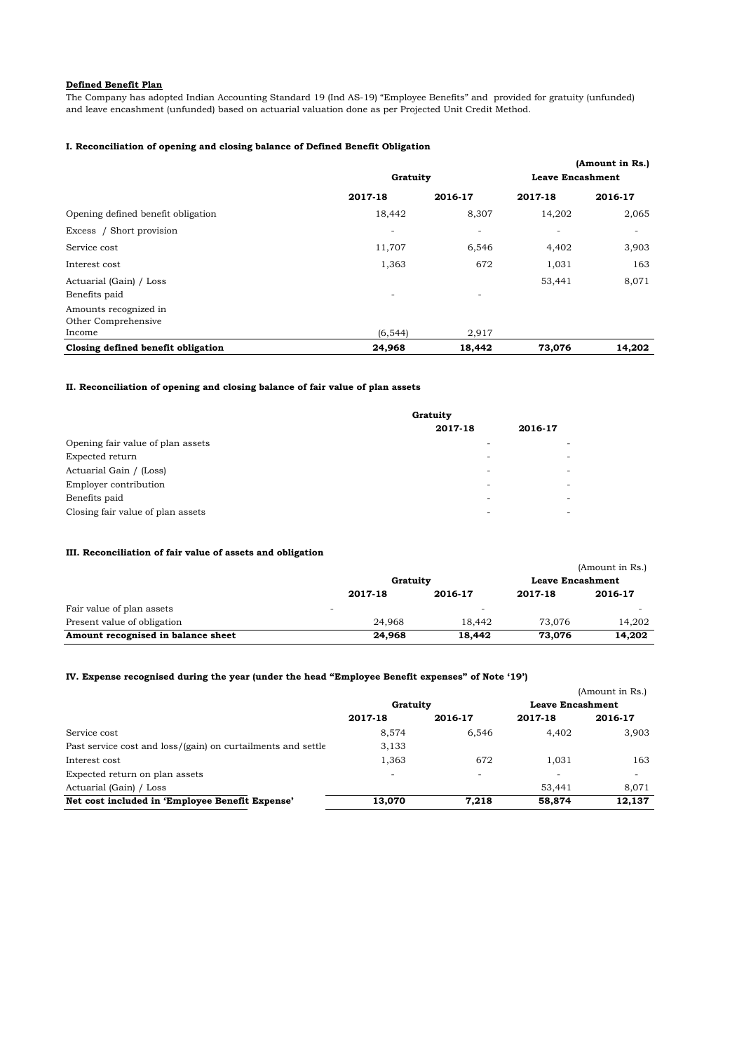**Defined Benefit Plan**

The Company has adopted Indian Accounting Standard 19 (Ind AS-19) "Employee Benefits" and provided for gratuity (unfunded) and leave encashment (unfunded) based on actuarial valuation done as per Projected Unit Credit Method.

**I. Reconciliation of opening and closing balance of Defined Benefit Obligation**

**(Amount in Rs.)**

| | **Gratuity** | | **Leave Encashment** | |
|---|---|---|---|---|
| | **2017-18** | **2016-17** | **2017-18** | **2016-17** |
| Opening defined benefit obligation | 18,442 | 8,307 | 14,202 | 2,065 |
| Excess / Short provision | - | - | - | - |
| Service cost | 11,707 | 6,546 | 4,402 | 3,903 |
| Interest cost | 1,363 | 672 | 1,031 | 163 |
| Actuarial (Gain) / Loss | | | 53,441 | 8,071 |
| Benefits paid | - | - | | |
| Amounts recognized in Other Comprehensive Income | (6,544) | 2,917 | | |
| **Closing defined benefit obligation** | **24,968** | **18,442** | **73,076** | **14,202** |

**II. Reconciliation of opening and closing balance of fair value of plan assets**

| | **Gratuity** | |
|---|---|---|
| | **2017-18** | **2016-17** |
| Opening fair value of plan assets | - | - |
| Expected return | - | - |
| Actuarial Gain / (Loss) | - | - |
| Employer contribution | - | - |
| Benefits paid | - | - |
| Closing fair value of plan assets | - | - |

**III. Reconciliation of fair value of assets and obligation**

(Amount in Rs.)

| | **Gratuity** | | **Leave Encashment** | |
|---|---|---|---|---|
| | **2017-18** | **2016-17** | **2017-18** | **2016-17** |
| Fair value of plan assets | - | - | | - |
| Present value of obligation | 24,968 | 18,442 | 73,076 | 14,202 |
| **Amount recognised in balance sheet** | **24,968** | **18,442** | **73,076** | **14,202** |

**IV. Expense recognised during the year (under the head "Employee Benefit expenses" of Note '19')**

(Amount in Rs.)

| | **Gratuity** | | **Leave Encashment** | |
|---|---|---|---|---|
| | **2017-18** | **2016-17** | **2017-18** | **2016-17** |
| Service cost | 8,574 | 6,546 | 4,402 | 3,903 |
| Past service cost and loss/(gain) on curtailments and settle | 3,133 | | | |
| Interest cost | 1,363 | 672 | 1,031 | 163 |
| Expected return on plan assets | - | - | - | - |
| Actuarial (Gain) / Loss | | | 53,441 | 8,071 |
| **Net cost included in 'Employee Benefit Expense'** | **13,070** | **7,218** | **58,874** | **12,137** |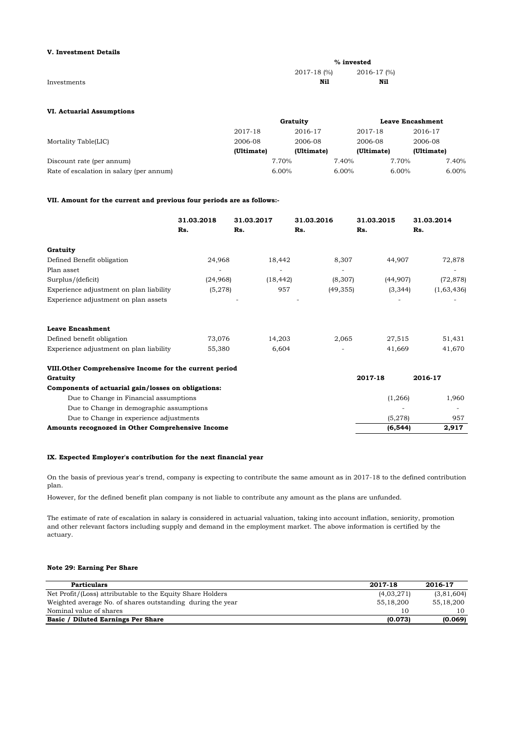**V. Investment Details**

| | % invested | |
|---|---|---|
| | 2017-18 (%) | 2016-17 (%) |
| Investments | **Nil** | **Nil** |

**VI. Actuarial Assumptions**

| | Gratuity | | Leave Encashment | |
|---|---|---|---|---|
| | 2017-18 | 2016-17 | 2017-18 | 2016-17 |
| Mortality Table(LIC) | 2006-08 **(Ultimate)** | 2006-08 **(Ultimate)** | 2006-08 **(Ultimate)** | 2006-08 **(Ultimate)** |
| Discount rate (per annum) | 7.70% | 7.40% | 7.70% | 7.40% |
| Rate of escalation in salary (per annum) | 6.00% | 6.00% | 6.00% | 6.00% |

**VII. Amount for the current and previous four periods are as follows:-**

| | 31.03.2018 Rs. | 31.03.2017 Rs. | 31.03.2016 Rs. | 31.03.2015 Rs. | 31.03.2014 Rs. |
|---|---|---|---|---|---|
| **Gratuity** | | | | | |
| Defined Benefit obligation | 24,968 | 18,442 | 8,307 | 44,907 | 72,878 |
| Plan asset | - | - | - | | - |
| Surplus/(deficit) | (24,968) | (18,442) | (8,307) | (44,907) | (72,878) |
| Experience adjustment on plan liability | (5,278) | 957 | (49,355) | (3,344) | (1,63,436) |
| Experience adjustment on plan assets | - | - | | - | - |
| **Leave Encashment** | | | | | |
| Defined benefit obligation | 73,076 | 14,203 | 2,065 | 27,515 | 51,431 |
| Experience adjustment on plan liability | 55,380 | 6,604 | - | 41,669 | 41,670 |

**VIII.Other Comprehensive Income for the current period**

| **Gratuity** | **2017-18** | **2016-17** |
|---|---|---|
| **Components of actuarial gain/losses on obligations:** | | |
| Due to Change in Financial assumptions | (1,266) | 1,960 |
| Due to Change in demographic assumptions | - | - |
| Due to Change in experience adjustments | (5,278) | 957 |
| **Amounts recogozed in Other Comprehensive Income** | **(6,544)** | **2,917** |

**IX. Expected Employer's contribution for the next financial year**

On the basis of previous year's trend, company is expecting to contribute the same amount as in 2017-18 to the defined contribution plan.

However, for the defined benefit plan company is not liable to contribute any amount as the plans are unfunded.

The estimate of rate of escalation in salary is considered in actuarial valuation, taking into account inflation, seniority, promotion and other relevant factors including supply and demand in the employment market. The above information is certified by the actuary.

**Note 29: Earning Per Share**

| Particulars | 2017-18 | 2016-17 |
|---|---|---|
| Net Profit/(Loss) attributable to the Equity Share Holders | (4,03,271) | (3,81,604) |
| Weighted average No. of shares outstanding during the year | 55,18,200 | 55,18,200 |
| Nominal value of shares | 10 | 10 |
| **Basic / Diluted Earnings Per Share** | **(0.073)** | **(0.069)** |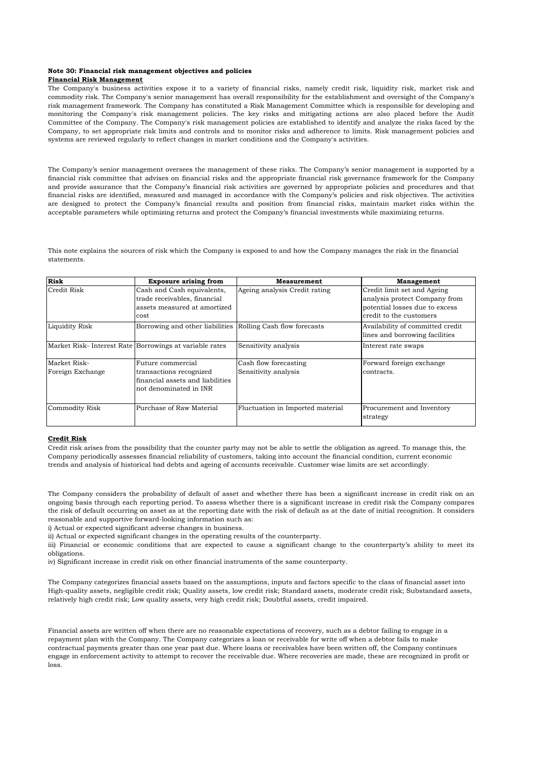**Note 30: Financial risk management objectives and policies**

**Financial Risk Management**

The Company's business activities expose it to a variety of financial risks, namely credit risk, liquidity risk, market risk and commodity risk. The Company's senior management has overall responsibility for the establishment and oversight of the Company's risk management framework. The Company has constituted a Risk Management Committee which is responsible for developing and monitoring the Company's risk management policies. The key risks and mitigating actions are also placed before the Audit Committee of the Company. The Company's risk management policies are established to identify and analyze the risks faced by the Company, to set appropriate risk limits and controls and to monitor risks and adherence to limits. Risk management policies and systems are reviewed regularly to reflect changes in market conditions and the Company's activities.

The Company's senior management oversees the management of these risks. The Company's senior management is supported by a financial risk committee that advises on financial risks and the appropriate financial risk governance framework for the Company and provide assurance that the Company's financial risk activities are governed by appropriate policies and procedures and that financial risks are identified, measured and managed in accordance with the Company's policies and risk objectives. The activities are designed to protect the Company's financial results and position from financial risks, maintain market risks within the acceptable parameters while optimizing returns and protect the Company's financial investments while maximizing returns.

This note explains the sources of risk which the Company is exposed to and how the Company manages the risk in the financial statements.

| Risk | Exposure arising from | Measurement | Management |
|---|---|---|---|
| Credit Risk | Cash and Cash equivalents, trade receivables, financial assets measured at amortized cost | Ageing analysis Credit rating | Credit limit set and Ageing analysis protect Company from potential losses due to excess credit to the customers |
| Liquidity Risk | Borrowing and other liabilities | Rolling Cash flow forecasts | Availability of committed credit lines and borrowing facilities |
| Market Risk- Interest Rate | Borrowings at variable rates | Sensitivity analysis | Interest rate swaps |
| Market Risk- Foreign Exchange | Future commercial transactions recognized financial assets and liabilities not denominated in INR | Cash flow forecasting Sensitivity analysis | Forward foreign exchange contracts. |
| Commodity Risk | Purchase of Raw Material | Fluctuation in Imported material | Procurement and Inventory strategy |

**Credit Risk**

Credit risk arises from the possibility that the counter party may not be able to settle the obligation as agreed. To manage this, the Company periodically assesses financial reliability of customers, taking into account the financial condition, current economic trends and analysis of historical bad debts and ageing of accounts receivable. Customer wise limits are set accordingly.

The Company considers the probability of default of asset and whether there has been a significant increase in credit risk on an ongoing basis through each reporting period. To assess whether there is a significant increase in credit risk the Company compares the risk of default occurring on asset as at the reporting date with the risk of default as at the date of initial recognition. It considers reasonable and supportive forward-looking information such as:

i) Actual or expected significant adverse changes in business.

ii) Actual or expected significant changes in the operating results of the counterparty.

iii) Financial or economic conditions that are expected to cause a significant change to the counterparty's ability to meet its obligations.

iv) Significant increase in credit risk on other financial instruments of the same counterparty.

The Company categorizes financial assets based on the assumptions, inputs and factors specific to the class of financial asset into High-quality assets, negligible credit risk; Quality assets, low credit risk; Standard assets, moderate credit risk; Substandard assets, relatively high credit risk; Low quality assets, very high credit risk; Doubtful assets, credit impaired.

Financial assets are written off when there are no reasonable expectations of recovery, such as a debtor failing to engage in a repayment plan with the Company. The Company categorizes a loan or receivable for write off when a debtor fails to make contractual payments greater than one year past due. Where loans or receivables have been written off, the Company continues engage in enforcement activity to attempt to recover the receivable due. Where recoveries are made, these are recognized in profit or loss.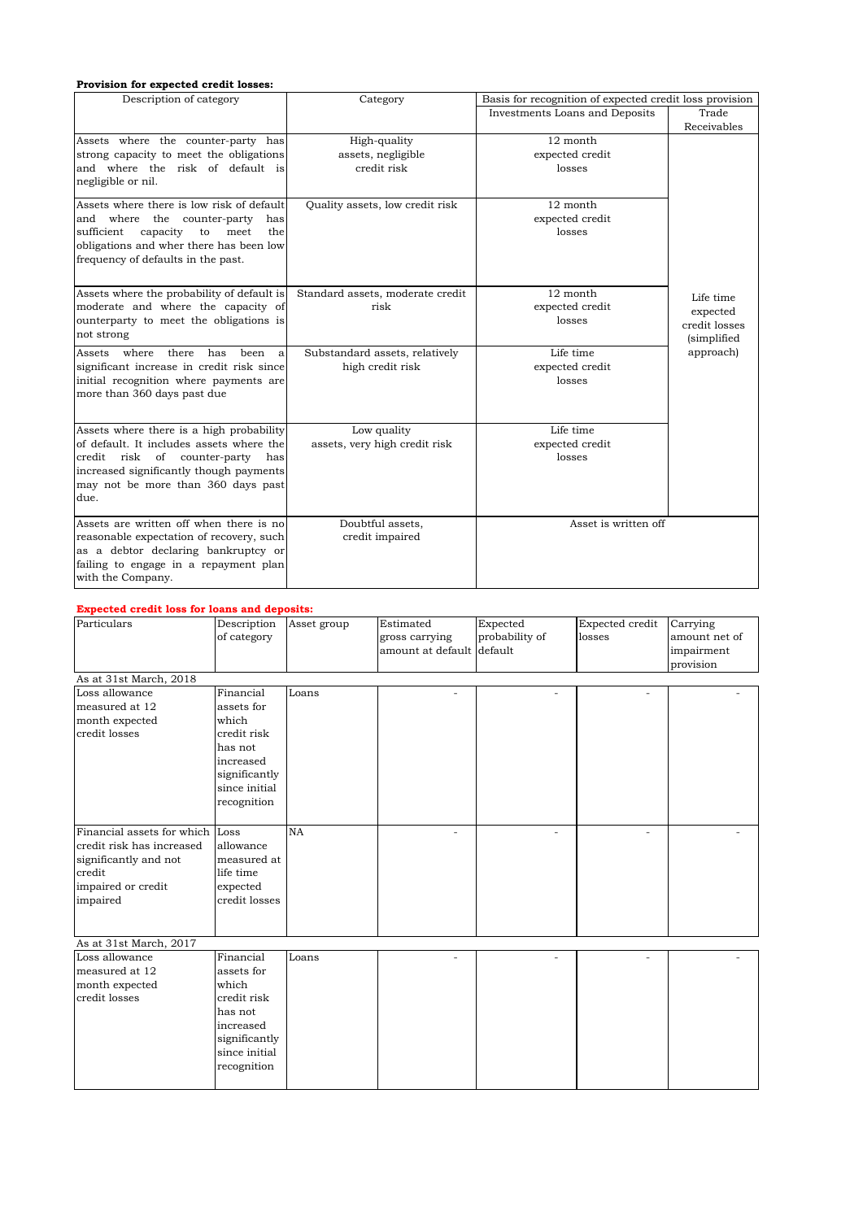**Provision for expected credit losses:**

| Description of category | Category | Basis for recognition of expected credit loss provision | |
|---|---|---|---|
| | | Investments Loans and Deposits | Trade Receivables |
| Assets where the counter-party has strong capacity to meet the obligations and where the risk of default is negligible or nil. | High-quality assets, negligible credit risk | 12 month expected credit losses | Life time expected credit losses (simplified approach) |
| Assets where there is low risk of default and where the counter-party has sufficient capacity to meet the obligations and wher there has been low frequency of defaults in the past. | Quality assets, low credit risk | 12 month expected credit losses | |
| Assets where the probability of default is moderate and where the capacity of ounterparty to meet the obligations is not strong | Standard assets, moderate credit risk | 12 month expected credit losses | |
| Assets where there has been a significant increase in credit risk since initial recognition where payments are more than 360 days past due | Substandard assets, relatively high credit risk | Life time expected credit losses | |
| Assets where there is a high probability of default. It includes assets where the credit risk of counter-party has increased significantly though payments may not be more than 360 days past due. | Low quality assets, very high credit risk | Life time expected credit losses | |
| Assets are written off when there is no reasonable expectation of recovery, such as a debtor declaring bankruptcy or failing to engage in a repayment plan with the Company. | Doubtful assets, credit impaired | Asset is written off | |

**Expected credit loss for loans and deposits:**

| Particulars | Description of category | Asset group | Estimated gross carrying amount at default | Expected probability of default | Expected credit losses | Carrying amount net of impairment provision |
|---|---|---|---|---|---|---|
| As at 31st March, 2018 | | | | | | |
| Loss allowance measured at 12 month expected credit losses | Financial assets for which credit risk has not increased significantly since initial recognition | Loans | - | - | - | - |
| Financial assets for which credit risk has increased significantly and not credit impaired or credit impaired | Loss allowance measured at life time expected credit losses | NA | - | - | - | - |
| As at 31st March, 2017 | | | | | | |
| Loss allowance measured at 12 month expected credit losses | Financial assets for which credit risk has not increased significantly since initial recognition | Loans | - | - | - | - |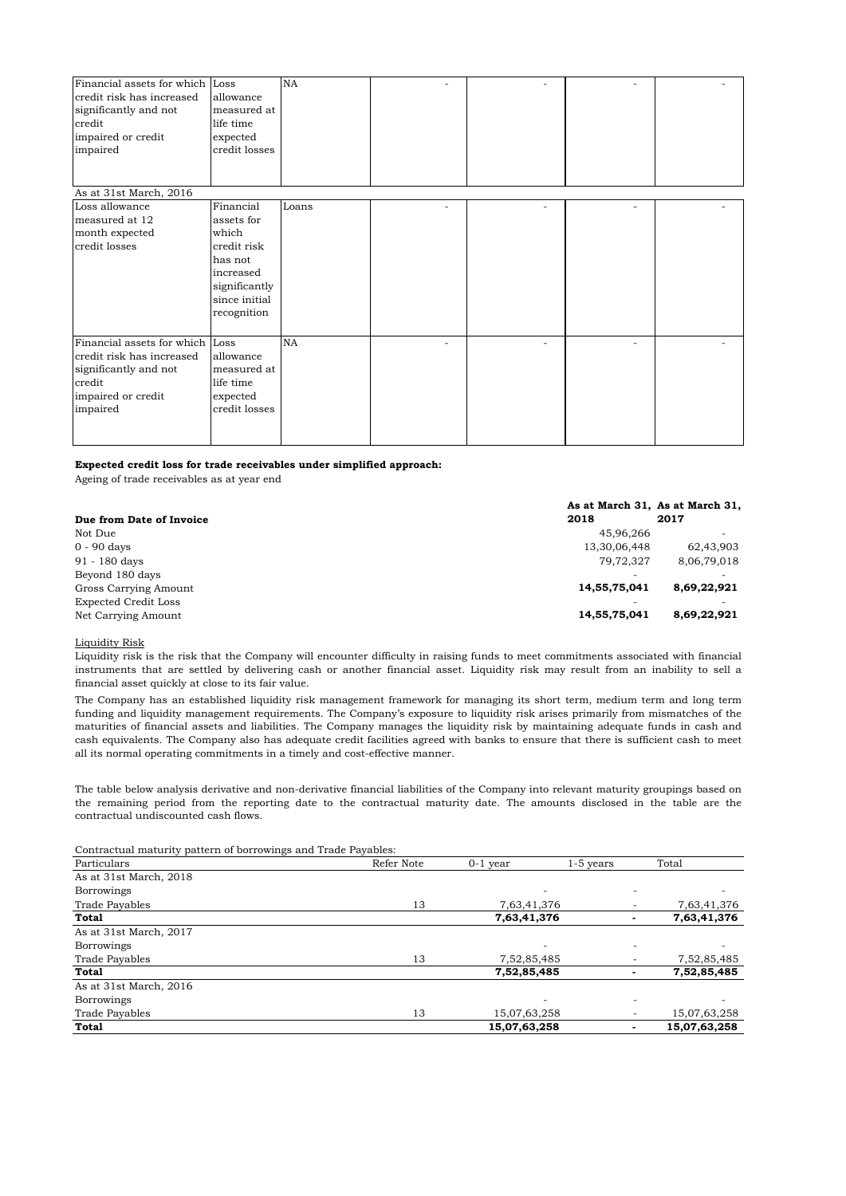| | | | | | | |
|---|---|---|---|---|---|---|
| Financial assets for which credit risk has increased significantly and not credit impaired or credit impaired | Loss allowance measured at life time expected credit losses | NA | - | - | - | - |
| As at 31st March, 2016 | | | | | | |
| Loss allowance measured at 12 month expected credit losses | Financial assets for which credit risk has not increased significantly since initial recognition | Loans | - | - | - | - |
| Financial assets for which credit risk has increased significantly and not credit impaired or credit impaired | Loss allowance measured at life time expected credit losses | NA | - | - | - | - |

**Expected credit loss for trade receivables under simplified approach:**

Ageing of trade receivables as at year end

| Due from Date of Invoice | As at March 31, 2018 | As at March 31, 2017 |
|---|---|---|
| Not Due | 45,96,266 | - |
| 0 - 90 days | 13,30,06,448 | 62,43,903 |
| 91 - 180 days | 79,72,327 | 8,06,79,018 |
| Beyond 180 days | - | - |
| Gross Carrying Amount | **14,55,75,041** | **8,69,22,921** |
| Expected Credit Loss | - | - |
| Net Carrying Amount | **14,55,75,041** | **8,69,22,921** |

Liquidity Risk

Liquidity risk is the risk that the Company will encounter difficulty in raising funds to meet commitments associated with financial instruments that are settled by delivering cash or another financial asset. Liquidity risk may result from an inability to sell a financial asset quickly at close to its fair value.

The Company has an established liquidity risk management framework for managing its short term, medium term and long term funding and liquidity management requirements. The Company's exposure to liquidity risk arises primarily from mismatches of the maturities of financial assets and liabilities. The Company manages the liquidity risk by maintaining adequate funds in cash and cash equivalents. The Company also has adequate credit facilities agreed with banks to ensure that there is sufficient cash to meet all its normal operating commitments in a timely and cost-effective manner.

The table below analysis derivative and non-derivative financial liabilities of the Company into relevant maturity groupings based on the remaining period from the reporting date to the contractual maturity date. The amounts disclosed in the table are the contractual undiscounted cash flows.

Contractual maturity pattern of borrowings and Trade Payables:

| Particulars | Refer Note | 0-1 year | 1-5 years | Total |
|---|---|---|---|---|
| As at 31st March, 2018 | | | | |
| Borrowings | | - | - | - |
| Trade Payables | 13 | 7,63,41,376 | - | 7,63,41,376 |
| **Total** | | **7,63,41,376** | **-** | **7,63,41,376** |
| As at 31st March, 2017 | | | | |
| Borrowings | | - | - | - |
| Trade Payables | 13 | 7,52,85,485 | - | 7,52,85,485 |
| **Total** | | **7,52,85,485** | **-** | **7,52,85,485** |
| As at 31st March, 2016 | | | | |
| Borrowings | | - | - | - |
| Trade Payables | 13 | 15,07,63,258 | - | 15,07,63,258 |
| **Total** | | **15,07,63,258** | **-** | **15,07,63,258** |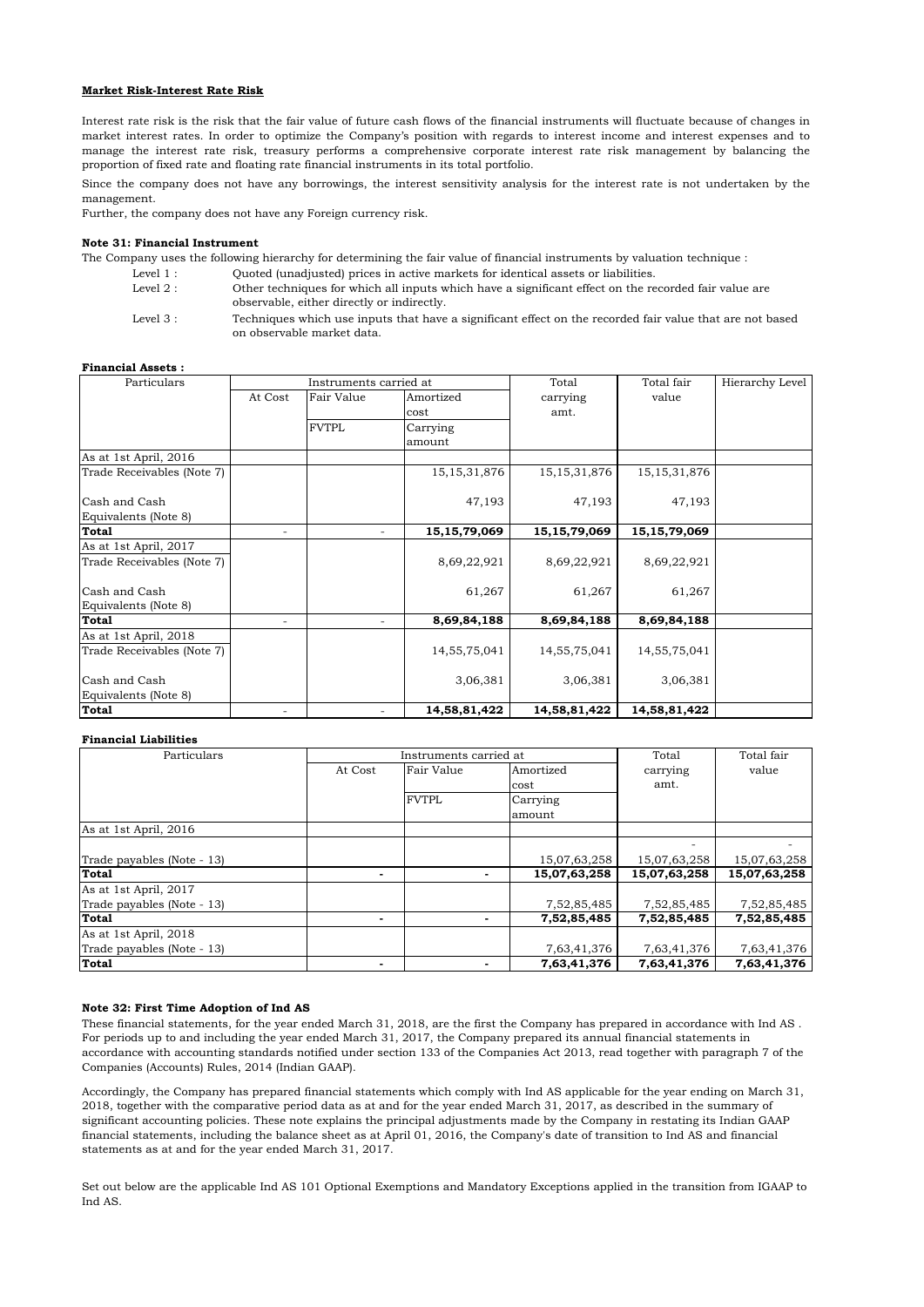**Market Risk-Interest Rate Risk**

Interest rate risk is the risk that the fair value of future cash flows of the financial instruments will fluctuate because of changes in market interest rates. In order to optimize the Company's position with regards to interest income and interest expenses and to manage the interest rate risk, treasury performs a comprehensive corporate interest rate risk management by balancing the proportion of fixed rate and floating rate financial instruments in its total portfolio.

Since the company does not have any borrowings, the interest sensitivity analysis for the interest rate is not undertaken by the management.

Further, the company does not have any Foreign currency risk.

**Note 31: Financial Instrument**

The Company uses the following hierarchy for determining the fair value of financial instruments by valuation technique :

Level 1 : Quoted (unadjusted) prices in active markets for identical assets or liabilities.

Level 2 : Other techniques for which all inputs which have a significant effect on the recorded fair value are observable, either directly or indirectly.

Level 3 : Techniques which use inputs that have a significant effect on the recorded fair value that are not based on observable market data.

**Financial Assets :**

| Particulars | Instruments carried at | | | Total carrying amt. | Total fair value | Hierarchy Level |
|---|---|---|---|---|---|---|
| | At Cost | Fair Value | Amortized cost | | | |
| | | FVTPL | Carrying amount | | | |
| As at 1st April, 2016 | | | | | | |
| Trade Receivables (Note 7) | | | 15,15,31,876 | 15,15,31,876 | 15,15,31,876 | |
| Cash and Cash Equivalents (Note 8) | | | 47,193 | 47,193 | 47,193 | |
| **Total** | - | - | **15,15,79,069** | **15,15,79,069** | **15,15,79,069** | |
| As at 1st April, 2017 | | | | | | |
| Trade Receivables (Note 7) | | | 8,69,22,921 | 8,69,22,921 | 8,69,22,921 | |
| Cash and Cash Equivalents (Note 8) | | | 61,267 | 61,267 | 61,267 | |
| **Total** | - | - | **8,69,84,188** | **8,69,84,188** | **8,69,84,188** | |
| As at 1st April, 2018 | | | | | | |
| Trade Receivables (Note 7) | | | 14,55,75,041 | 14,55,75,041 | 14,55,75,041 | |
| Cash and Cash Equivalents (Note 8) | | | 3,06,381 | 3,06,381 | 3,06,381 | |
| **Total** | - | - | **14,58,81,422** | **14,58,81,422** | **14,58,81,422** | |

**Financial Liabilities**

| Particulars | Instruments carried at | | | Total carrying amt. | Total fair value |
|---|---|---|---|---|---|
| | At Cost | Fair Value | Amortized cost | | |
| | | FVTPL | Carrying amount | | |
| As at 1st April, 2016 | | | | | |
| | | | | - | - |
| Trade payables (Note - 13) | | | 15,07,63,258 | 15,07,63,258 | 15,07,63,258 |
| **Total** | **-** | **-** | **15,07,63,258** | **15,07,63,258** | **15,07,63,258** |
| As at 1st April, 2017 | | | | | |
| Trade payables (Note - 13) | | | 7,52,85,485 | 7,52,85,485 | 7,52,85,485 |
| **Total** | **-** | **-** | **7,52,85,485** | **7,52,85,485** | **7,52,85,485** |
| As at 1st April, 2018 | | | | | |
| Trade payables (Note - 13) | | | 7,63,41,376 | 7,63,41,376 | 7,63,41,376 |
| **Total** | **-** | **-** | **7,63,41,376** | **7,63,41,376** | **7,63,41,376** |

**Note 32: First Time Adoption of Ind AS**

These financial statements, for the year ended March 31, 2018, are the first the Company has prepared in accordance with Ind AS . For periods up to and including the year ended March 31, 2017, the Company prepared its annual financial statements in accordance with accounting standards notified under section 133 of the Companies Act 2013, read together with paragraph 7 of the Companies (Accounts) Rules, 2014 (Indian GAAP).

Accordingly, the Company has prepared financial statements which comply with Ind AS applicable for the year ending on March 31, 2018, together with the comparative period data as at and for the year ended March 31, 2017, as described in the summary of significant accounting policies. These note explains the principal adjustments made by the Company in restating its Indian GAAP financial statements, including the balance sheet as at April 01, 2016, the Company's date of transition to Ind AS and financial statements as at and for the year ended March 31, 2017.

Set out below are the applicable Ind AS 101 Optional Exemptions and Mandatory Exceptions applied in the transition from IGAAP to Ind AS.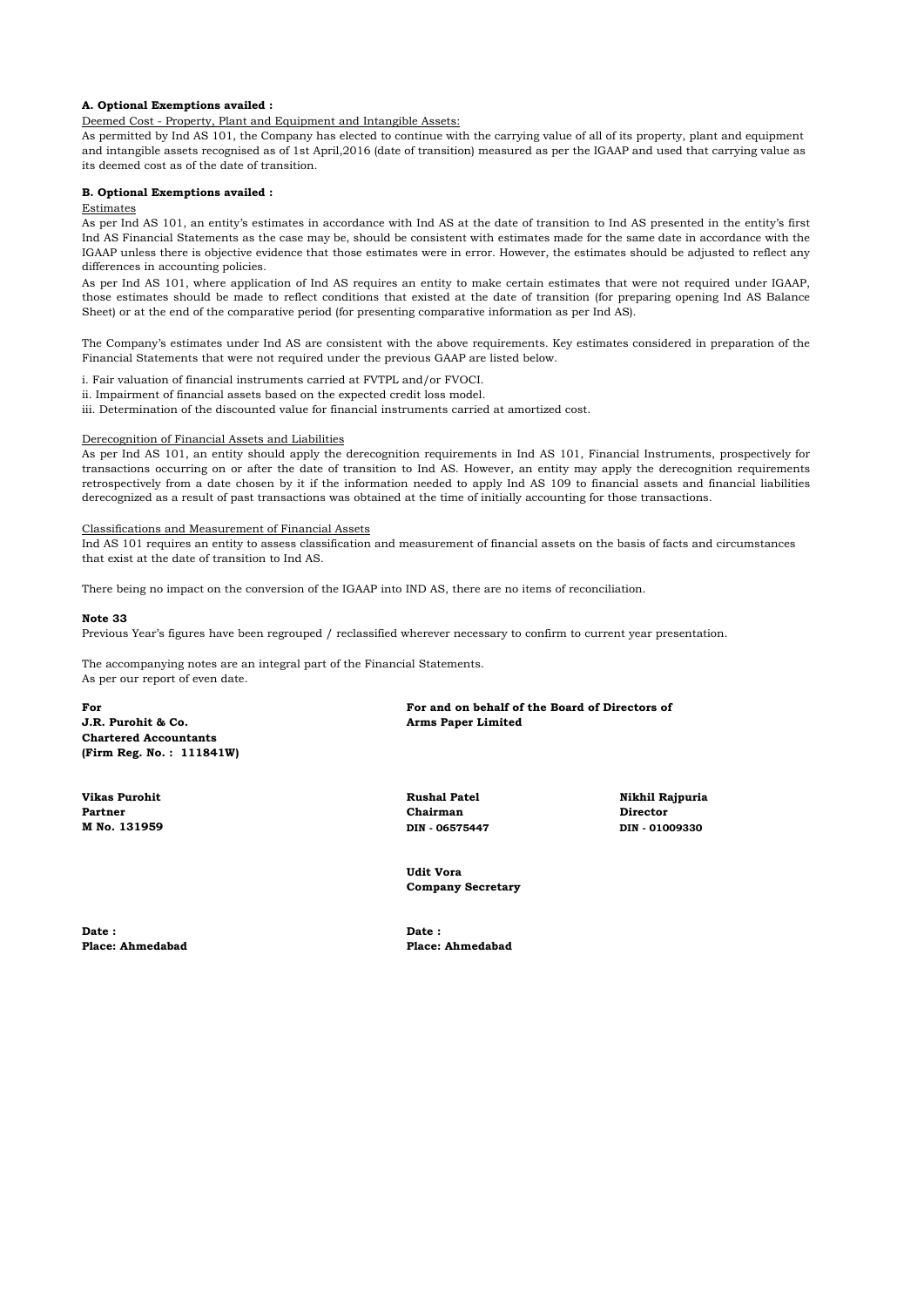**A. Optional Exemptions availed :**

Deemed Cost - Property, Plant and Equipment and Intangible Assets:

As permitted by Ind AS 101, the Company has elected to continue with the carrying value of all of its property, plant and equipment and intangible assets recognised as of 1st April,2016 (date of transition) measured as per the IGAAP and used that carrying value as its deemed cost as of the date of transition.

**B. Optional Exemptions availed :**

Estimates

As per Ind AS 101, an entity's estimates in accordance with Ind AS at the date of transition to Ind AS presented in the entity's first Ind AS Financial Statements as the case may be, should be consistent with estimates made for the same date in accordance with the IGAAP unless there is objective evidence that those estimates were in error. However, the estimates should be adjusted to reflect any differences in accounting policies.

As per Ind AS 101, where application of Ind AS requires an entity to make certain estimates that were not required under IGAAP, those estimates should be made to reflect conditions that existed at the date of transition (for preparing opening Ind AS Balance Sheet) or at the end of the comparative period (for presenting comparative information as per Ind AS).

The Company's estimates under Ind AS are consistent with the above requirements. Key estimates considered in preparation of the Financial Statements that were not required under the previous GAAP are listed below.

i. Fair valuation of financial instruments carried at FVTPL and/or FVOCI.

ii. Impairment of financial assets based on the expected credit loss model.

iii. Determination of the discounted value for financial instruments carried at amortized cost.

Derecognition of Financial Assets and Liabilities

As per Ind AS 101, an entity should apply the derecognition requirements in Ind AS 101, Financial Instruments, prospectively for transactions occurring on or after the date of transition to Ind AS. However, an entity may apply the derecognition requirements retrospectively from a date chosen by it if the information needed to apply Ind AS 109 to financial assets and financial liabilities derecognized as a result of past transactions was obtained at the time of initially accounting for those transactions.

Classifications and Measurement of Financial Assets

Ind AS 101 requires an entity to assess classification and measurement of financial assets on the basis of facts and circumstances that exist at the date of transition to Ind AS.

There being no impact on the conversion of the IGAAP into IND AS, there are no items of reconciliation.

**Note 33**

Previous Year's figures have been regrouped / reclassified wherever necessary to confirm to current year presentation.

The accompanying notes are an integral part of the Financial Statements.
As per our report of even date.

**For**
**J.R. Purohit & Co.**
**Chartered Accountants**
**(Firm Reg. No. : 111841W)**

**Vikas Purohit**
**Partner**
**M No. 131959**

**Date :**
**Place: Ahmedabad**

**For and on behalf of the Board of Directors of**
**Arms Paper Limited**

**Rushal Patel**
**Chairman**
**DIN - 06575447**

**Nikhil Rajpuria**
**Director**
**DIN - 01009330**

**Udit Vora**
**Company Secretary**

**Date :**
**Place: Ahmedabad**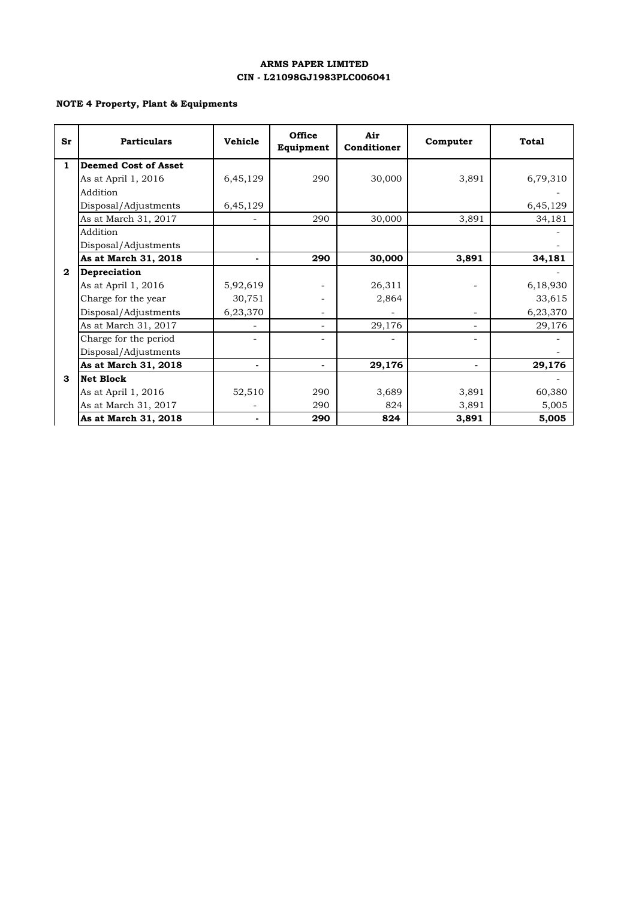**ARMS PAPER LIMITED**
**CIN - L21098GJ1983PLC006041**

**NOTE 4 Property, Plant & Equipments**

| Sr | Particulars | Vehicle | Office Equipment | Air Conditioner | Computer | Total |
|---|---|---|---|---|---|---|
| 1 | **Deemed Cost of Asset** | | | | | |
| | As at April 1, 2016 | 6,45,129 | 290 | 30,000 | 3,891 | 6,79,310 |
| | Addition | | | | | - |
| | Disposal/Adjustments | 6,45,129 | | | | 6,45,129 |
| | As at March 31, 2017 | - | 290 | 30,000 | 3,891 | 34,181 |
| | Addition | | | | | - |
| | Disposal/Adjustments | | | | | - |
| | **As at March 31, 2018** | **-** | **290** | **30,000** | **3,891** | **34,181** |
| 2 | **Depreciation** | | | | | - |
| | As at April 1, 2016 | 5,92,619 | - | 26,311 | - | 6,18,930 |
| | Charge for the year | 30,751 | - | 2,864 | | 33,615 |
| | Disposal/Adjustments | 6,23,370 | - | - | - | 6,23,370 |
| | As at March 31, 2017 | - | - | 29,176 | - | 29,176 |
| | Charge for the period | - | - | - | - | - |
| | Disposal/Adjustments | | | | | - |
| | **As at March 31, 2018** | **-** | **-** | **29,176** | **-** | **29,176** |
| 3 | **Net Block** | | | | | - |
| | As at April 1, 2016 | 52,510 | 290 | 3,689 | 3,891 | 60,380 |
| | As at March 31, 2017 | - | 290 | 824 | 3,891 | 5,005 |
| | **As at March 31, 2018** | **-** | **290** | **824** | **3,891** | **5,005** |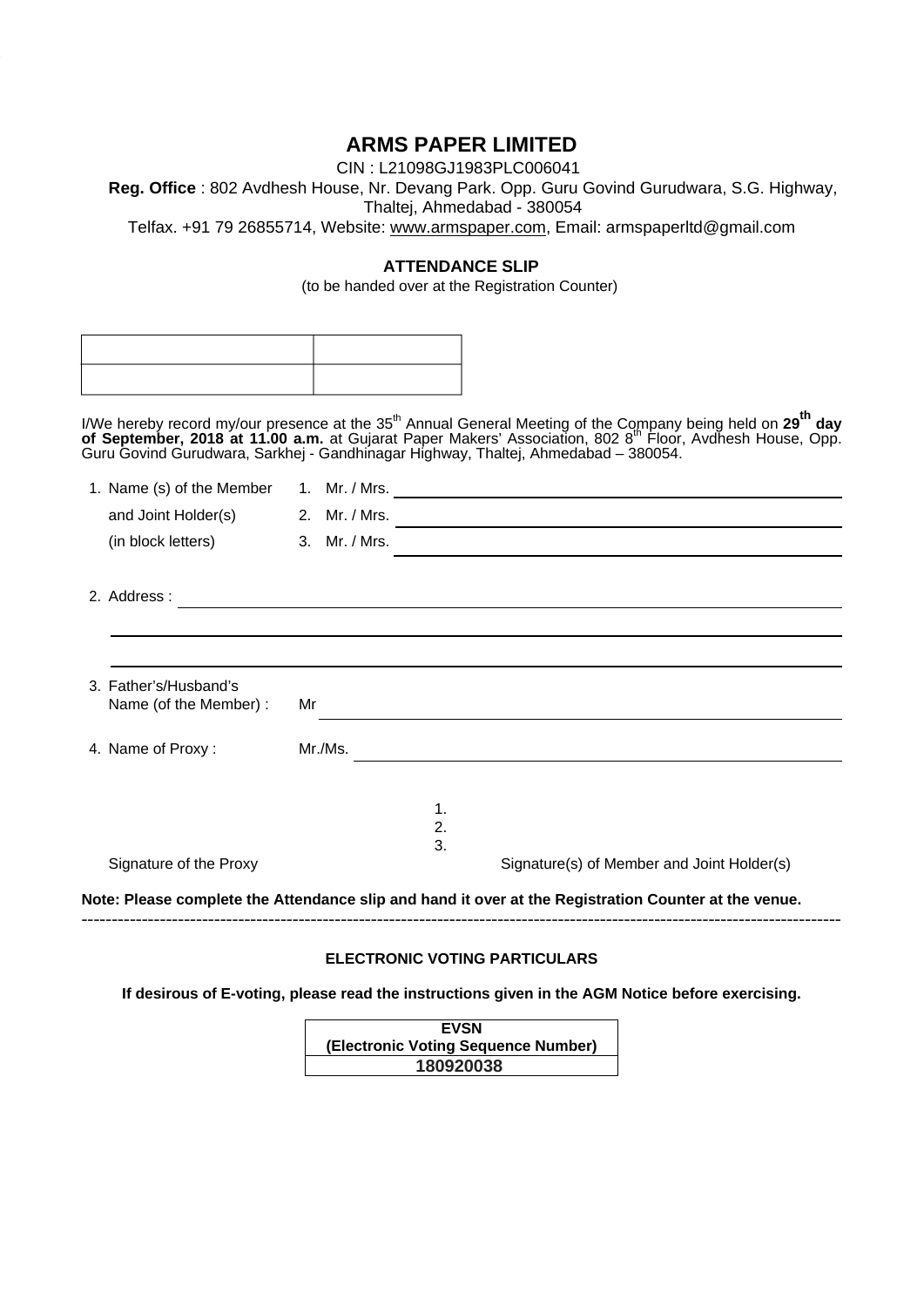# ARMS PAPER LIMITED

CIN : L21098GJ1983PLC006041

**Reg. Office** : 802 Avdhesh House, Nr. Devang Park. Opp. Guru Govind Gurudwara, S.G. Highway, Thaltej, Ahmedabad - 380054

Telfax. +91 79 26855714, Website: www.armspaper.com, Email: armspaperltd@gmail.com

## ATTENDANCE SLIP

(to be handed over at the Registration Counter)

| | |
|---|---|
| | |
| | |

I/We hereby record my/our presence at the 35th Annual General Meeting of the Company being held on **29th day of September, 2018 at 11.00 a.m.** at Gujarat Paper Makers' Association, 802 8th Floor, Avdhesh House, Opp. Guru Govind Gurudwara, Sarkhej - Gandhinagar Highway, Thaltej, Ahmedabad – 380054.

1. Name (s) of the Member and Joint Holder(s) (in block letters)
   1. Mr. / Mrs. ______________________
   2. Mr. / Mrs. ______________________
   3. Mr. / Mrs. ______________________

2. Address : ______________________

3. Father's/Husband's Name (of the Member) : Mr ______________________

4. Name of Proxy : Mr./Ms. ______________________

Signature of the Proxy

1.
2.
3.

Signature(s) of Member and Joint Holder(s)

**Note: Please complete the Attendance slip and hand it over at the Registration Counter at the venue.**

---

### ELECTRONIC VOTING PARTICULARS

**If desirous of E-voting, please read the instructions given in the AGM Notice before exercising.**

| EVSN (Electronic Voting Sequence Number) |
|---|
| **180920038** |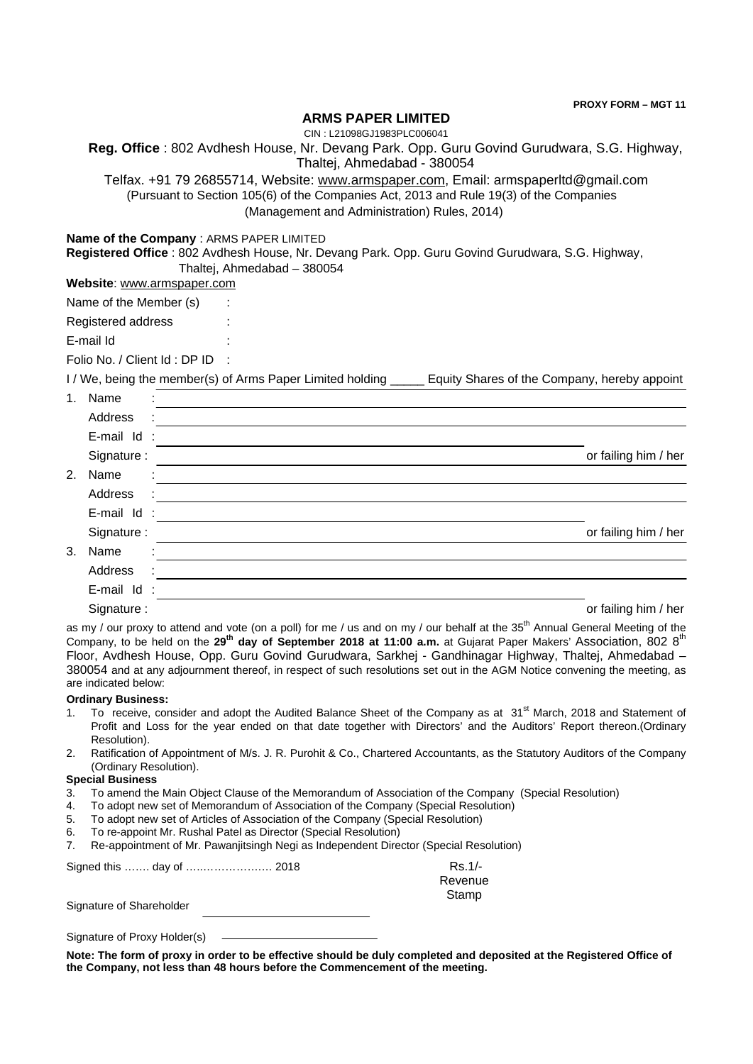**PROXY FORM – MGT 11**

# ARMS PAPER LIMITED

CIN : L21098GJ1983PLC006041

**Reg. Office** : 802 Avdhesh House, Nr. Devang Park. Opp. Guru Govind Gurudwara, S.G. Highway, Thaltej, Ahmedabad - 380054

Telfax. +91 79 26855714, Website: www.armspaper.com, Email: armspaperltd@gmail.com

(Pursuant to Section 105(6) of the Companies Act, 2013 and Rule 19(3) of the Companies (Management and Administration) Rules, 2014)

**Name of the Company** : ARMS PAPER LIMITED

**Registered Office** : 802 Avdhesh House, Nr. Devang Park. Opp. Guru Govind Gurudwara, S.G. Highway, Thaltej, Ahmedabad – 380054

**Website**: www.armspaper.com

Name of the Member (s) :

Registered address :

E-mail Id :

Folio No. / Client Id : DP ID :

I / We, being the member(s) of Arms Paper Limited holding _____ Equity Shares of the Company, hereby appoint

1. Name : ____________________
   Address : ____________________
   E-mail Id : ____________________
   Signature : ____________________ or failing him / her
2. Name : ____________________
   Address : ____________________
   E-mail Id : ____________________
   Signature : ____________________ or failing him / her
3. Name : ____________________
   Address : ____________________
   E-mail Id : ____________________
   Signature : ____________________ or failing him / her

as my / our proxy to attend and vote (on a poll) for me / us and on my / our behalf at the 35th Annual General Meeting of the Company, to be held on the **29th day of September 2018 at 11:00 a.m.** at Gujarat Paper Makers' Association, 802 8th Floor, Avdhesh House, Opp. Guru Govind Gurudwara, Sarkhej - Gandhinagar Highway, Thaltej, Ahmedabad – 380054 and at any adjournment thereof, in respect of such resolutions set out in the AGM Notice convening the meeting, as are indicated below:

**Ordinary Business:**

1. To receive, consider and adopt the Audited Balance Sheet of the Company as at 31st March, 2018 and Statement of Profit and Loss for the year ended on that date together with Directors' and the Auditors' Report thereon.(Ordinary Resolution).
2. Ratification of Appointment of M/s. J. R. Purohit & Co., Chartered Accountants, as the Statutory Auditors of the Company (Ordinary Resolution).

**Special Business**

3. To amend the Main Object Clause of the Memorandum of Association of the Company (Special Resolution)
4. To adopt new set of Memorandum of Association of the Company (Special Resolution)
5. To adopt new set of Articles of Association of the Company (Special Resolution)
6. To re-appoint Mr. Rushal Patel as Director (Special Resolution)
7. Re-appointment of Mr. Pawanjitsingh Negi as Independent Director (Special Resolution)

Signed this ……. day of ……………………. 2018

Rs.1/- Revenue Stamp

Signature of Shareholder ____________________

Signature of Proxy Holder(s) ____________________

**Note: The form of proxy in order to be effective should be duly completed and deposited at the Registered Office of the Company, not less than 48 hours before the Commencement of the meeting.**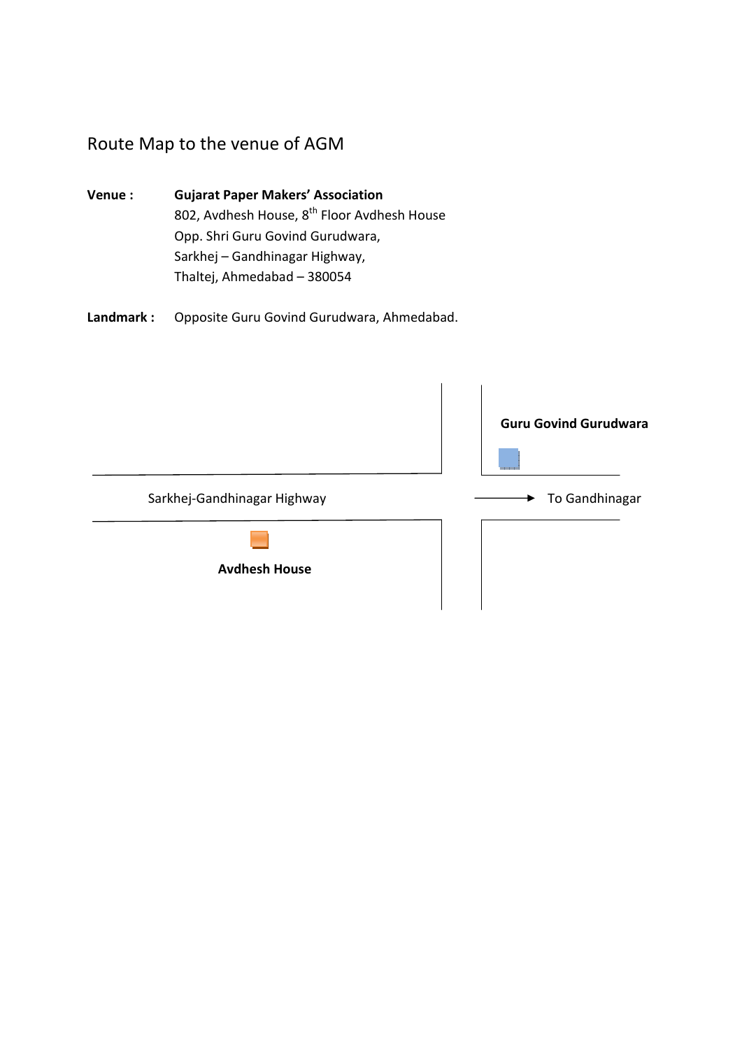# Route Map to the venue of AGM

**Venue :** **Gujarat Paper Makers' Association**
802, Avdhesh House, 8th Floor Avdhesh House
Opp. Shri Guru Govind Gurudwara,
Sarkhej – Gandhinagar Highway,
Thaltej, Ahmedabad – 380054

**Landmark :** Opposite Guru Govind Gurudwara, Ahmedabad.

**Guru Govind Gurudwara**

Sarkhej-Gandhinagar Highway

To Gandhinagar

**Avdhesh House**